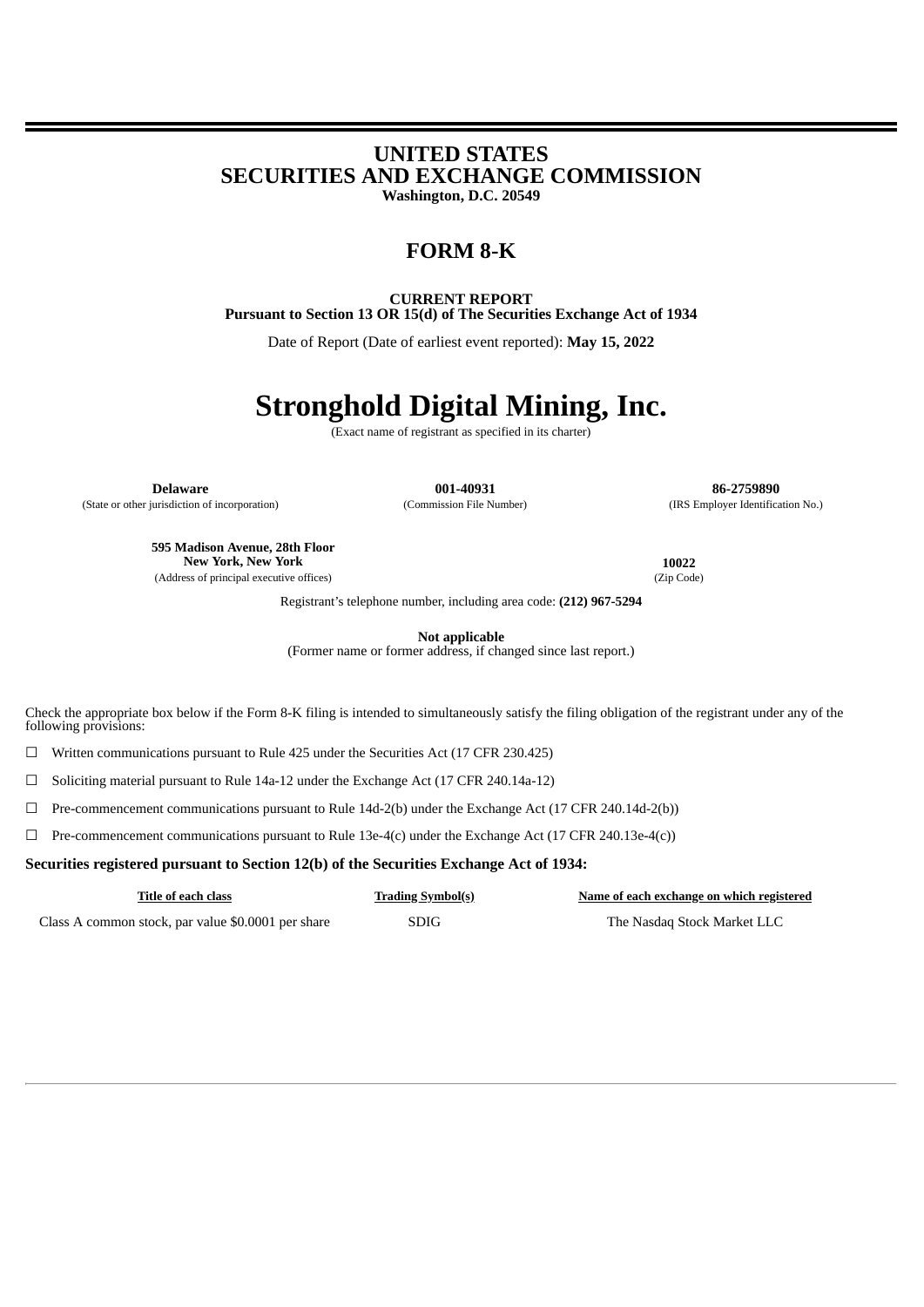# UNITED STATES
# SECURITIES AND EXCHANGE COMMISSION

**Washington, D.C. 20549**

## FORM 8-K

**CURRENT REPORT**
**Pursuant to Section 13 OR 15(d) of The Securities Exchange Act of 1934**

Date of Report (Date of earliest event reported): **May 15, 2022**

# Stronghold Digital Mining, Inc.

(Exact name of registrant as specified in its charter)

| **Delaware** | **001-40931** | **86-2759890** |
|---|---|---|
| (State or other jurisdiction of incorporation) | (Commission File Number) | (IRS Employer Identification No.) |

| **595 Madison Avenue, 28th Floor New York, New York** | **10022** |
|---|---|
| (Address of principal executive offices) | (Zip Code) |

Registrant's telephone number, including area code: **(212) 967-5294**

**Not applicable**
(Former name or former address, if changed since last report.)

Check the appropriate box below if the Form 8-K filing is intended to simultaneously satisfy the filing obligation of the registrant under any of the following provisions:

☐ Written communications pursuant to Rule 425 under the Securities Act (17 CFR 230.425)

☐ Soliciting material pursuant to Rule 14a-12 under the Exchange Act (17 CFR 240.14a-12)

☐ Pre-commencement communications pursuant to Rule 14d-2(b) under the Exchange Act (17 CFR 240.14d-2(b))

☐ Pre-commencement communications pursuant to Rule 13e-4(c) under the Exchange Act (17 CFR 240.13e-4(c))

**Securities registered pursuant to Section 12(b) of the Securities Exchange Act of 1934:**

| Title of each class | Trading Symbol(s) | Name of each exchange on which registered |
|---|---|---|
| Class A common stock, par value $0.0001 per share | SDIG | The Nasdaq Stock Market LLC |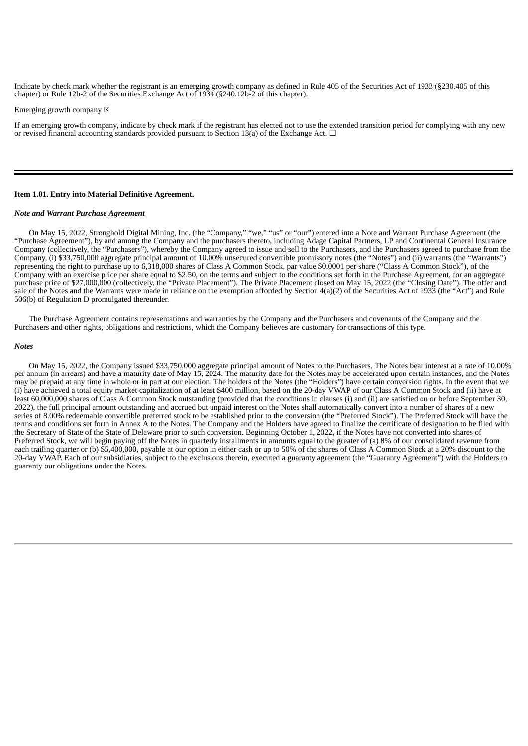Indicate by check mark whether the registrant is an emerging growth company as defined in Rule 405 of the Securities Act of 1933 (§230.405 of this chapter) or Rule 12b-2 of the Securities Exchange Act of 1934 (§240.12b-2 of this chapter).

Emerging growth company ☒

If an emerging growth company, indicate by check mark if the registrant has elected not to use the extended transition period for complying with any new or revised financial accounting standards provided pursuant to Section 13(a) of the Exchange Act. ☐

---

**Item 1.01. Entry into Material Definitive Agreement.**

***Note and Warrant Purchase Agreement***

On May 15, 2022, Stronghold Digital Mining, Inc. (the "Company," "we," "us" or "our") entered into a Note and Warrant Purchase Agreement (the "Purchase Agreement"), by and among the Company and the purchasers thereto, including Adage Capital Partners, LP and Continental General Insurance Company (collectively, the "Purchasers"), whereby the Company agreed to issue and sell to the Purchasers, and the Purchasers agreed to purchase from the Company, (i) $33,750,000 aggregate principal amount of 10.00% unsecured convertible promissory notes (the "Notes") and (ii) warrants (the "Warrants") representing the right to purchase up to 6,318,000 shares of Class A Common Stock, par value $0.0001 per share ("Class A Common Stock"), of the Company with an exercise price per share equal to $2.50, on the terms and subject to the conditions set forth in the Purchase Agreement, for an aggregate purchase price of $27,000,000 (collectively, the "Private Placement"). The Private Placement closed on May 15, 2022 (the "Closing Date"). The offer and sale of the Notes and the Warrants were made in reliance on the exemption afforded by Section 4(a)(2) of the Securities Act of 1933 (the "Act") and Rule 506(b) of Regulation D promulgated thereunder.

The Purchase Agreement contains representations and warranties by the Company and the Purchasers and covenants of the Company and the Purchasers and other rights, obligations and restrictions, which the Company believes are customary for transactions of this type.

***Notes***

On May 15, 2022, the Company issued $33,750,000 aggregate principal amount of Notes to the Purchasers. The Notes bear interest at a rate of 10.00% per annum (in arrears) and have a maturity date of May 15, 2024. The maturity date for the Notes may be accelerated upon certain instances, and the Notes may be prepaid at any time in whole or in part at our election. The holders of the Notes (the "Holders") have certain conversion rights. In the event that we (i) have achieved a total equity market capitalization of at least $400 million, based on the 20-day VWAP of our Class A Common Stock and (ii) have at least 60,000,000 shares of Class A Common Stock outstanding (provided that the conditions in clauses (i) and (ii) are satisfied on or before September 30, 2022), the full principal amount outstanding and accrued but unpaid interest on the Notes shall automatically convert into a number of shares of a new series of 8.00% redeemable convertible preferred stock to be established prior to the conversion (the "Preferred Stock"). The Preferred Stock will have the terms and conditions set forth in Annex A to the Notes. The Company and the Holders have agreed to finalize the certificate of designation to be filed with the Secretary of State of the State of Delaware prior to such conversion. Beginning October 1, 2022, if the Notes have not converted into shares of Preferred Stock, we will begin paying off the Notes in quarterly installments in amounts equal to the greater of (a) 8% of our consolidated revenue from each trailing quarter or (b) $5,400,000, payable at our option in either cash or up to 50% of the shares of Class A Common Stock at a 20% discount to the 20-day VWAP. Each of our subsidiaries, subject to the exclusions therein, executed a guaranty agreement (the "Guaranty Agreement") with the Holders to guaranty our obligations under the Notes.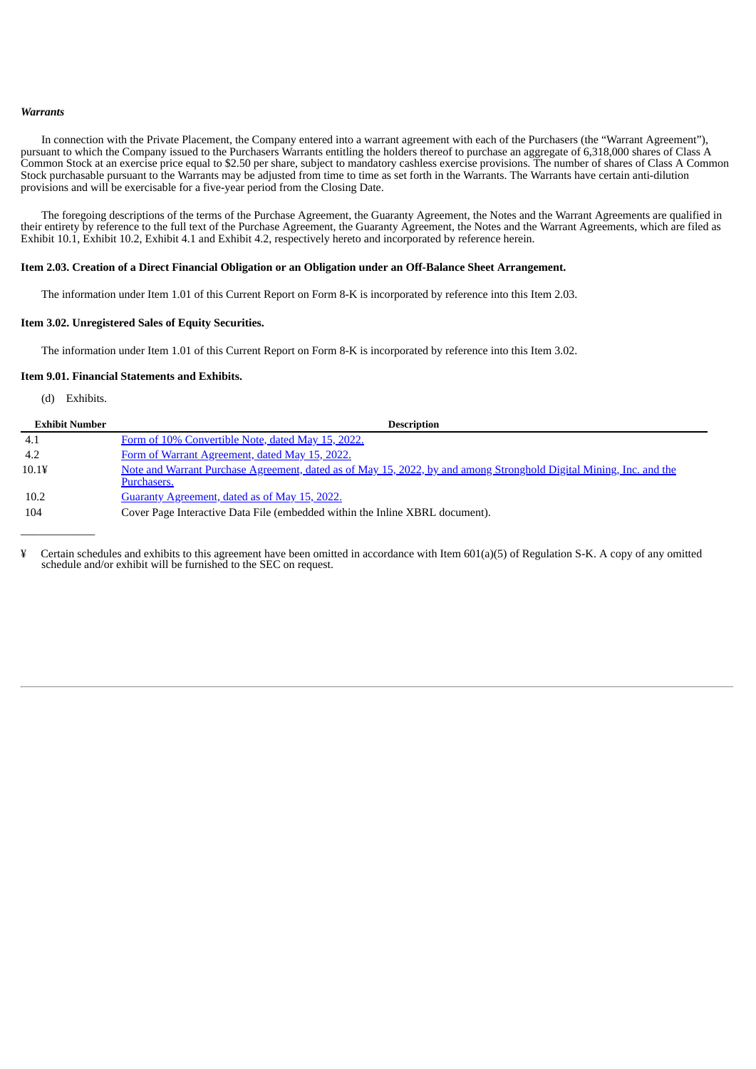*Warrants*

In connection with the Private Placement, the Company entered into a warrant agreement with each of the Purchasers (the "Warrant Agreement"), pursuant to which the Company issued to the Purchasers Warrants entitling the holders thereof to purchase an aggregate of 6,318,000 shares of Class A Common Stock at an exercise price equal to $2.50 per share, subject to mandatory cashless exercise provisions. The number of shares of Class A Common Stock purchasable pursuant to the Warrants may be adjusted from time to time as set forth in the Warrants. The Warrants have certain anti-dilution provisions and will be exercisable for a five-year period from the Closing Date.

The foregoing descriptions of the terms of the Purchase Agreement, the Guaranty Agreement, the Notes and the Warrant Agreements are qualified in their entirety by reference to the full text of the Purchase Agreement, the Guaranty Agreement, the Notes and the Warrant Agreements, which are filed as Exhibit 10.1, Exhibit 10.2, Exhibit 4.1 and Exhibit 4.2, respectively hereto and incorporated by reference herein.

**Item 2.03. Creation of a Direct Financial Obligation or an Obligation under an Off-Balance Sheet Arrangement.**

The information under Item 1.01 of this Current Report on Form 8-K is incorporated by reference into this Item 2.03.

**Item 3.02. Unregistered Sales of Equity Securities.**

The information under Item 1.01 of this Current Report on Form 8-K is incorporated by reference into this Item 3.02.

**Item 9.01. Financial Statements and Exhibits.**

(d) Exhibits.

| Exhibit Number | Description |
|---|---|
| 4.1 | Form of 10% Convertible Note, dated May 15, 2022. |
| 4.2 | Form of Warrant Agreement, dated May 15, 2022. |
| 10.1¥ | Note and Warrant Purchase Agreement, dated as of May 15, 2022, by and among Stronghold Digital Mining, Inc. and the Purchasers. |
| 10.2 | Guaranty Agreement, dated as of May 15, 2022. |
| 104 | Cover Page Interactive Data File (embedded within the Inline XBRL document). |

¥ Certain schedules and exhibits to this agreement have been omitted in accordance with Item 601(a)(5) of Regulation S-K. A copy of any omitted schedule and/or exhibit will be furnished to the SEC on request.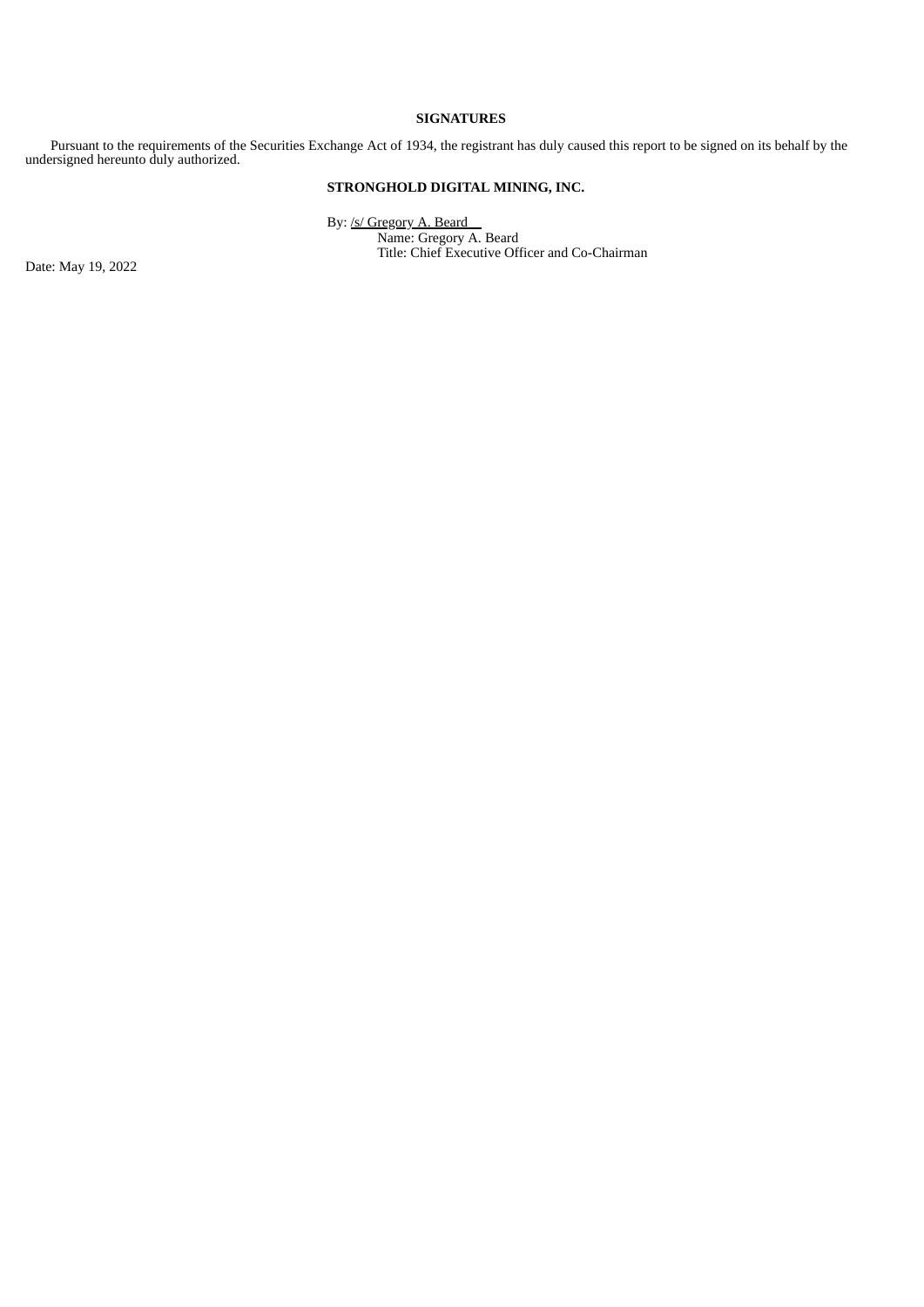**SIGNATURES**

Pursuant to the requirements of the Securities Exchange Act of 1934, the registrant has duly caused this report to be signed on its behalf by the undersigned hereunto duly authorized.

**STRONGHOLD DIGITAL MINING, INC.**

By: /s/ Gregory A. Beard
Name: Gregory A. Beard
Title: Chief Executive Officer and Co-Chairman

Date: May 19, 2022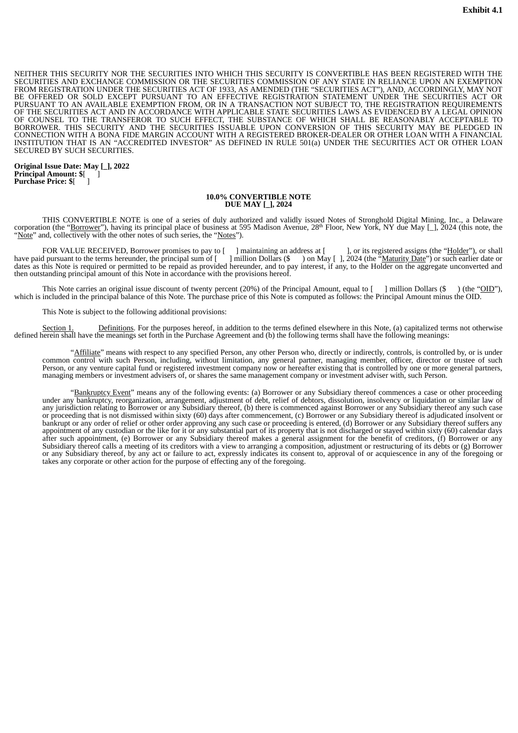**Exhibit 4.1**

NEITHER THIS SECURITY NOR THE SECURITIES INTO WHICH THIS SECURITY IS CONVERTIBLE HAS BEEN REGISTERED WITH THE SECURITIES AND EXCHANGE COMMISSION OR THE SECURITIES COMMISSION OF ANY STATE IN RELIANCE UPON AN EXEMPTION FROM REGISTRATION UNDER THE SECURITIES ACT OF 1933, AS AMENDED (THE "SECURITIES ACT"), AND, ACCORDINGLY, MAY NOT BE OFFERED OR SOLD EXCEPT PURSUANT TO AN EFFECTIVE REGISTRATION STATEMENT UNDER THE SECURITIES ACT OR PURSUANT TO AN AVAILABLE EXEMPTION FROM, OR IN A TRANSACTION NOT SUBJECT TO, THE REGISTRATION REQUIREMENTS OF THE SECURITIES ACT AND IN ACCORDANCE WITH APPLICABLE STATE SECURITIES LAWS AS EVIDENCED BY A LEGAL OPINION OF COUNSEL TO THE TRANSFEROR TO SUCH EFFECT, THE SUBSTANCE OF WHICH SHALL BE REASONABLY ACCEPTABLE TO BORROWER. THIS SECURITY AND THE SECURITIES ISSUABLE UPON CONVERSION OF THIS SECURITY MAY BE PLEDGED IN CONNECTION WITH A BONA FIDE MARGIN ACCOUNT WITH A REGISTERED BROKER-DEALER OR OTHER LOAN WITH A FINANCIAL INSTITUTION THAT IS AN "ACCREDITED INVESTOR" AS DEFINED IN RULE 501(a) UNDER THE SECURITIES ACT OR OTHER LOAN SECURED BY SUCH SECURITIES.

**Original Issue Date: May [_], 2022**
**Principal Amount: $**[ ]
**Purchase Price: $**[ ]

**10.0% CONVERTIBLE NOTE**
**DUE MAY [_], 2024**

THIS CONVERTIBLE NOTE is one of a series of duly authorized and validly issued Notes of Stronghold Digital Mining, Inc., a Delaware corporation (the "Borrower"), having its principal place of business at 595 Madison Avenue, 28th Floor, New York, NY due May [_], 2024 (this note, the "Note" and, collectively with the other notes of such series, the "Notes").

FOR VALUE RECEIVED, Borrower promises to pay to [ ] maintaining an address at [ ], or its registered assigns (the "Holder"), or shall have paid pursuant to the terms hereunder, the principal sum of [ ] million Dollars ($ ) on May [ ], 2024 (the "Maturity Date") or such earlier date or dates as this Note is required or permitted to be repaid as provided hereunder, and to pay interest, if any, to the Holder on the aggregate unconverted and then outstanding principal amount of this Note in accordance with the provisions hereof.

This Note carries an original issue discount of twenty percent (20%) of the Principal Amount, equal to [ ] million Dollars ($ ) (the "OID"), which is included in the principal balance of this Note. The purchase price of this Note is computed as follows: the Principal Amount minus the OID.

This Note is subject to the following additional provisions:

Section 1. Definitions. For the purposes hereof, in addition to the terms defined elsewhere in this Note, (a) capitalized terms not otherwise defined herein shall have the meanings set forth in the Purchase Agreement and (b) the following terms shall have the following meanings:

"Affiliate" means with respect to any specified Person, any other Person who, directly or indirectly, controls, is controlled by, or is under common control with such Person, including, without limitation, any general partner, managing member, officer, director or trustee of such Person, or any venture capital fund or registered investment company now or hereafter existing that is controlled by one or more general partners, managing members or investment advisers of, or shares the same management company or investment adviser with, such Person.

"Bankruptcy Event" means any of the following events: (a) Borrower or any Subsidiary thereof commences a case or other proceeding under any bankruptcy, reorganization, arrangement, adjustment of debt, relief of debtors, dissolution, insolvency or liquidation or similar law of any jurisdiction relating to Borrower or any Subsidiary thereof, (b) there is commenced against Borrower or any Subsidiary thereof any such case or proceeding that is not dismissed within sixty (60) days after commencement, (c) Borrower or any Subsidiary thereof is adjudicated insolvent or bankrupt or any order of relief or other order approving any such case or proceeding is entered, (d) Borrower or any Subsidiary thereof suffers any appointment of any custodian or the like for it or any substantial part of its property that is not discharged or stayed within sixty (60) calendar days after such appointment, (e) Borrower or any Subsidiary thereof makes a general assignment for the benefit of creditors, (f) Borrower or any Subsidiary thereof calls a meeting of its creditors with a view to arranging a composition, adjustment or restructuring of its debts or (g) Borrower or any Subsidiary thereof, by any act or failure to act, expressly indicates its consent to, approval of or acquiescence in any of the foregoing or takes any corporate or other action for the purpose of effecting any of the foregoing.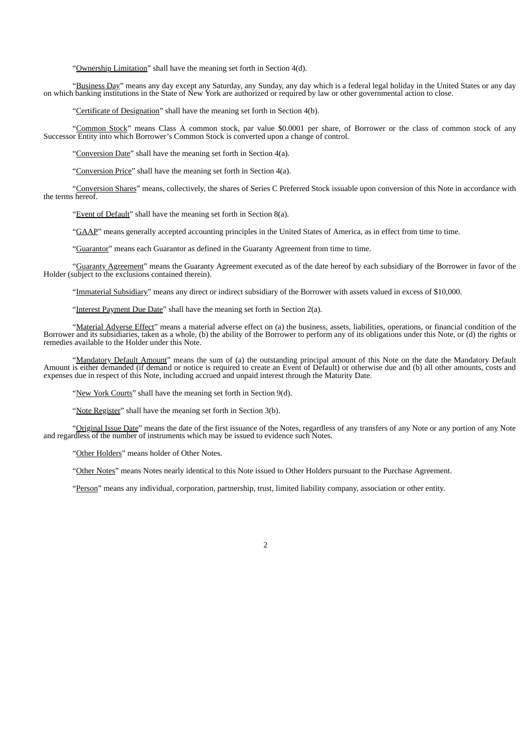"Ownership Limitation" shall have the meaning set forth in Section 4(d).

"Business Day" means any day except any Saturday, any Sunday, any day which is a federal legal holiday in the United States or any day on which banking institutions in the State of New York are authorized or required by law or other governmental action to close.

"Certificate of Designation" shall have the meaning set forth in Section 4(b).

"Common Stock" means Class A common stock, par value $0.0001 per share, of Borrower or the class of common stock of any Successor Entity into which Borrower's Common Stock is converted upon a change of control.

"Conversion Date" shall have the meaning set forth in Section 4(a).

"Conversion Price" shall have the meaning set forth in Section 4(a).

"Conversion Shares" means, collectively, the shares of Series C Preferred Stock issuable upon conversion of this Note in accordance with the terms hereof.

"Event of Default" shall have the meaning set forth in Section 8(a).

"GAAP" means generally accepted accounting principles in the United States of America, as in effect from time to time.

"Guarantor" means each Guarantor as defined in the Guaranty Agreement from time to time.

"Guaranty Agreement" means the Guaranty Agreement executed as of the date hereof by each subsidiary of the Borrower in favor of the Holder (subject to the exclusions contained therein).

"Immaterial Subsidiary" means any direct or indirect subsidiary of the Borrower with assets valued in excess of $10,000.

"Interest Payment Due Date" shall have the meaning set forth in Section 2(a).

"Material Adverse Effect" means a material adverse effect on (a) the business, assets, liabilities, operations, or financial condition of the Borrower and its subsidiaries, taken as a whole, (b) the ability of the Borrower to perform any of its obligations under this Note, or (d) the rights or remedies available to the Holder under this Note.

"Mandatory Default Amount" means the sum of (a) the outstanding principal amount of this Note on the date the Mandatory Default Amount is either demanded (if demand or notice is required to create an Event of Default) or otherwise due and (b) all other amounts, costs and expenses due in respect of this Note, including accrued and unpaid interest through the Maturity Date.

"New York Courts" shall have the meaning set forth in Section 9(d).

"Note Register" shall have the meaning set forth in Section 3(b).

"Original Issue Date" means the date of the first issuance of the Notes, regardless of any transfers of any Note or any portion of any Note and regardless of the number of instruments which may be issued to evidence such Notes.

"Other Holders" means holder of Other Notes.

"Other Notes" means Notes nearly identical to this Note issued to Other Holders pursuant to the Purchase Agreement.

"Person" means any individual, corporation, partnership, trust, limited liability company, association or other entity.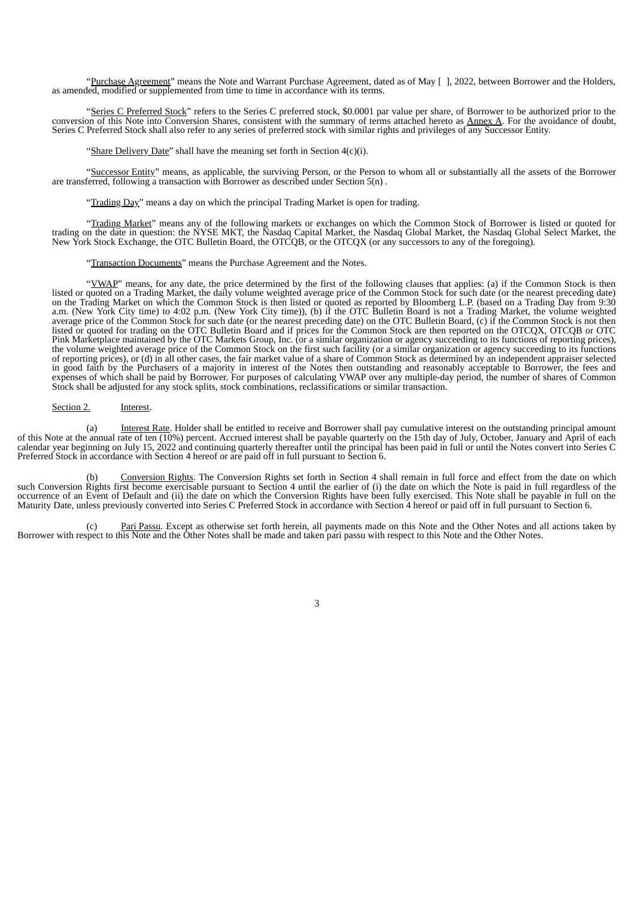"Purchase Agreement" means the Note and Warrant Purchase Agreement, dated as of May [ ], 2022, between Borrower and the Holders, as amended, modified or supplemented from time to time in accordance with its terms.

"Series C Preferred Stock" refers to the Series C preferred stock, $0.0001 par value per share, of Borrower to be authorized prior to the conversion of this Note into Conversion Shares, consistent with the summary of terms attached hereto as Annex A. For the avoidance of doubt, Series C Preferred Stock shall also refer to any series of preferred stock with similar rights and privileges of any Successor Entity.

"Share Delivery Date" shall have the meaning set forth in Section 4(c)(i).

"Successor Entity" means, as applicable, the surviving Person, or the Person to whom all or substantially all the assets of the Borrower are transferred, following a transaction with Borrower as described under Section 5(n) .

"Trading Day" means a day on which the principal Trading Market is open for trading.

"Trading Market" means any of the following markets or exchanges on which the Common Stock of Borrower is listed or quoted for trading on the date in question: the NYSE MKT, the Nasdaq Capital Market, the Nasdaq Global Market, the Nasdaq Global Select Market, the New York Stock Exchange, the OTC Bulletin Board, the OTCQB, or the OTCQX (or any successors to any of the foregoing).

"Transaction Documents" means the Purchase Agreement and the Notes.

"VWAP" means, for any date, the price determined by the first of the following clauses that applies: (a) if the Common Stock is then listed or quoted on a Trading Market, the daily volume weighted average price of the Common Stock for such date (or the nearest preceding date) on the Trading Market on which the Common Stock is then listed or quoted as reported by Bloomberg L.P. (based on a Trading Day from 9:30 a.m. (New York City time) to 4:02 p.m. (New York City time)), (b) if the OTC Bulletin Board is not a Trading Market, the volume weighted average price of the Common Stock for such date (or the nearest preceding date) on the OTC Bulletin Board, (c) if the Common Stock is not then listed or quoted for trading on the OTC Bulletin Board and if prices for the Common Stock are then reported on the OTCQX, OTCQB or OTC Pink Marketplace maintained by the OTC Markets Group, Inc. (or a similar organization or agency succeeding to its functions of reporting prices), the volume weighted average price of the Common Stock on the first such facility (or a similar organization or agency succeeding to its functions of reporting prices), or (d) in all other cases, the fair market value of a share of Common Stock as determined by an independent appraiser selected in good faith by the Purchasers of a majority in interest of the Notes then outstanding and reasonably acceptable to Borrower, the fees and expenses of which shall be paid by Borrower. For purposes of calculating VWAP over any multiple-day period, the number of shares of Common Stock shall be adjusted for any stock splits, stock combinations, reclassifications or similar transaction.

Section 2. Interest.

(a) Interest Rate. Holder shall be entitled to receive and Borrower shall pay cumulative interest on the outstanding principal amount of this Note at the annual rate of ten (10%) percent. Accrued interest shall be payable quarterly on the 15th day of July, October, January and April of each calendar year beginning on July 15, 2022 and continuing quarterly thereafter until the principal has been paid in full or until the Notes convert into Series C Preferred Stock in accordance with Section 4 hereof or are paid off in full pursuant to Section 6.

(b) Conversion Rights. The Conversion Rights set forth in Section 4 shall remain in full force and effect from the date on which such Conversion Rights first become exercisable pursuant to Section 4 until the earlier of (i) the date on which the Note is paid in full regardless of the occurrence of an Event of Default and (ii) the date on which the Conversion Rights have been fully exercised. This Note shall be payable in full on the Maturity Date, unless previously converted into Series C Preferred Stock in accordance with Section 4 hereof or paid off in full pursuant to Section 6.

(c) Pari Passu. Except as otherwise set forth herein, all payments made on this Note and the Other Notes and all actions taken by Borrower with respect to this Note and the Other Notes shall be made and taken pari passu with respect to this Note and the Other Notes.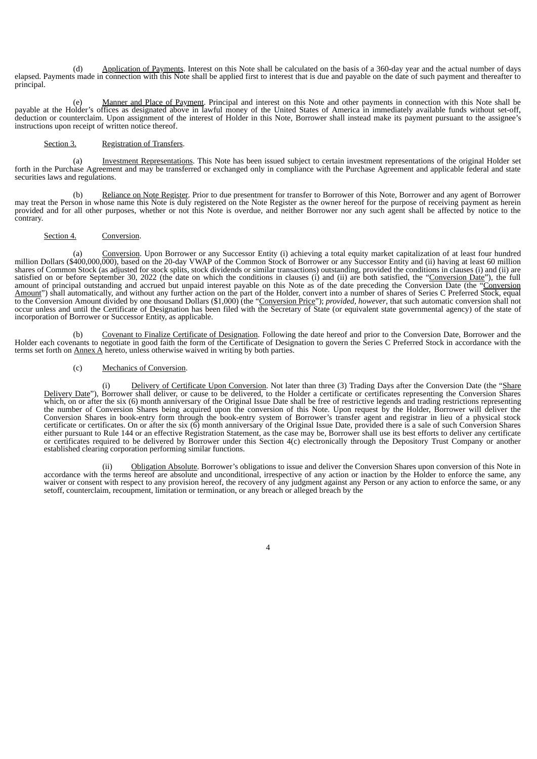(d) Application of Payments. Interest on this Note shall be calculated on the basis of a 360-day year and the actual number of days elapsed. Payments made in connection with this Note shall be applied first to interest that is due and payable on the date of such payment and thereafter to principal.

(e) Manner and Place of Payment. Principal and interest on this Note and other payments in connection with this Note shall be payable at the Holder's offices as designated above in lawful money of the United States of America in immediately available funds without set-off, deduction or counterclaim. Upon assignment of the interest of Holder in this Note, Borrower shall instead make its payment pursuant to the assignee's instructions upon receipt of written notice thereof.

Section 3. Registration of Transfers.

(a) Investment Representations. This Note has been issued subject to certain investment representations of the original Holder set forth in the Purchase Agreement and may be transferred or exchanged only in compliance with the Purchase Agreement and applicable federal and state securities laws and regulations.

(b) Reliance on Note Register. Prior to due presentment for transfer to Borrower of this Note, Borrower and any agent of Borrower may treat the Person in whose name this Note is duly registered on the Note Register as the owner hereof for the purpose of receiving payment as herein provided and for all other purposes, whether or not this Note is overdue, and neither Borrower nor any such agent shall be affected by notice to the contrary.

Section 4. Conversion.

(a) Conversion. Upon Borrower or any Successor Entity (i) achieving a total equity market capitalization of at least four hundred million Dollars ($400,000,000), based on the 20-day VWAP of the Common Stock of Borrower or any Successor Entity and (ii) having at least 60 million shares of Common Stock (as adjusted for stock splits, stock dividends or similar transactions) outstanding, provided the conditions in clauses (i) and (ii) are satisfied on or before September 30, 2022 (the date on which the conditions in clauses (i) and (ii) are both satisfied, the "Conversion Date"), the full amount of principal outstanding and accrued but unpaid interest payable on this Note as of the date preceding the Conversion Date (the "Conversion Amount") shall automatically, and without any further action on the part of the Holder, convert into a number of shares of Series C Preferred Stock, equal to the Conversion Amount divided by one thousand Dollars ($1,000) (the "Conversion Price"); *provided, however*, that such automatic conversion shall not occur unless and until the Certificate of Designation has been filed with the Secretary of State (or equivalent state governmental agency) of the state of incorporation of Borrower or Successor Entity, as applicable.

(b) Covenant to Finalize Certificate of Designation. Following the date hereof and prior to the Conversion Date, Borrower and the Holder each covenants to negotiate in good faith the form of the Certificate of Designation to govern the Series C Preferred Stock in accordance with the terms set forth on Annex A hereto, unless otherwise waived in writing by both parties.

(c) Mechanics of Conversion.

(i) Delivery of Certificate Upon Conversion. Not later than three (3) Trading Days after the Conversion Date (the "Share Delivery Date"), Borrower shall deliver, or cause to be delivered, to the Holder a certificate or certificates representing the Conversion Shares which, on or after the six (6) month anniversary of the Original Issue Date shall be free of restrictive legends and trading restrictions representing the number of Conversion Shares being acquired upon the conversion of this Note. Upon request by the Holder, Borrower will deliver the Conversion Shares in book-entry form through the book-entry system of Borrower's transfer agent and registrar in lieu of a physical stock certificate or certificates. On or after the six (6) month anniversary of the Original Issue Date, provided there is a sale of such Conversion Shares either pursuant to Rule 144 or an effective Registration Statement, as the case may be, Borrower shall use its best efforts to deliver any certificate or certificates required to be delivered by Borrower under this Section 4(c) electronically through the Depository Trust Company or another established clearing corporation performing similar functions.

(ii) Obligation Absolute. Borrower's obligations to issue and deliver the Conversion Shares upon conversion of this Note in accordance with the terms hereof are absolute and unconditional, irrespective of any action or inaction by the Holder to enforce the same, any waiver or consent with respect to any provision hereof, the recovery of any judgment against any Person or any action to enforce the same, or any setoff, counterclaim, recoupment, limitation or termination, or any breach or alleged breach by the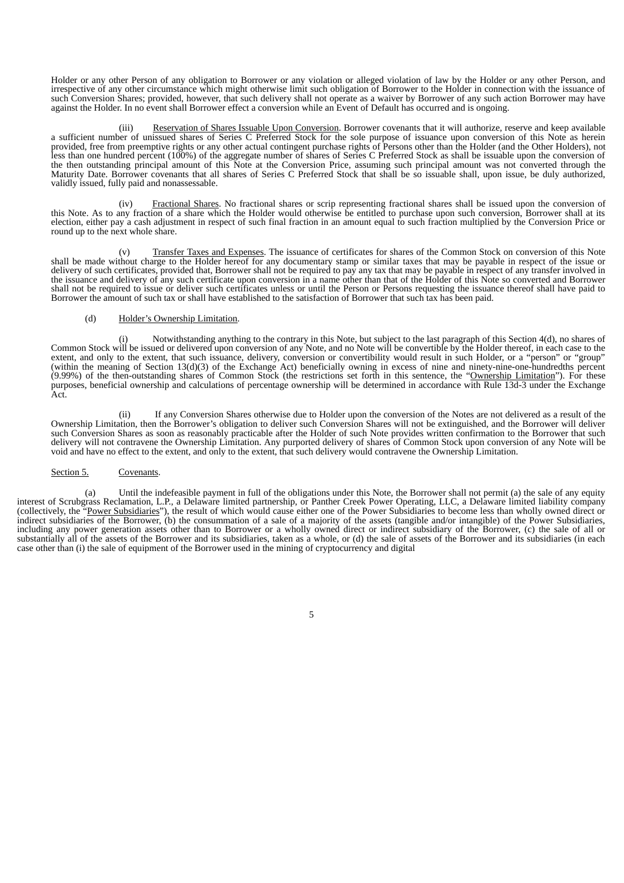Holder or any other Person of any obligation to Borrower or any violation or alleged violation of law by the Holder or any other Person, and irrespective of any other circumstance which might otherwise limit such obligation of Borrower to the Holder in connection with the issuance of such Conversion Shares; provided, however, that such delivery shall not operate as a waiver by Borrower of any such action Borrower may have against the Holder. In no event shall Borrower effect a conversion while an Event of Default has occurred and is ongoing.

(iii) Reservation of Shares Issuable Upon Conversion. Borrower covenants that it will authorize, reserve and keep available a sufficient number of unissued shares of Series C Preferred Stock for the sole purpose of issuance upon conversion of this Note as herein provided, free from preemptive rights or any other actual contingent purchase rights of Persons other than the Holder (and the Other Holders), not less than one hundred percent (100%) of the aggregate number of shares of Series C Preferred Stock as shall be issuable upon the conversion of the then outstanding principal amount of this Note at the Conversion Price, assuming such principal amount was not converted through the Maturity Date. Borrower covenants that all shares of Series C Preferred Stock that shall be so issuable shall, upon issue, be duly authorized, validly issued, fully paid and nonassessable.

(iv) Fractional Shares. No fractional shares or scrip representing fractional shares shall be issued upon the conversion of this Note. As to any fraction of a share which the Holder would otherwise be entitled to purchase upon such conversion, Borrower shall at its election, either pay a cash adjustment in respect of such final fraction in an amount equal to such fraction multiplied by the Conversion Price or round up to the next whole share.

(v) Transfer Taxes and Expenses. The issuance of certificates for shares of the Common Stock on conversion of this Note shall be made without charge to the Holder hereof for any documentary stamp or similar taxes that may be payable in respect of the issue or delivery of such certificates, provided that, Borrower shall not be required to pay any tax that may be payable in respect of any transfer involved in the issuance and delivery of any such certificate upon conversion in a name other than that of the Holder of this Note so converted and Borrower shall not be required to issue or deliver such certificates unless or until the Person or Persons requesting the issuance thereof shall have paid to Borrower the amount of such tax or shall have established to the satisfaction of Borrower that such tax has been paid.

(d) Holder's Ownership Limitation.

(i) Notwithstanding anything to the contrary in this Note, but subject to the last paragraph of this Section 4(d), no shares of Common Stock will be issued or delivered upon conversion of any Note, and no Note will be convertible by the Holder thereof, in each case to the extent, and only to the extent, that such issuance, delivery, conversion or convertibility would result in such Holder, or a "person" or "group" (within the meaning of Section 13(d)(3) of the Exchange Act) beneficially owning in excess of nine and ninety-nine-one-hundredths percent (9.99%) of the then-outstanding shares of Common Stock (the restrictions set forth in this sentence, the "Ownership Limitation"). For these purposes, beneficial ownership and calculations of percentage ownership will be determined in accordance with Rule 13d-3 under the Exchange Act.

(ii) If any Conversion Shares otherwise due to Holder upon the conversion of the Notes are not delivered as a result of the Ownership Limitation, then the Borrower's obligation to deliver such Conversion Shares will not be extinguished, and the Borrower will deliver such Conversion Shares as soon as reasonably practicable after the Holder of such Note provides written confirmation to the Borrower that such delivery will not contravene the Ownership Limitation. Any purported delivery of shares of Common Stock upon conversion of any Note will be void and have no effect to the extent, and only to the extent, that such delivery would contravene the Ownership Limitation.

Section 5. Covenants.

(a) Until the indefeasible payment in full of the obligations under this Note, the Borrower shall not permit (a) the sale of any equity interest of Scrubgrass Reclamation, L.P., a Delaware limited partnership, or Panther Creek Power Operating, LLC, a Delaware limited liability company (collectively, the "Power Subsidiaries"), the result of which would cause either one of the Power Subsidiaries to become less than wholly owned direct or indirect subsidiaries of the Borrower, (b) the consummation of a sale of a majority of the assets (tangible and/or intangible) of the Power Subsidiaries, including any power generation assets other than to Borrower or a wholly owned direct or indirect subsidiary of the Borrower, (c) the sale of all or substantially all of the assets of the Borrower and its subsidiaries, taken as a whole, or (d) the sale of assets of the Borrower and its subsidiaries (in each case other than (i) the sale of equipment of the Borrower used in the mining of cryptocurrency and digital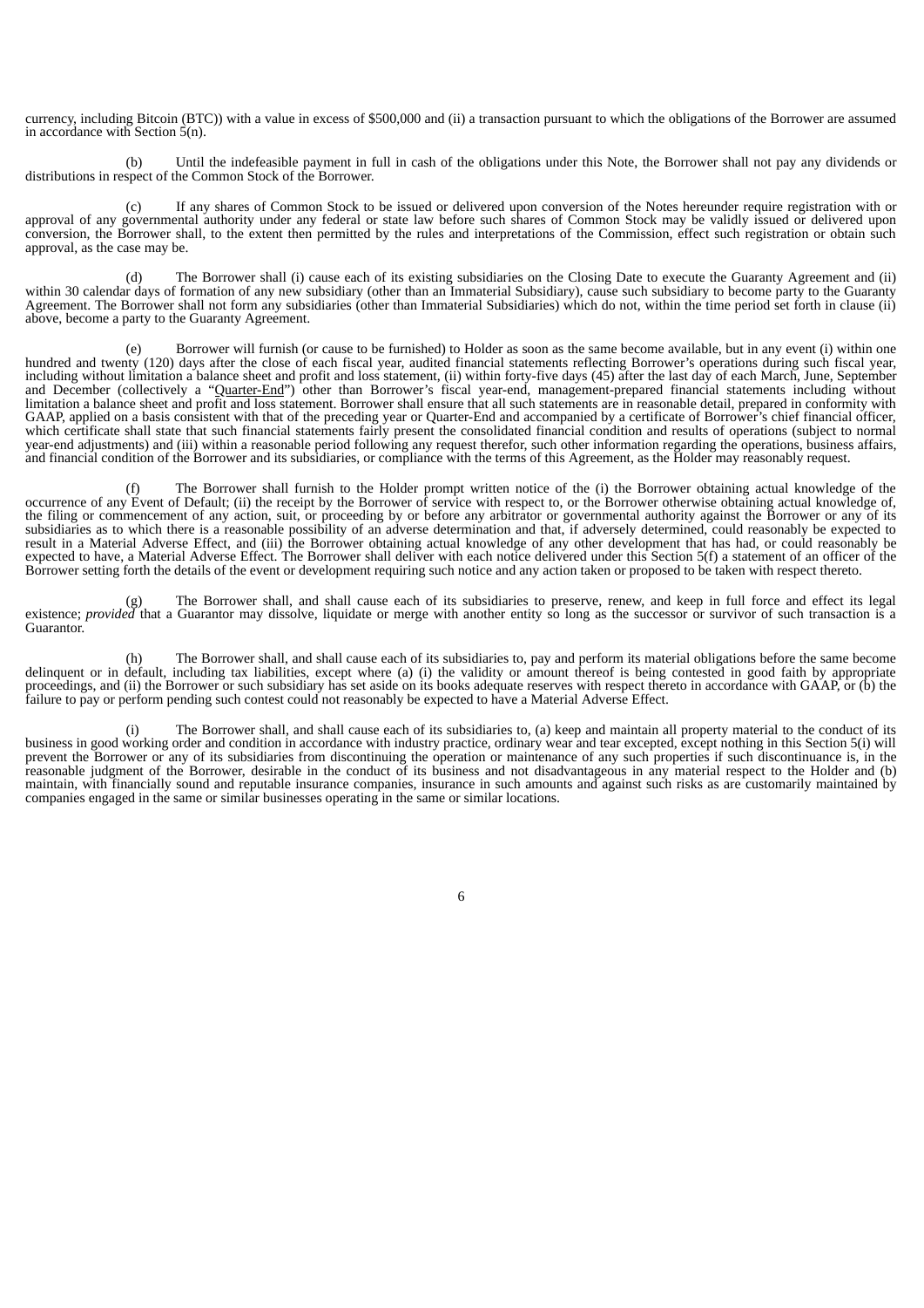currency, including Bitcoin (BTC)) with a value in excess of $500,000 and (ii) a transaction pursuant to which the obligations of the Borrower are assumed in accordance with Section 5(n).

(b) Until the indefeasible payment in full in cash of the obligations under this Note, the Borrower shall not pay any dividends or distributions in respect of the Common Stock of the Borrower.

(c) If any shares of Common Stock to be issued or delivered upon conversion of the Notes hereunder require registration with or approval of any governmental authority under any federal or state law before such shares of Common Stock may be validly issued or delivered upon conversion, the Borrower shall, to the extent then permitted by the rules and interpretations of the Commission, effect such registration or obtain such approval, as the case may be.

(d) The Borrower shall (i) cause each of its existing subsidiaries on the Closing Date to execute the Guaranty Agreement and (ii) within 30 calendar days of formation of any new subsidiary (other than an Immaterial Subsidiary), cause such subsidiary to become party to the Guaranty Agreement. The Borrower shall not form any subsidiaries (other than Immaterial Subsidiaries) which do not, within the time period set forth in clause (ii) above, become a party to the Guaranty Agreement.

(e) Borrower will furnish (or cause to be furnished) to Holder as soon as the same become available, but in any event (i) within one hundred and twenty (120) days after the close of each fiscal year, audited financial statements reflecting Borrower's operations during such fiscal year, including without limitation a balance sheet and profit and loss statement, (ii) within forty-five days (45) after the last day of each March, June, September and December (collectively a "Quarter-End") other than Borrower's fiscal year-end, management-prepared financial statements including without limitation a balance sheet and profit and loss statement. Borrower shall ensure that all such statements are in reasonable detail, prepared in conformity with GAAP, applied on a basis consistent with that of the preceding year or Quarter-End and accompanied by a certificate of Borrower's chief financial officer, which certificate shall state that such financial statements fairly present the consolidated financial condition and results of operations (subject to normal year-end adjustments) and (iii) within a reasonable period following any request therefor, such other information regarding the operations, business affairs, and financial condition of the Borrower and its subsidiaries, or compliance with the terms of this Agreement, as the Holder may reasonably request.

(f) The Borrower shall furnish to the Holder prompt written notice of the (i) the Borrower obtaining actual knowledge of the occurrence of any Event of Default; (ii) the receipt by the Borrower of service with respect to, or the Borrower otherwise obtaining actual knowledge of, the filing or commencement of any action, suit, or proceeding by or before any arbitrator or governmental authority against the Borrower or any of its subsidiaries as to which there is a reasonable possibility of an adverse determination and that, if adversely determined, could reasonably be expected to result in a Material Adverse Effect, and (iii) the Borrower obtaining actual knowledge of any other development that has had, or could reasonably be expected to have, a Material Adverse Effect. The Borrower shall deliver with each notice delivered under this Section 5(f) a statement of an officer of the Borrower setting forth the details of the event or development requiring such notice and any action taken or proposed to be taken with respect thereto.

(g) The Borrower shall, and shall cause each of its subsidiaries to preserve, renew, and keep in full force and effect its legal existence; *provided* that a Guarantor may dissolve, liquidate or merge with another entity so long as the successor or survivor of such transaction is a Guarantor.

(h) The Borrower shall, and shall cause each of its subsidiaries to, pay and perform its material obligations before the same become delinquent or in default, including tax liabilities, except where (a) (i) the validity or amount thereof is being contested in good faith by appropriate proceedings, and (ii) the Borrower or such subsidiary has set aside on its books adequate reserves with respect thereto in accordance with GAAP, or (b) the failure to pay or perform pending such contest could not reasonably be expected to have a Material Adverse Effect.

(i) The Borrower shall, and shall cause each of its subsidiaries to, (a) keep and maintain all property material to the conduct of its business in good working order and condition in accordance with industry practice, ordinary wear and tear excepted, except nothing in this Section 5(i) will prevent the Borrower or any of its subsidiaries from discontinuing the operation or maintenance of any such properties if such discontinuance is, in the reasonable judgment of the Borrower, desirable in the conduct of its business and not disadvantageous in any material respect to the Holder and (b) maintain, with financially sound and reputable insurance companies, insurance in such amounts and against such risks as are customarily maintained by companies engaged in the same or similar businesses operating in the same or similar locations.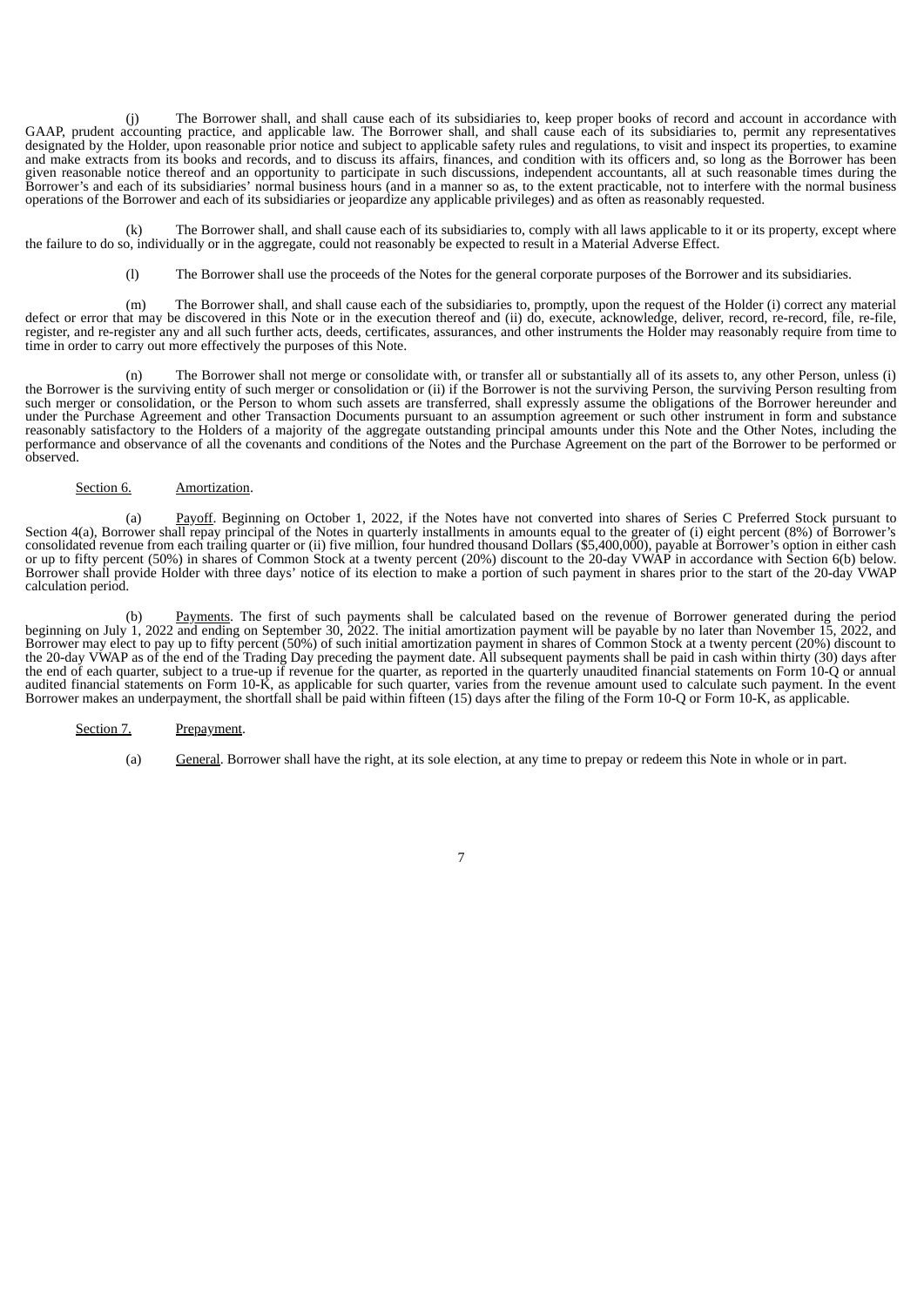(j) The Borrower shall, and shall cause each of its subsidiaries to, keep proper books of record and account in accordance with GAAP, prudent accounting practice, and applicable law. The Borrower shall, and shall cause each of its subsidiaries to, permit any representatives designated by the Holder, upon reasonable prior notice and subject to applicable safety rules and regulations, to visit and inspect its properties, to examine and make extracts from its books and records, and to discuss its affairs, finances, and condition with its officers and, so long as the Borrower has been given reasonable notice thereof and an opportunity to participate in such discussions, independent accountants, all at such reasonable times during the Borrower's and each of its subsidiaries' normal business hours (and in a manner so as, to the extent practicable, not to interfere with the normal business operations of the Borrower and each of its subsidiaries or jeopardize any applicable privileges) and as often as reasonably requested.

(k) The Borrower shall, and shall cause each of its subsidiaries to, comply with all laws applicable to it or its property, except where the failure to do so, individually or in the aggregate, could not reasonably be expected to result in a Material Adverse Effect.

(l) The Borrower shall use the proceeds of the Notes for the general corporate purposes of the Borrower and its subsidiaries.

(m) The Borrower shall, and shall cause each of the subsidiaries to, promptly, upon the request of the Holder (i) correct any material defect or error that may be discovered in this Note or in the execution thereof and (ii) do, execute, acknowledge, deliver, record, re-record, file, re-file, register, and re-register any and all such further acts, deeds, certificates, assurances, and other instruments the Holder may reasonably require from time to time in order to carry out more effectively the purposes of this Note.

(n) The Borrower shall not merge or consolidate with, or transfer all or substantially all of its assets to, any other Person, unless (i) the Borrower is the surviving entity of such merger or consolidation or (ii) if the Borrower is not the surviving Person, the surviving Person resulting from such merger or consolidation, or the Person to whom such assets are transferred, shall expressly assume the obligations of the Borrower hereunder and under the Purchase Agreement and other Transaction Documents pursuant to an assumption agreement or such other instrument in form and substance reasonably satisfactory to the Holders of a majority of the aggregate outstanding principal amounts under this Note and the Other Notes, including the performance and observance of all the covenants and conditions of the Notes and the Purchase Agreement on the part of the Borrower to be performed or observed.

Section 6. Amortization.

(a) Payoff. Beginning on October 1, 2022, if the Notes have not converted into shares of Series C Preferred Stock pursuant to Section 4(a), Borrower shall repay principal of the Notes in quarterly installments in amounts equal to the greater of (i) eight percent (8%) of Borrower's consolidated revenue from each trailing quarter or (ii) five million, four hundred thousand Dollars ($5,400,000), payable at Borrower's option in either cash or up to fifty percent (50%) in shares of Common Stock at a twenty percent (20%) discount to the 20-day VWAP in accordance with Section 6(b) below. Borrower shall provide Holder with three days' notice of its election to make a portion of such payment in shares prior to the start of the 20-day VWAP calculation period.

(b) Payments. The first of such payments shall be calculated based on the revenue of Borrower generated during the period beginning on July 1, 2022 and ending on September 30, 2022. The initial amortization payment will be payable by no later than November 15, 2022, and Borrower may elect to pay up to fifty percent (50%) of such initial amortization payment in shares of Common Stock at a twenty percent (20%) discount to the 20-day VWAP as of the end of the Trading Day preceding the payment date. All subsequent payments shall be paid in cash within thirty (30) days after the end of each quarter, subject to a true-up if revenue for the quarter, as reported in the quarterly unaudited financial statements on Form 10-Q or annual audited financial statements on Form 10-K, as applicable for such quarter, varies from the revenue amount used to calculate such payment. In the event Borrower makes an underpayment, the shortfall shall be paid within fifteen (15) days after the filing of the Form 10-Q or Form 10-K, as applicable.

Section 7. Prepayment.

(a) General. Borrower shall have the right, at its sole election, at any time to prepay or redeem this Note in whole or in part.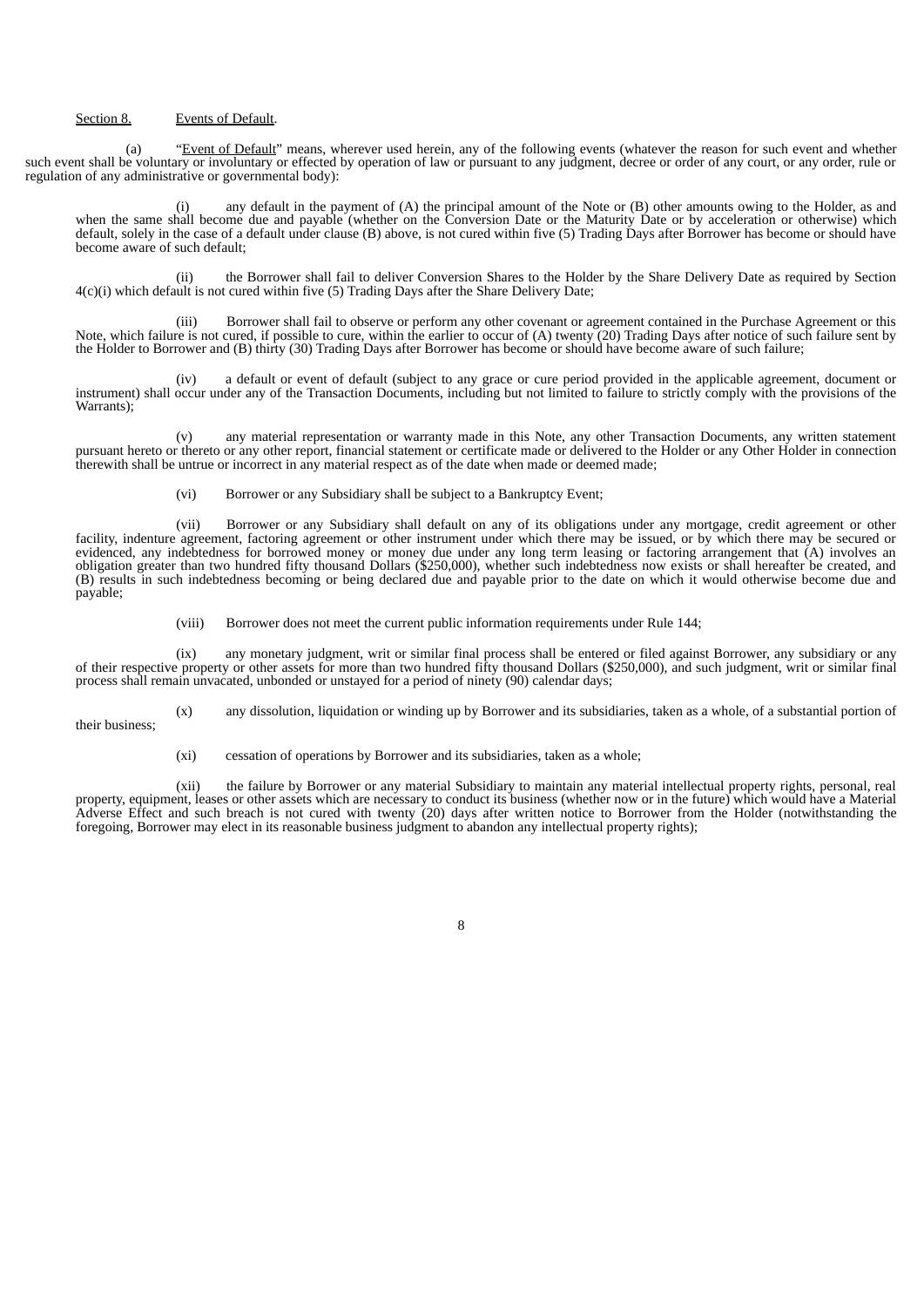Section 8. Events of Default.

(a) "Event of Default" means, wherever used herein, any of the following events (whatever the reason for such event and whether such event shall be voluntary or involuntary or effected by operation of law or pursuant to any judgment, decree or order of any court, or any order, rule or regulation of any administrative or governmental body):

(i) any default in the payment of (A) the principal amount of the Note or (B) other amounts owing to the Holder, as and when the same shall become due and payable (whether on the Conversion Date or the Maturity Date or by acceleration or otherwise) which default, solely in the case of a default under clause (B) above, is not cured within five (5) Trading Days after Borrower has become or should have become aware of such default;

(ii) the Borrower shall fail to deliver Conversion Shares to the Holder by the Share Delivery Date as required by Section 4(c)(i) which default is not cured within five (5) Trading Days after the Share Delivery Date;

(iii) Borrower shall fail to observe or perform any other covenant or agreement contained in the Purchase Agreement or this Note, which failure is not cured, if possible to cure, within the earlier to occur of (A) twenty (20) Trading Days after notice of such failure sent by the Holder to Borrower and (B) thirty (30) Trading Days after Borrower has become or should have become aware of such failure;

(iv) a default or event of default (subject to any grace or cure period provided in the applicable agreement, document or instrument) shall occur under any of the Transaction Documents, including but not limited to failure to strictly comply with the provisions of the Warrants);

(v) any material representation or warranty made in this Note, any other Transaction Documents, any written statement pursuant hereto or thereto or any other report, financial statement or certificate made or delivered to the Holder or any Other Holder in connection therewith shall be untrue or incorrect in any material respect as of the date when made or deemed made;

(vi) Borrower or any Subsidiary shall be subject to a Bankruptcy Event;

(vii) Borrower or any Subsidiary shall default on any of its obligations under any mortgage, credit agreement or other facility, indenture agreement, factoring agreement or other instrument under which there may be issued, or by which there may be secured or evidenced, any indebtedness for borrowed money or money due under any long term leasing or factoring arrangement that (A) involves an obligation greater than two hundred fifty thousand Dollars ($250,000), whether such indebtedness now exists or shall hereafter be created, and (B) results in such indebtedness becoming or being declared due and payable prior to the date on which it would otherwise become due and payable;

(viii) Borrower does not meet the current public information requirements under Rule 144;

(ix) any monetary judgment, writ or similar final process shall be entered or filed against Borrower, any subsidiary or any of their respective property or other assets for more than two hundred fifty thousand Dollars ($250,000), and such judgment, writ or similar final process shall remain unvacated, unbonded or unstayed for a period of ninety (90) calendar days;

(x) any dissolution, liquidation or winding up by Borrower and its subsidiaries, taken as a whole, of a substantial portion of their business;

(xi) cessation of operations by Borrower and its subsidiaries, taken as a whole;

(xii) the failure by Borrower or any material Subsidiary to maintain any material intellectual property rights, personal, real property, equipment, leases or other assets which are necessary to conduct its business (whether now or in the future) which would have a Material Adverse Effect and such breach is not cured with twenty (20) days after written notice to Borrower from the Holder (notwithstanding the foregoing, Borrower may elect in its reasonable business judgment to abandon any intellectual property rights);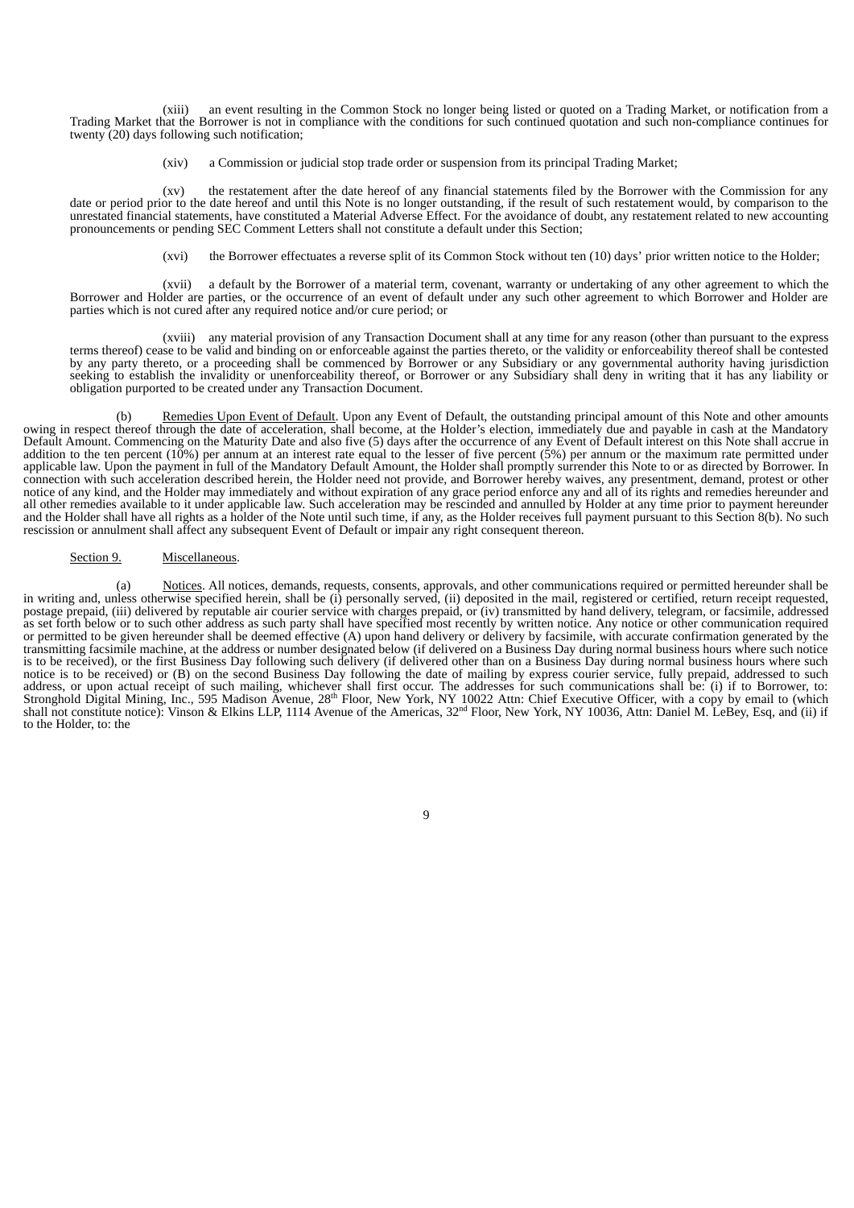(xiii) an event resulting in the Common Stock no longer being listed or quoted on a Trading Market, or notification from a Trading Market that the Borrower is not in compliance with the conditions for such continued quotation and such non-compliance continues for twenty (20) days following such notification;

(xiv) a Commission or judicial stop trade order or suspension from its principal Trading Market;

(xv) the restatement after the date hereof of any financial statements filed by the Borrower with the Commission for any date or period prior to the date hereof and until this Note is no longer outstanding, if the result of such restatement would, by comparison to the unrestated financial statements, have constituted a Material Adverse Effect. For the avoidance of doubt, any restatement related to new accounting pronouncements or pending SEC Comment Letters shall not constitute a default under this Section;

(xvi) the Borrower effectuates a reverse split of its Common Stock without ten (10) days' prior written notice to the Holder;

(xvii) a default by the Borrower of a material term, covenant, warranty or undertaking of any other agreement to which the Borrower and Holder are parties, or the occurrence of an event of default under any such other agreement to which Borrower and Holder are parties which is not cured after any required notice and/or cure period; or

(xviii) any material provision of any Transaction Document shall at any time for any reason (other than pursuant to the express terms thereof) cease to be valid and binding on or enforceable against the parties thereto, or the validity or enforceability thereof shall be contested by any party thereto, or a proceeding shall be commenced by Borrower or any Subsidiary or any governmental authority having jurisdiction seeking to establish the invalidity or unenforceability thereof, or Borrower or any Subsidiary shall deny in writing that it has any liability or obligation purported to be created under any Transaction Document.

(b) Remedies Upon Event of Default. Upon any Event of Default, the outstanding principal amount of this Note and other amounts owing in respect thereof through the date of acceleration, shall become, at the Holder's election, immediately due and payable in cash at the Mandatory Default Amount. Commencing on the Maturity Date and also five (5) days after the occurrence of any Event of Default interest on this Note shall accrue in addition to the ten percent (10%) per annum at an interest rate equal to the lesser of five percent (5%) per annum or the maximum rate permitted under applicable law. Upon the payment in full of the Mandatory Default Amount, the Holder shall promptly surrender this Note to or as directed by Borrower. In connection with such acceleration described herein, the Holder need not provide, and Borrower hereby waives, any presentment, demand, protest or other notice of any kind, and the Holder may immediately and without expiration of any grace period enforce any and all of its rights and remedies hereunder and all other remedies available to it under applicable law. Such acceleration may be rescinded and annulled by Holder at any time prior to payment hereunder and the Holder shall have all rights as a holder of the Note until such time, if any, as the Holder receives full payment pursuant to this Section 8(b). No such rescission or annulment shall affect any subsequent Event of Default or impair any right consequent thereon.

Section 9. Miscellaneous.

(a) Notices. All notices, demands, requests, consents, approvals, and other communications required or permitted hereunder shall be in writing and, unless otherwise specified herein, shall be (i) personally served, (ii) deposited in the mail, registered or certified, return receipt requested, postage prepaid, (iii) delivered by reputable air courier service with charges prepaid, or (iv) transmitted by hand delivery, telegram, or facsimile, addressed as set forth below or to such other address as such party shall have specified most recently by written notice. Any notice or other communication required or permitted to be given hereunder shall be deemed effective (A) upon hand delivery or delivery by facsimile, with accurate confirmation generated by the transmitting facsimile machine, at the address or number designated below (if delivered on a Business Day during normal business hours where such notice is to be received), or the first Business Day following such delivery (if delivered other than on a Business Day during normal business hours where such notice is to be received) or (B) on the second Business Day following the date of mailing by express courier service, fully prepaid, addressed to such address, or upon actual receipt of such mailing, whichever shall first occur. The addresses for such communications shall be: (i) if to Borrower, to: Stronghold Digital Mining, Inc., 595 Madison Avenue, 28th Floor, New York, NY 10022 Attn: Chief Executive Officer, with a copy by email to (which shall not constitute notice): Vinson & Elkins LLP, 1114 Avenue of the Americas, 32nd Floor, New York, NY 10036, Attn: Daniel M. LeBey, Esq, and (ii) if to the Holder, to: the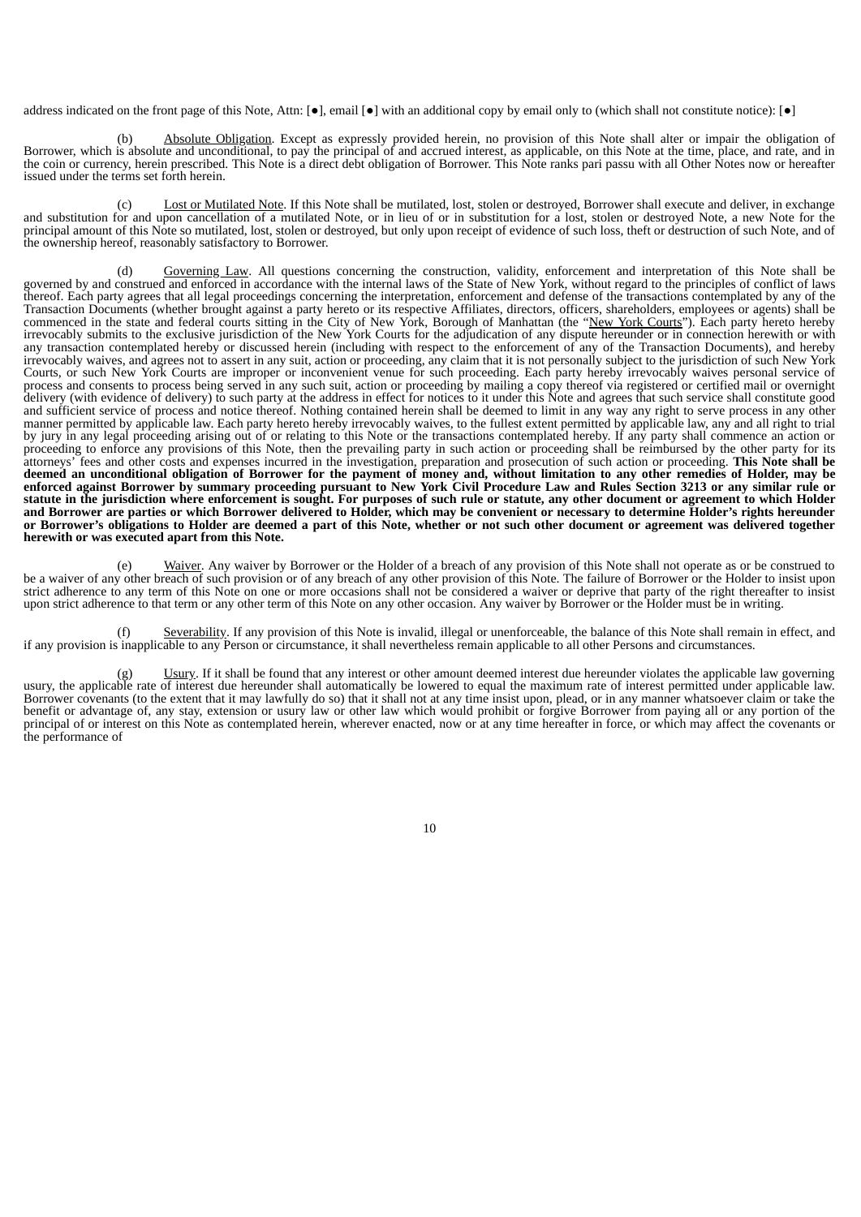address indicated on the front page of this Note, Attn: [●], email [●] with an additional copy by email only to (which shall not constitute notice): [●]

(b) Absolute Obligation. Except as expressly provided herein, no provision of this Note shall alter or impair the obligation of Borrower, which is absolute and unconditional, to pay the principal of and accrued interest, as applicable, on this Note at the time, place, and rate, and in the coin or currency, herein prescribed. This Note is a direct debt obligation of Borrower. This Note ranks pari passu with all Other Notes now or hereafter issued under the terms set forth herein.

(c) Lost or Mutilated Note. If this Note shall be mutilated, lost, stolen or destroyed, Borrower shall execute and deliver, in exchange and substitution for and upon cancellation of a mutilated Note, or in lieu of or in substitution for a lost, stolen or destroyed Note, a new Note for the principal amount of this Note so mutilated, lost, stolen or destroyed, but only upon receipt of evidence of such loss, theft or destruction of such Note, and of the ownership hereof, reasonably satisfactory to Borrower.

(d) Governing Law. All questions concerning the construction, validity, enforcement and interpretation of this Note shall be governed by and construed and enforced in accordance with the internal laws of the State of New York, without regard to the principles of conflict of laws thereof. Each party agrees that all legal proceedings concerning the interpretation, enforcement and defense of the transactions contemplated by any of the Transaction Documents (whether brought against a party hereto or its respective Affiliates, directors, officers, shareholders, employees or agents) shall be commenced in the state and federal courts sitting in the City of New York, Borough of Manhattan (the "New York Courts"). Each party hereto hereby irrevocably submits to the exclusive jurisdiction of the New York Courts for the adjudication of any dispute hereunder or in connection herewith or with any transaction contemplated hereby or discussed herein (including with respect to the enforcement of any of the Transaction Documents), and hereby irrevocably waives, and agrees not to assert in any suit, action or proceeding, any claim that it is not personally subject to the jurisdiction of such New York Courts, or such New York Courts are improper or inconvenient venue for such proceeding. Each party hereby irrevocably waives personal service of process and consents to process being served in any such suit, action or proceeding by mailing a copy thereof via registered or certified mail or overnight delivery (with evidence of delivery) to such party at the address in effect for notices to it under this Note and agrees that such service shall constitute good and sufficient service of process and notice thereof. Nothing contained herein shall be deemed to limit in any way any right to serve process in any other manner permitted by applicable law. Each party hereto hereby irrevocably waives, to the fullest extent permitted by applicable law, any and all right to trial by jury in any legal proceeding arising out of or relating to this Note or the transactions contemplated hereby. If any party shall commence an action or proceeding to enforce any provisions of this Note, then the prevailing party in such action or proceeding shall be reimbursed by the other party for its attorneys' fees and other costs and expenses incurred in the investigation, preparation and prosecution of such action or proceeding. **This Note shall be deemed an unconditional obligation of Borrower for the payment of money and, without limitation to any other remedies of Holder, may be enforced against Borrower by summary proceeding pursuant to New York Civil Procedure Law and Rules Section 3213 or any similar rule or statute in the jurisdiction where enforcement is sought. For purposes of such rule or statute, any other document or agreement to which Holder and Borrower are parties or which Borrower delivered to Holder, which may be convenient or necessary to determine Holder's rights hereunder or Borrower's obligations to Holder are deemed a part of this Note, whether or not such other document or agreement was delivered together herewith or was executed apart from this Note.**

(e) Waiver. Any waiver by Borrower or the Holder of a breach of any provision of this Note shall not operate as or be construed to be a waiver of any other breach of such provision or of any breach of any other provision of this Note. The failure of Borrower or the Holder to insist upon strict adherence to any term of this Note on one or more occasions shall not be considered a waiver or deprive that party of the right thereafter to insist upon strict adherence to that term or any other term of this Note on any other occasion. Any waiver by Borrower or the Holder must be in writing.

(f) Severability. If any provision of this Note is invalid, illegal or unenforceable, the balance of this Note shall remain in effect, and if any provision is inapplicable to any Person or circumstance, it shall nevertheless remain applicable to all other Persons and circumstances.

(g) Usury. If it shall be found that any interest or other amount deemed interest due hereunder violates the applicable law governing usury, the applicable rate of interest due hereunder shall automatically be lowered to equal the maximum rate of interest permitted under applicable law. Borrower covenants (to the extent that it may lawfully do so) that it shall not at any time insist upon, plead, or in any manner whatsoever claim or take the benefit or advantage of, any stay, extension or usury law or other law which would prohibit or forgive Borrower from paying all or any portion of the principal of or interest on this Note as contemplated herein, wherever enacted, now or at any time hereafter in force, or which may affect the covenants or the performance of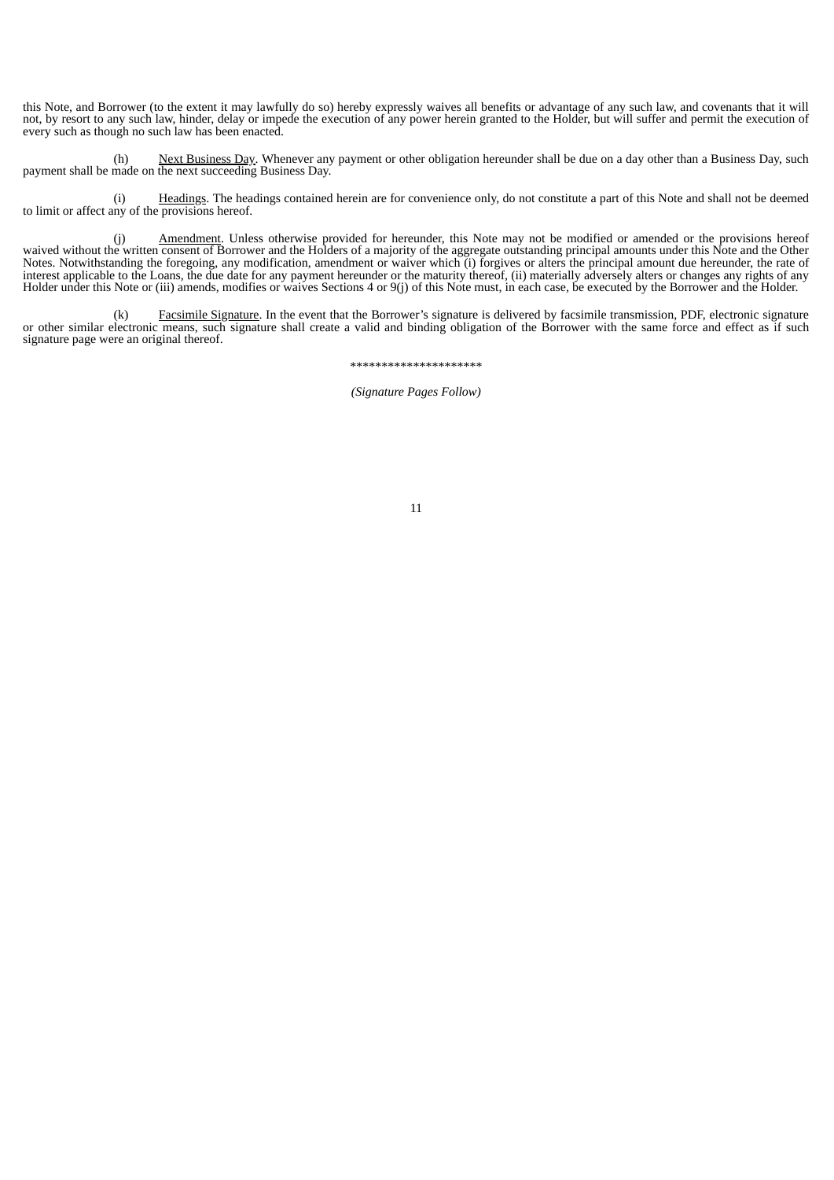this Note, and Borrower (to the extent it may lawfully do so) hereby expressly waives all benefits or advantage of any such law, and covenants that it will not, by resort to any such law, hinder, delay or impede the execution of any power herein granted to the Holder, but will suffer and permit the execution of every such as though no such law has been enacted.

(h) Next Business Day. Whenever any payment or other obligation hereunder shall be due on a day other than a Business Day, such payment shall be made on the next succeeding Business Day.

(i) Headings. The headings contained herein are for convenience only, do not constitute a part of this Note and shall not be deemed to limit or affect any of the provisions hereof.

(j) Amendment. Unless otherwise provided for hereunder, this Note may not be modified or amended or the provisions hereof waived without the written consent of Borrower and the Holders of a majority of the aggregate outstanding principal amounts under this Note and the Other Notes. Notwithstanding the foregoing, any modification, amendment or waiver which (i) forgives or alters the principal amount due hereunder, the rate of interest applicable to the Loans, the due date for any payment hereunder or the maturity thereof, (ii) materially adversely alters or changes any rights of any Holder under this Note or (iii) amends, modifies or waives Sections 4 or 9(j) of this Note must, in each case, be executed by the Borrower and the Holder.

(k) Facsimile Signature. In the event that the Borrower's signature is delivered by facsimile transmission, PDF, electronic signature or other similar electronic means, such signature shall create a valid and binding obligation of the Borrower with the same force and effect as if such signature page were an original thereof.

*********************

*(Signature Pages Follow)*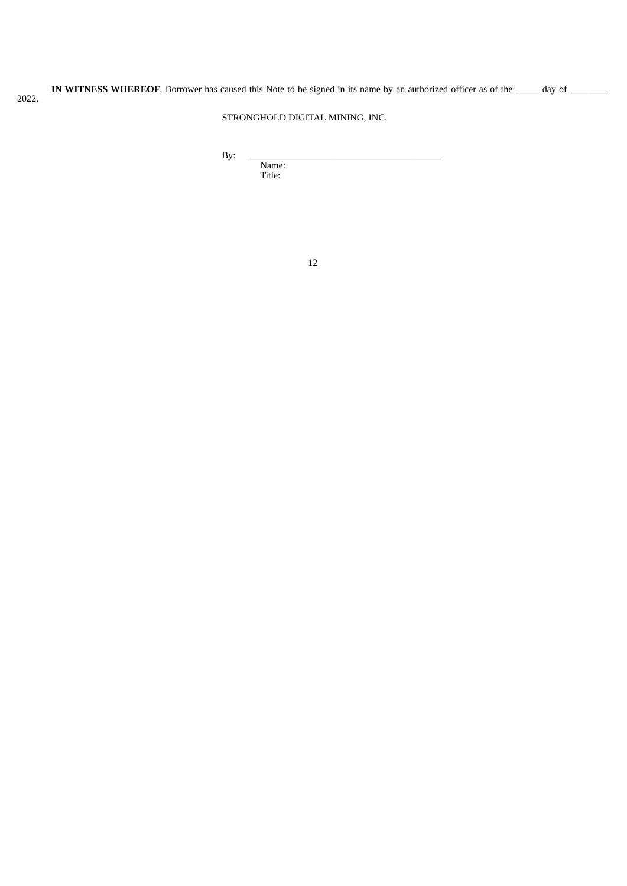**IN WITNESS WHEREOF**, Borrower has caused this Note to be signed in its name by an authorized officer as of the _____ day of ________ 2022.

STRONGHOLD DIGITAL MINING, INC.

By: _________________________________________

Name:

Title: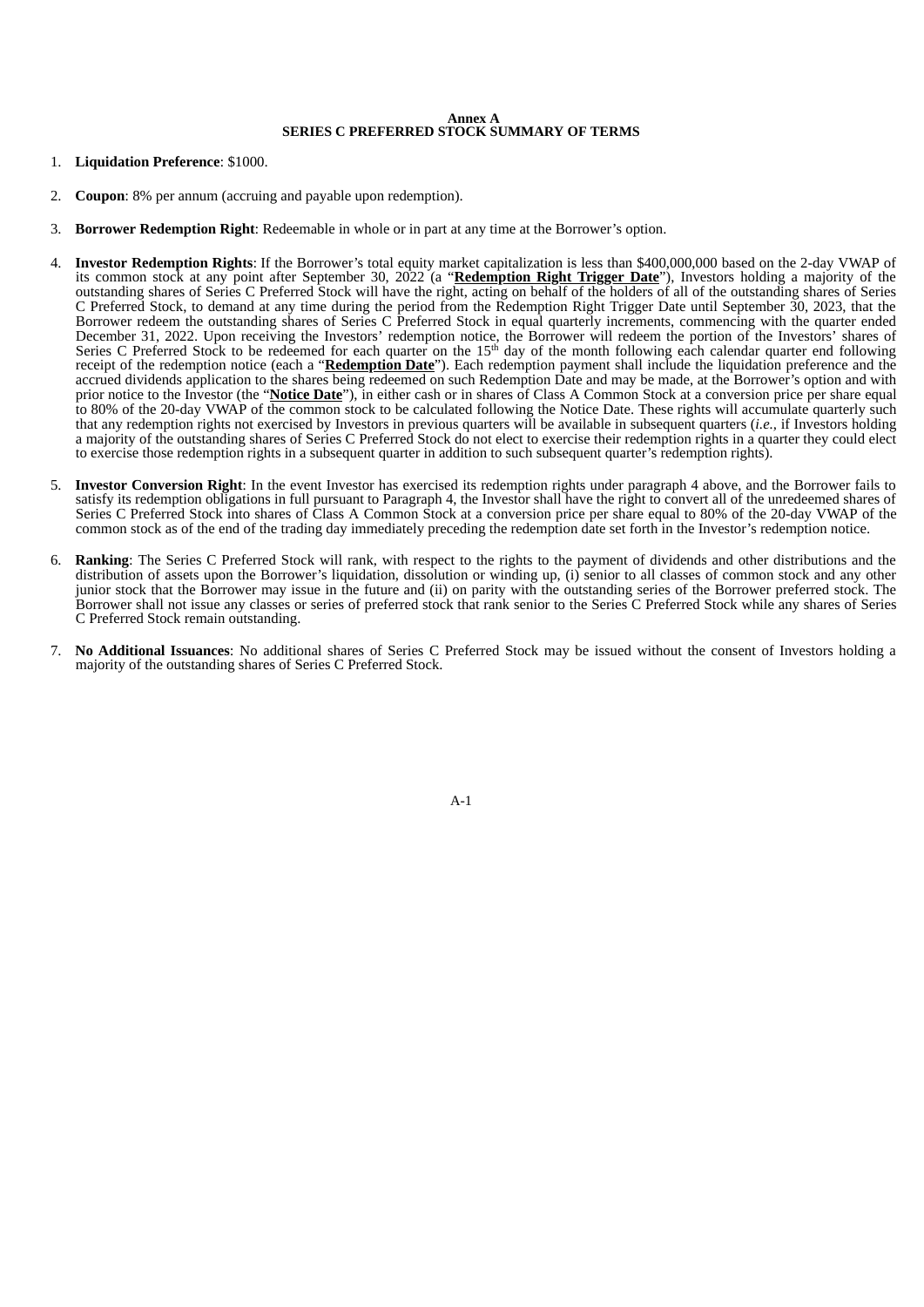**Annex A**
**SERIES C PREFERRED STOCK SUMMARY OF TERMS**

1. **Liquidation Preference**: $1000.

2. **Coupon**: 8% per annum (accruing and payable upon redemption).

3. **Borrower Redemption Right**: Redeemable in whole or in part at any time at the Borrower's option.

4. **Investor Redemption Rights**: If the Borrower's total equity market capitalization is less than $400,000,000 based on the 2-day VWAP of its common stock at any point after September 30, 2022 (a "**Redemption Right Trigger Date**"), Investors holding a majority of the outstanding shares of Series C Preferred Stock will have the right, acting on behalf of the holders of all of the outstanding shares of Series C Preferred Stock, to demand at any time during the period from the Redemption Right Trigger Date until September 30, 2023, that the Borrower redeem the outstanding shares of Series C Preferred Stock in equal quarterly increments, commencing with the quarter ended December 31, 2022. Upon receiving the Investors' redemption notice, the Borrower will redeem the portion of the Investors' shares of Series C Preferred Stock to be redeemed for each quarter on the 15th day of the month following each calendar quarter end following receipt of the redemption notice (each a "**Redemption Date**"). Each redemption payment shall include the liquidation preference and the accrued dividends application to the shares being redeemed on such Redemption Date and may be made, at the Borrower's option and with prior notice to the Investor (the "**Notice Date**"), in either cash or in shares of Class A Common Stock at a conversion price per share equal to 80% of the 20-day VWAP of the common stock to be calculated following the Notice Date. These rights will accumulate quarterly such that any redemption rights not exercised by Investors in previous quarters will be available in subsequent quarters (*i.e.,* if Investors holding a majority of the outstanding shares of Series C Preferred Stock do not elect to exercise their redemption rights in a quarter they could elect to exercise those redemption rights in a subsequent quarter in addition to such subsequent quarter's redemption rights).

5. **Investor Conversion Right**: In the event Investor has exercised its redemption rights under paragraph 4 above, and the Borrower fails to satisfy its redemption obligations in full pursuant to Paragraph 4, the Investor shall have the right to convert all of the unredeemed shares of Series C Preferred Stock into shares of Class A Common Stock at a conversion price per share equal to 80% of the 20-day VWAP of the common stock as of the end of the trading day immediately preceding the redemption date set forth in the Investor's redemption notice.

6. **Ranking**: The Series C Preferred Stock will rank, with respect to the rights to the payment of dividends and other distributions and the distribution of assets upon the Borrower's liquidation, dissolution or winding up, (i) senior to all classes of common stock and any other junior stock that the Borrower may issue in the future and (ii) on parity with the outstanding series of the Borrower preferred stock. The Borrower shall not issue any classes or series of preferred stock that rank senior to the Series C Preferred Stock while any shares of Series C Preferred Stock remain outstanding.

7. **No Additional Issuances**: No additional shares of Series C Preferred Stock may be issued without the consent of Investors holding a majority of the outstanding shares of Series C Preferred Stock.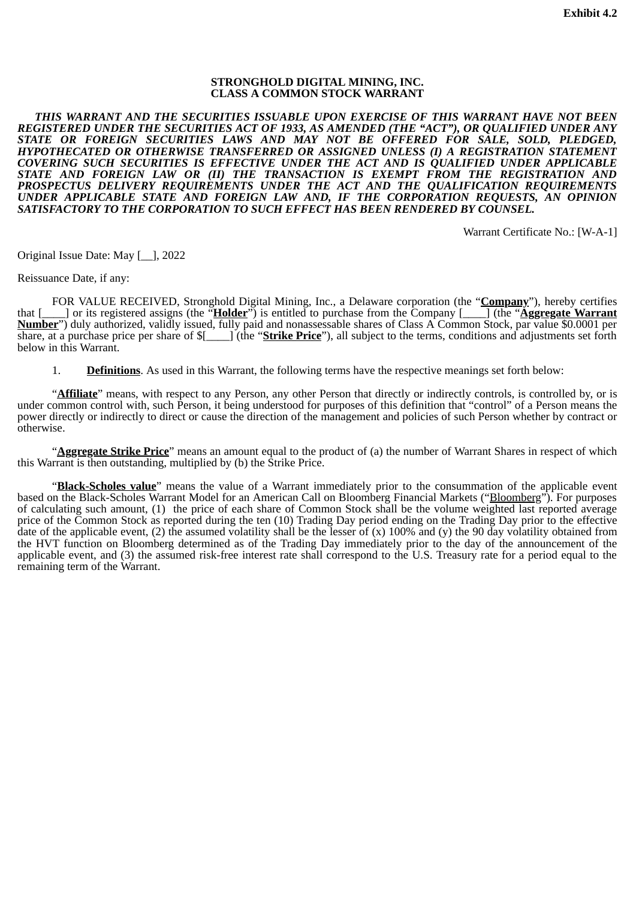**Exhibit 4.2**

**STRONGHOLD DIGITAL MINING, INC.**
**CLASS A COMMON STOCK WARRANT**

***THIS WARRANT AND THE SECURITIES ISSUABLE UPON EXERCISE OF THIS WARRANT HAVE NOT BEEN REGISTERED UNDER THE SECURITIES ACT OF 1933, AS AMENDED (THE "ACT"), OR QUALIFIED UNDER ANY STATE OR FOREIGN SECURITIES LAWS AND MAY NOT BE OFFERED FOR SALE, SOLD, PLEDGED, HYPOTHECATED OR OTHERWISE TRANSFERRED OR ASSIGNED UNLESS (I) A REGISTRATION STATEMENT COVERING SUCH SECURITIES IS EFFECTIVE UNDER THE ACT AND IS QUALIFIED UNDER APPLICABLE STATE AND FOREIGN LAW OR (II) THE TRANSACTION IS EXEMPT FROM THE REGISTRATION AND PROSPECTUS DELIVERY REQUIREMENTS UNDER THE ACT AND THE QUALIFICATION REQUIREMENTS UNDER APPLICABLE STATE AND FOREIGN LAW AND, IF THE CORPORATION REQUESTS, AN OPINION SATISFACTORY TO THE CORPORATION TO SUCH EFFECT HAS BEEN RENDERED BY COUNSEL.***

Warrant Certificate No.: [W-A-1]

Original Issue Date: May [__], 2022

Reissuance Date, if any:

FOR VALUE RECEIVED, Stronghold Digital Mining, Inc., a Delaware corporation (the "**Company**"), hereby certifies that [____] or its registered assigns (the "**Holder**") is entitled to purchase from the Company [____] (the "**Aggregate Warrant Number**") duly authorized, validly issued, fully paid and nonassessable shares of Class A Common Stock, par value $0.0001 per share, at a purchase price per share of $[____] (the "**Strike Price**"), all subject to the terms, conditions and adjustments set forth below in this Warrant.

1. **Definitions**. As used in this Warrant, the following terms have the respective meanings set forth below:

"**Affiliate**" means, with respect to any Person, any other Person that directly or indirectly controls, is controlled by, or is under common control with, such Person, it being understood for purposes of this definition that "control" of a Person means the power directly or indirectly to direct or cause the direction of the management and policies of such Person whether by contract or otherwise.

"**Aggregate Strike Price**" means an amount equal to the product of (a) the number of Warrant Shares in respect of which this Warrant is then outstanding, multiplied by (b) the Strike Price.

"**Black-Scholes value**" means the value of a Warrant immediately prior to the consummation of the applicable event based on the Black-Scholes Warrant Model for an American Call on Bloomberg Financial Markets ("Bloomberg"). For purposes of calculating such amount, (1) the price of each share of Common Stock shall be the volume weighted last reported average price of the Common Stock as reported during the ten (10) Trading Day period ending on the Trading Day prior to the effective date of the applicable event, (2) the assumed volatility shall be the lesser of (x) 100% and (y) the 90 day volatility obtained from the HVT function on Bloomberg determined as of the Trading Day immediately prior to the day of the announcement of the applicable event, and (3) the assumed risk-free interest rate shall correspond to the U.S. Treasury rate for a period equal to the remaining term of the Warrant.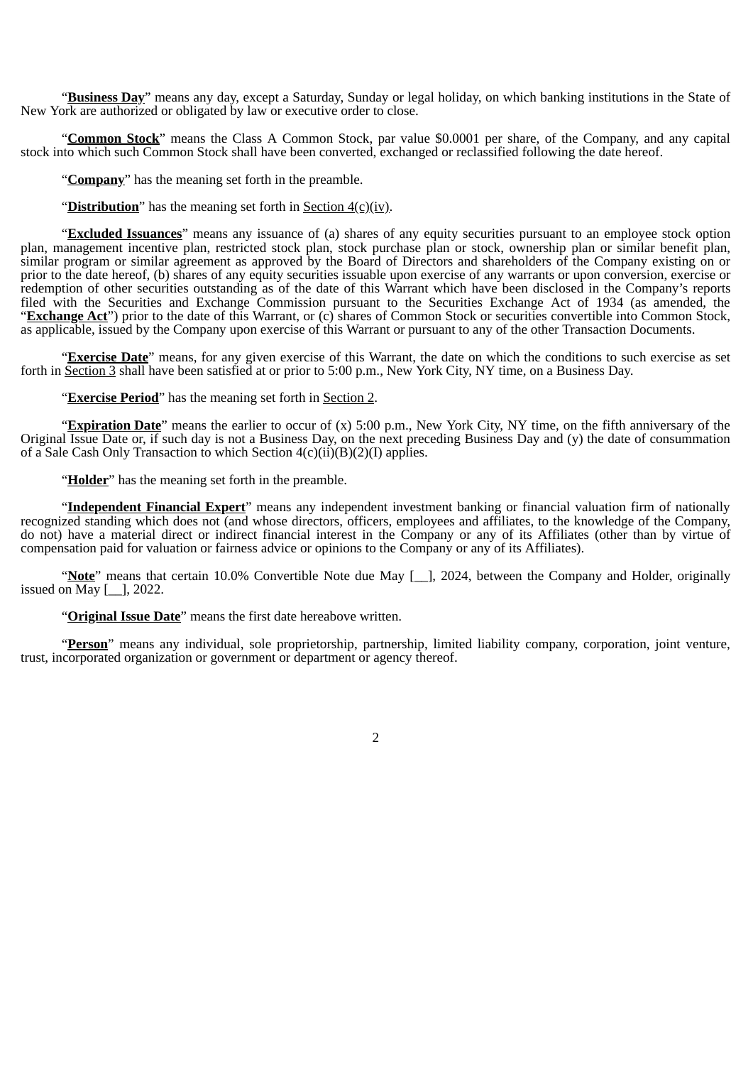"**Business Day**" means any day, except a Saturday, Sunday or legal holiday, on which banking institutions in the State of New York are authorized or obligated by law or executive order to close.

"**Common Stock**" means the Class A Common Stock, par value $0.0001 per share, of the Company, and any capital stock into which such Common Stock shall have been converted, exchanged or reclassified following the date hereof.

"**Company**" has the meaning set forth in the preamble.

"**Distribution**" has the meaning set forth in Section 4(c)(iv).

"**Excluded Issuances**" means any issuance of (a) shares of any equity securities pursuant to an employee stock option plan, management incentive plan, restricted stock plan, stock purchase plan or stock, ownership plan or similar benefit plan, similar program or similar agreement as approved by the Board of Directors and shareholders of the Company existing on or prior to the date hereof, (b) shares of any equity securities issuable upon exercise of any warrants or upon conversion, exercise or redemption of other securities outstanding as of the date of this Warrant which have been disclosed in the Company's reports filed with the Securities and Exchange Commission pursuant to the Securities Exchange Act of 1934 (as amended, the "**Exchange Act**") prior to the date of this Warrant, or (c) shares of Common Stock or securities convertible into Common Stock, as applicable, issued by the Company upon exercise of this Warrant or pursuant to any of the other Transaction Documents.

"**Exercise Date**" means, for any given exercise of this Warrant, the date on which the conditions to such exercise as set forth in Section 3 shall have been satisfied at or prior to 5:00 p.m., New York City, NY time, on a Business Day.

"**Exercise Period**" has the meaning set forth in Section 2.

"**Expiration Date**" means the earlier to occur of (x) 5:00 p.m., New York City, NY time, on the fifth anniversary of the Original Issue Date or, if such day is not a Business Day, on the next preceding Business Day and (y) the date of consummation of a Sale Cash Only Transaction to which Section 4(c)(ii)(B)(2)(I) applies.

"**Holder**" has the meaning set forth in the preamble.

"**Independent Financial Expert**" means any independent investment banking or financial valuation firm of nationally recognized standing which does not (and whose directors, officers, employees and affiliates, to the knowledge of the Company, do not) have a material direct or indirect financial interest in the Company or any of its Affiliates (other than by virtue of compensation paid for valuation or fairness advice or opinions to the Company or any of its Affiliates).

"**Note**" means that certain 10.0% Convertible Note due May [__], 2024, between the Company and Holder, originally issued on May [__], 2022.

"**Original Issue Date**" means the first date hereabove written.

"**Person**" means any individual, sole proprietorship, partnership, limited liability company, corporation, joint venture, trust, incorporated organization or government or department or agency thereof.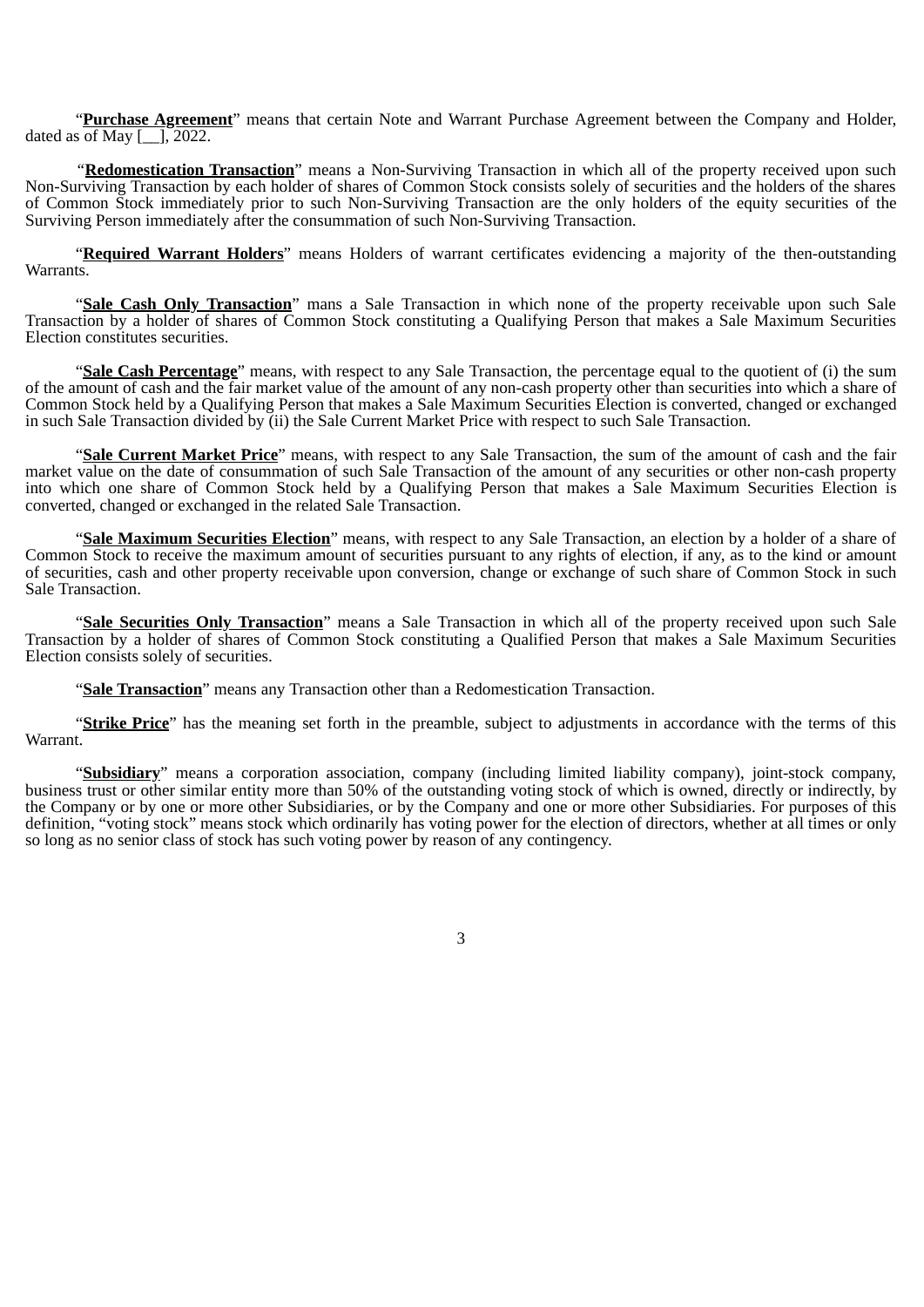"**Purchase Agreement**" means that certain Note and Warrant Purchase Agreement between the Company and Holder, dated as of May [__], 2022.

"**Redomestication Transaction**" means a Non-Surviving Transaction in which all of the property received upon such Non-Surviving Transaction by each holder of shares of Common Stock consists solely of securities and the holders of the shares of Common Stock immediately prior to such Non-Surviving Transaction are the only holders of the equity securities of the Surviving Person immediately after the consummation of such Non-Surviving Transaction.

"**Required Warrant Holders**" means Holders of warrant certificates evidencing a majority of the then-outstanding Warrants.

"**Sale Cash Only Transaction**" mans a Sale Transaction in which none of the property receivable upon such Sale Transaction by a holder of shares of Common Stock constituting a Qualifying Person that makes a Sale Maximum Securities Election constitutes securities.

"**Sale Cash Percentage**" means, with respect to any Sale Transaction, the percentage equal to the quotient of (i) the sum of the amount of cash and the fair market value of the amount of any non-cash property other than securities into which a share of Common Stock held by a Qualifying Person that makes a Sale Maximum Securities Election is converted, changed or exchanged in such Sale Transaction divided by (ii) the Sale Current Market Price with respect to such Sale Transaction.

"**Sale Current Market Price**" means, with respect to any Sale Transaction, the sum of the amount of cash and the fair market value on the date of consummation of such Sale Transaction of the amount of any securities or other non-cash property into which one share of Common Stock held by a Qualifying Person that makes a Sale Maximum Securities Election is converted, changed or exchanged in the related Sale Transaction.

"**Sale Maximum Securities Election**" means, with respect to any Sale Transaction, an election by a holder of a share of Common Stock to receive the maximum amount of securities pursuant to any rights of election, if any, as to the kind or amount of securities, cash and other property receivable upon conversion, change or exchange of such share of Common Stock in such Sale Transaction.

"**Sale Securities Only Transaction**" means a Sale Transaction in which all of the property received upon such Sale Transaction by a holder of shares of Common Stock constituting a Qualified Person that makes a Sale Maximum Securities Election consists solely of securities.

"**Sale Transaction**" means any Transaction other than a Redomestication Transaction.

"**Strike Price**" has the meaning set forth in the preamble, subject to adjustments in accordance with the terms of this Warrant.

"**Subsidiary**" means a corporation association, company (including limited liability company), joint-stock company, business trust or other similar entity more than 50% of the outstanding voting stock of which is owned, directly or indirectly, by the Company or by one or more other Subsidiaries, or by the Company and one or more other Subsidiaries. For purposes of this definition, "voting stock" means stock which ordinarily has voting power for the election of directors, whether at all times or only so long as no senior class of stock has such voting power by reason of any contingency.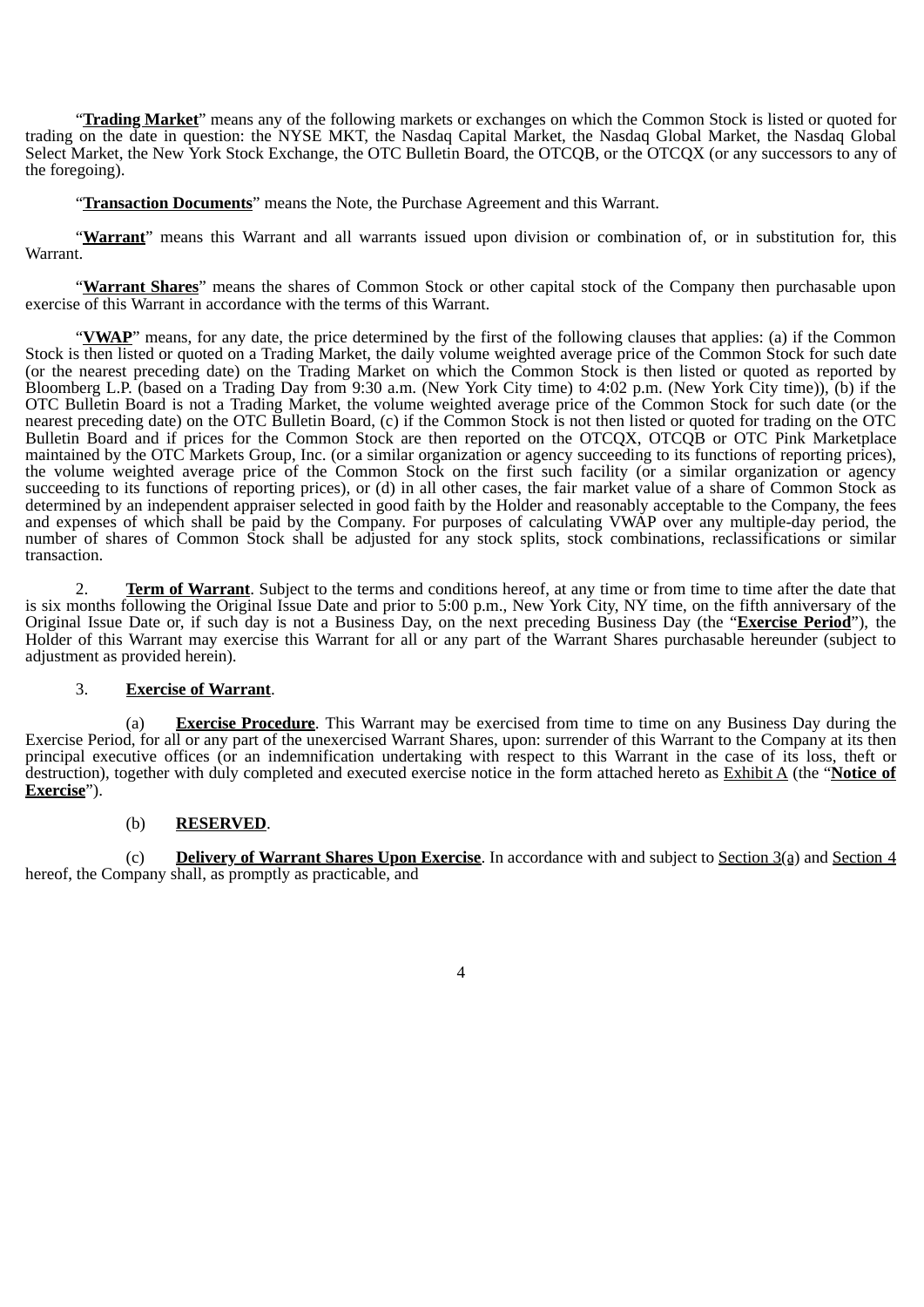"**Trading Market**" means any of the following markets or exchanges on which the Common Stock is listed or quoted for trading on the date in question: the NYSE MKT, the Nasdaq Capital Market, the Nasdaq Global Market, the Nasdaq Global Select Market, the New York Stock Exchange, the OTC Bulletin Board, the OTCQB, or the OTCQX (or any successors to any of the foregoing).

"**Transaction Documents**" means the Note, the Purchase Agreement and this Warrant.

"**Warrant**" means this Warrant and all warrants issued upon division or combination of, or in substitution for, this Warrant.

"**Warrant Shares**" means the shares of Common Stock or other capital stock of the Company then purchasable upon exercise of this Warrant in accordance with the terms of this Warrant.

"**VWAP**" means, for any date, the price determined by the first of the following clauses that applies: (a) if the Common Stock is then listed or quoted on a Trading Market, the daily volume weighted average price of the Common Stock for such date (or the nearest preceding date) on the Trading Market on which the Common Stock is then listed or quoted as reported by Bloomberg L.P. (based on a Trading Day from 9:30 a.m. (New York City time) to 4:02 p.m. (New York City time)), (b) if the OTC Bulletin Board is not a Trading Market, the volume weighted average price of the Common Stock for such date (or the nearest preceding date) on the OTC Bulletin Board, (c) if the Common Stock is not then listed or quoted for trading on the OTC Bulletin Board and if prices for the Common Stock are then reported on the OTCQX, OTCQB or OTC Pink Marketplace maintained by the OTC Markets Group, Inc. (or a similar organization or agency succeeding to its functions of reporting prices), the volume weighted average price of the Common Stock on the first such facility (or a similar organization or agency succeeding to its functions of reporting prices), or (d) in all other cases, the fair market value of a share of Common Stock as determined by an independent appraiser selected in good faith by the Holder and reasonably acceptable to the Company, the fees and expenses of which shall be paid by the Company. For purposes of calculating VWAP over any multiple-day period, the number of shares of Common Stock shall be adjusted for any stock splits, stock combinations, reclassifications or similar transaction.

2. **Term of Warrant**. Subject to the terms and conditions hereof, at any time or from time to time after the date that is six months following the Original Issue Date and prior to 5:00 p.m., New York City, NY time, on the fifth anniversary of the Original Issue Date or, if such day is not a Business Day, on the next preceding Business Day (the "**Exercise Period**"), the Holder of this Warrant may exercise this Warrant for all or any part of the Warrant Shares purchasable hereunder (subject to adjustment as provided herein).

3. **Exercise of Warrant**.

(a) **Exercise Procedure**. This Warrant may be exercised from time to time on any Business Day during the Exercise Period, for all or any part of the unexercised Warrant Shares, upon: surrender of this Warrant to the Company at its then principal executive offices (or an indemnification undertaking with respect to this Warrant in the case of its loss, theft or destruction), together with duly completed and executed exercise notice in the form attached hereto as Exhibit A (the "**Notice of Exercise**").

(b) **RESERVED**.

(c) **Delivery of Warrant Shares Upon Exercise**. In accordance with and subject to Section 3(a) and Section 4 hereof, the Company shall, as promptly as practicable, and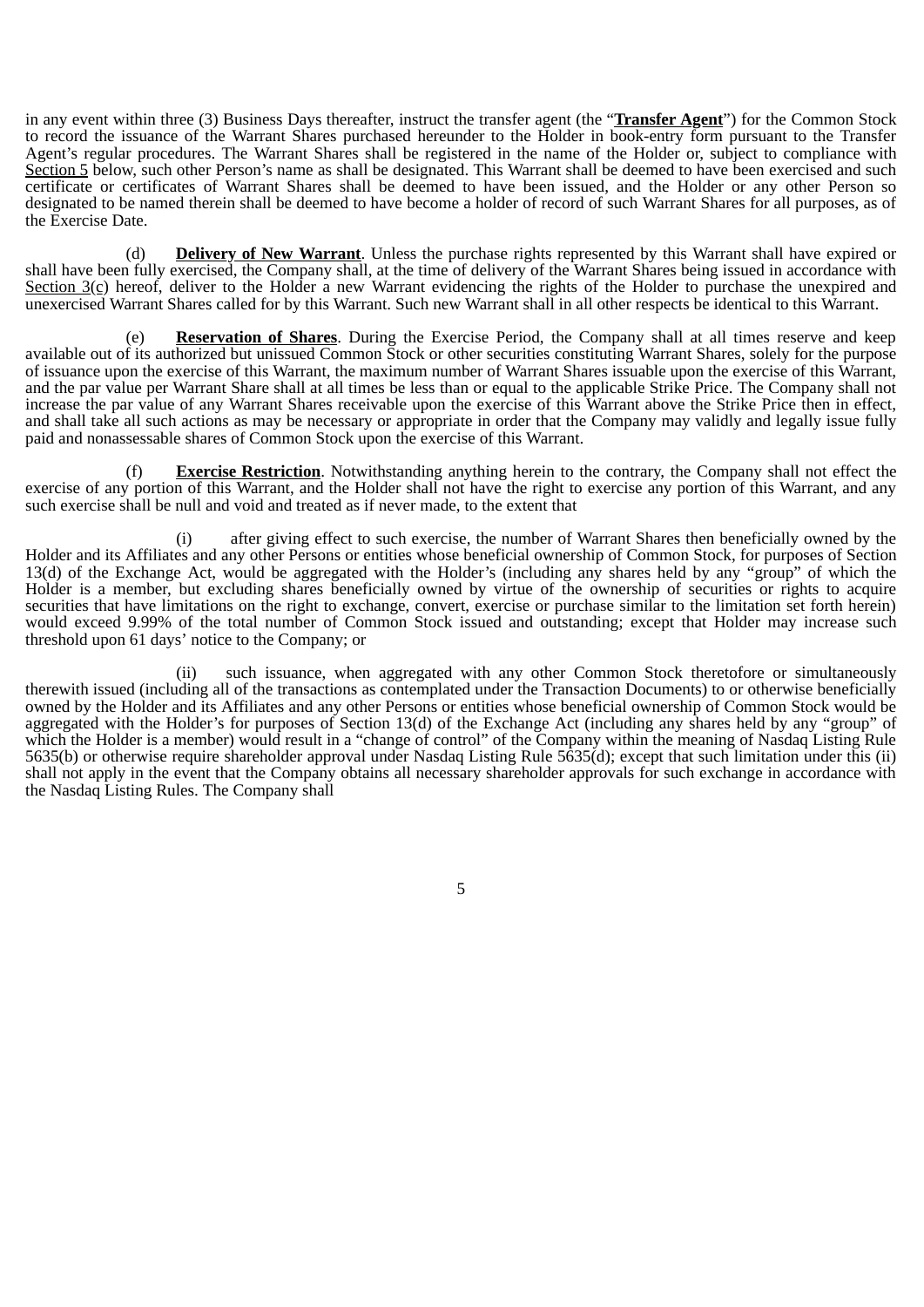in any event within three (3) Business Days thereafter, instruct the transfer agent (the "**Transfer Agent**") for the Common Stock to record the issuance of the Warrant Shares purchased hereunder to the Holder in book-entry form pursuant to the Transfer Agent's regular procedures. The Warrant Shares shall be registered in the name of the Holder or, subject to compliance with Section 5 below, such other Person's name as shall be designated. This Warrant shall be deemed to have been exercised and such certificate or certificates of Warrant Shares shall be deemed to have been issued, and the Holder or any other Person so designated to be named therein shall be deemed to have become a holder of record of such Warrant Shares for all purposes, as of the Exercise Date.

(d) **Delivery of New Warrant**. Unless the purchase rights represented by this Warrant shall have expired or shall have been fully exercised, the Company shall, at the time of delivery of the Warrant Shares being issued in accordance with Section 3(c) hereof, deliver to the Holder a new Warrant evidencing the rights of the Holder to purchase the unexpired and unexercised Warrant Shares called for by this Warrant. Such new Warrant shall in all other respects be identical to this Warrant.

(e) **Reservation of Shares**. During the Exercise Period, the Company shall at all times reserve and keep available out of its authorized but unissued Common Stock or other securities constituting Warrant Shares, solely for the purpose of issuance upon the exercise of this Warrant, the maximum number of Warrant Shares issuable upon the exercise of this Warrant, and the par value per Warrant Share shall at all times be less than or equal to the applicable Strike Price. The Company shall not increase the par value of any Warrant Shares receivable upon the exercise of this Warrant above the Strike Price then in effect, and shall take all such actions as may be necessary or appropriate in order that the Company may validly and legally issue fully paid and nonassessable shares of Common Stock upon the exercise of this Warrant.

(f) **Exercise Restriction**. Notwithstanding anything herein to the contrary, the Company shall not effect the exercise of any portion of this Warrant, and the Holder shall not have the right to exercise any portion of this Warrant, and any such exercise shall be null and void and treated as if never made, to the extent that

(i) after giving effect to such exercise, the number of Warrant Shares then beneficially owned by the Holder and its Affiliates and any other Persons or entities whose beneficial ownership of Common Stock, for purposes of Section 13(d) of the Exchange Act, would be aggregated with the Holder's (including any shares held by any "group" of which the Holder is a member, but excluding shares beneficially owned by virtue of the ownership of securities or rights to acquire securities that have limitations on the right to exchange, convert, exercise or purchase similar to the limitation set forth herein) would exceed 9.99% of the total number of Common Stock issued and outstanding; except that Holder may increase such threshold upon 61 days' notice to the Company; or

(ii) such issuance, when aggregated with any other Common Stock theretofore or simultaneously therewith issued (including all of the transactions as contemplated under the Transaction Documents) to or otherwise beneficially owned by the Holder and its Affiliates and any other Persons or entities whose beneficial ownership of Common Stock would be aggregated with the Holder's for purposes of Section 13(d) of the Exchange Act (including any shares held by any "group" of which the Holder is a member) would result in a "change of control" of the Company within the meaning of Nasdaq Listing Rule 5635(b) or otherwise require shareholder approval under Nasdaq Listing Rule 5635(d); except that such limitation under this (ii) shall not apply in the event that the Company obtains all necessary shareholder approvals for such exchange in accordance with the Nasdaq Listing Rules. The Company shall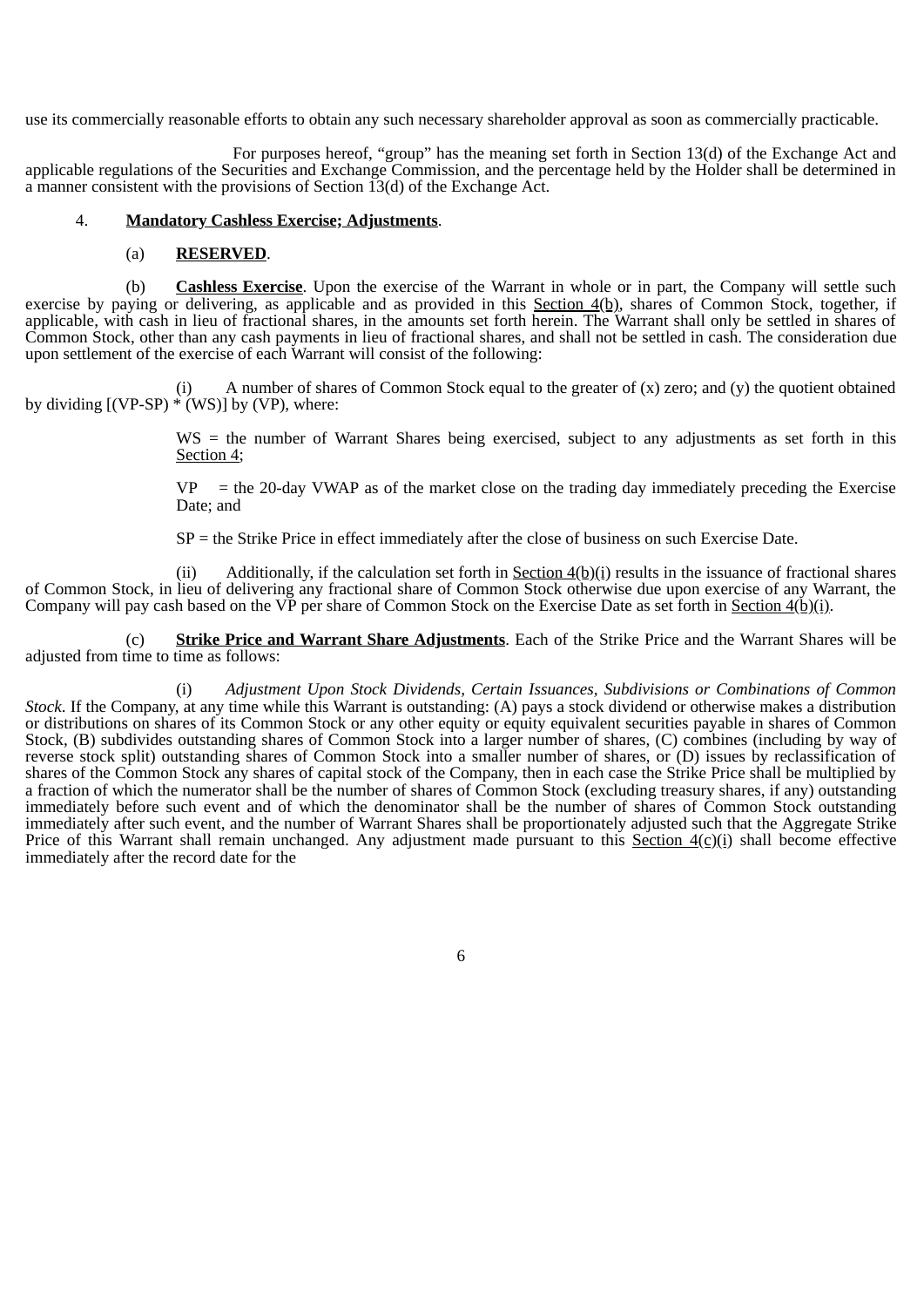use its commercially reasonable efforts to obtain any such necessary shareholder approval as soon as commercially practicable.

For purposes hereof, "group" has the meaning set forth in Section 13(d) of the Exchange Act and applicable regulations of the Securities and Exchange Commission, and the percentage held by the Holder shall be determined in a manner consistent with the provisions of Section 13(d) of the Exchange Act.

4. **Mandatory Cashless Exercise; Adjustments**.

(a) **RESERVED**.

(b) **Cashless Exercise**. Upon the exercise of the Warrant in whole or in part, the Company will settle such exercise by paying or delivering, as applicable and as provided in this Section 4(b), shares of Common Stock, together, if applicable, with cash in lieu of fractional shares, in the amounts set forth herein. The Warrant shall only be settled in shares of Common Stock, other than any cash payments in lieu of fractional shares, and shall not be settled in cash. The consideration due upon settlement of the exercise of each Warrant will consist of the following:

(i) A number of shares of Common Stock equal to the greater of (x) zero; and (y) the quotient obtained by dividing [(VP-SP) * (WS)] by (VP), where:

WS = the number of Warrant Shares being exercised, subject to any adjustments as set forth in this Section 4;

VP = the 20-day VWAP as of the market close on the trading day immediately preceding the Exercise Date; and

SP = the Strike Price in effect immediately after the close of business on such Exercise Date.

(ii) Additionally, if the calculation set forth in Section 4(b)(i) results in the issuance of fractional shares of Common Stock, in lieu of delivering any fractional share of Common Stock otherwise due upon exercise of any Warrant, the Company will pay cash based on the VP per share of Common Stock on the Exercise Date as set forth in Section 4(b)(i).

(c) **Strike Price and Warrant Share Adjustments**. Each of the Strike Price and the Warrant Shares will be adjusted from time to time as follows:

(i) *Adjustment Upon Stock Dividends, Certain Issuances, Subdivisions or Combinations of Common Stock*. If the Company, at any time while this Warrant is outstanding: (A) pays a stock dividend or otherwise makes a distribution or distributions on shares of its Common Stock or any other equity or equity equivalent securities payable in shares of Common Stock, (B) subdivides outstanding shares of Common Stock into a larger number of shares, (C) combines (including by way of reverse stock split) outstanding shares of Common Stock into a smaller number of shares, or (D) issues by reclassification of shares of the Common Stock any shares of capital stock of the Company, then in each case the Strike Price shall be multiplied by a fraction of which the numerator shall be the number of shares of Common Stock (excluding treasury shares, if any) outstanding immediately before such event and of which the denominator shall be the number of shares of Common Stock outstanding immediately after such event, and the number of Warrant Shares shall be proportionately adjusted such that the Aggregate Strike Price of this Warrant shall remain unchanged. Any adjustment made pursuant to this Section 4(c)(i) shall become effective immediately after the record date for the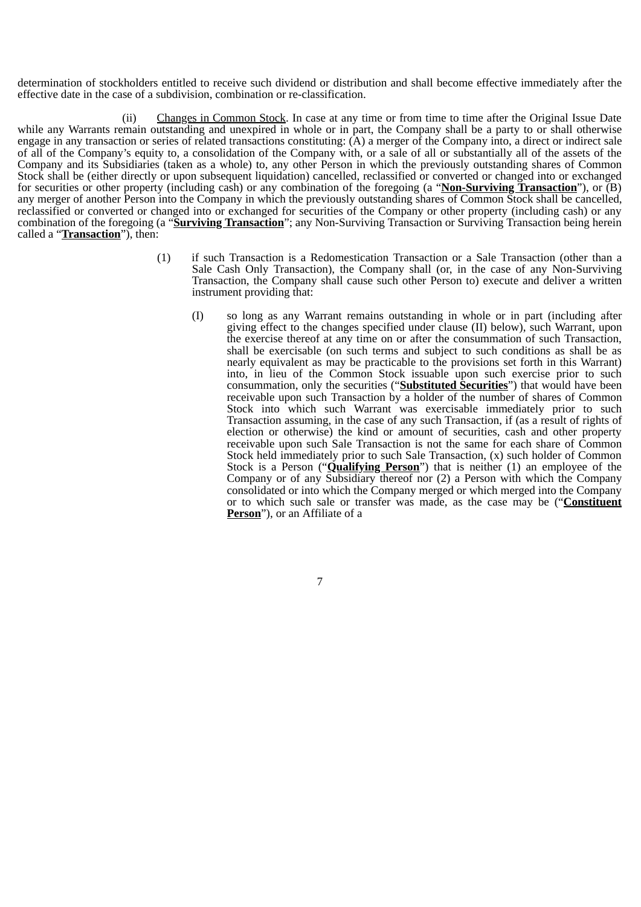determination of stockholders entitled to receive such dividend or distribution and shall become effective immediately after the effective date in the case of a subdivision, combination or re-classification.

(ii) Changes in Common Stock. In case at any time or from time to time after the Original Issue Date while any Warrants remain outstanding and unexpired in whole or in part, the Company shall be a party to or shall otherwise engage in any transaction or series of related transactions constituting: (A) a merger of the Company into, a direct or indirect sale of all of the Company's equity to, a consolidation of the Company with, or a sale of all or substantially all of the assets of the Company and its Subsidiaries (taken as a whole) to, any other Person in which the previously outstanding shares of Common Stock shall be (either directly or upon subsequent liquidation) cancelled, reclassified or converted or changed into or exchanged for securities or other property (including cash) or any combination of the foregoing (a "**Non-Surviving Transaction**"), or (B) any merger of another Person into the Company in which the previously outstanding shares of Common Stock shall be cancelled, reclassified or converted or changed into or exchanged for securities of the Company or other property (including cash) or any combination of the foregoing (a "**Surviving Transaction**"; any Non-Surviving Transaction or Surviving Transaction being herein called a "**Transaction**"), then:

(1) if such Transaction is a Redomestication Transaction or a Sale Transaction (other than a Sale Cash Only Transaction), the Company shall (or, in the case of any Non-Surviving Transaction, the Company shall cause such other Person to) execute and deliver a written instrument providing that:

(I) so long as any Warrant remains outstanding in whole or in part (including after giving effect to the changes specified under clause (II) below), such Warrant, upon the exercise thereof at any time on or after the consummation of such Transaction, shall be exercisable (on such terms and subject to such conditions as shall be as nearly equivalent as may be practicable to the provisions set forth in this Warrant) into, in lieu of the Common Stock issuable upon such exercise prior to such consummation, only the securities ("**Substituted Securities**") that would have been receivable upon such Transaction by a holder of the number of shares of Common Stock into which such Warrant was exercisable immediately prior to such Transaction assuming, in the case of any such Transaction, if (as a result of rights of election or otherwise) the kind or amount of securities, cash and other property receivable upon such Sale Transaction is not the same for each share of Common Stock held immediately prior to such Sale Transaction, (x) such holder of Common Stock is a Person ("**Qualifying Person**") that is neither (1) an employee of the Company or of any Subsidiary thereof nor (2) a Person with which the Company consolidated or into which the Company merged or which merged into the Company or to which such sale or transfer was made, as the case may be ("**Constituent Person**"), or an Affiliate of a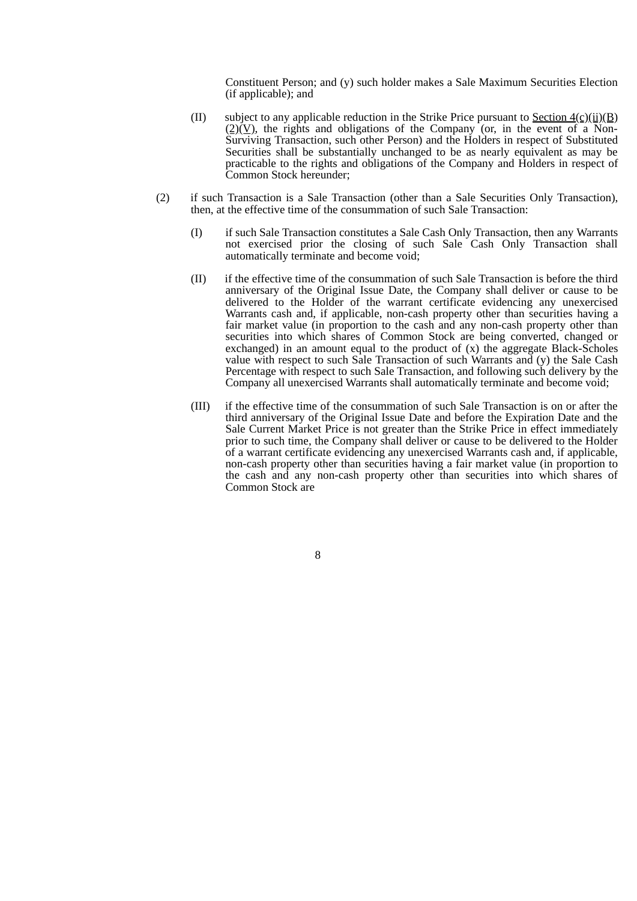Constituent Person; and (y) such holder makes a Sale Maximum Securities Election (if applicable); and

(II) subject to any applicable reduction in the Strike Price pursuant to Section 4(c)(ii)(B)(2)(V), the rights and obligations of the Company (or, in the event of a Non-Surviving Transaction, such other Person) and the Holders in respect of Substituted Securities shall be substantially unchanged to be as nearly equivalent as may be practicable to the rights and obligations of the Company and Holders in respect of Common Stock hereunder;

(2) if such Transaction is a Sale Transaction (other than a Sale Securities Only Transaction), then, at the effective time of the consummation of such Sale Transaction:

(I) if such Sale Transaction constitutes a Sale Cash Only Transaction, then any Warrants not exercised prior the closing of such Sale Cash Only Transaction shall automatically terminate and become void;

(II) if the effective time of the consummation of such Sale Transaction is before the third anniversary of the Original Issue Date, the Company shall deliver or cause to be delivered to the Holder of the warrant certificate evidencing any unexercised Warrants cash and, if applicable, non-cash property other than securities having a fair market value (in proportion to the cash and any non-cash property other than securities into which shares of Common Stock are being converted, changed or exchanged) in an amount equal to the product of (x) the aggregate Black-Scholes value with respect to such Sale Transaction of such Warrants and (y) the Sale Cash Percentage with respect to such Sale Transaction, and following such delivery by the Company all unexercised Warrants shall automatically terminate and become void;

(III) if the effective time of the consummation of such Sale Transaction is on or after the third anniversary of the Original Issue Date and before the Expiration Date and the Sale Current Market Price is not greater than the Strike Price in effect immediately prior to such time, the Company shall deliver or cause to be delivered to the Holder of a warrant certificate evidencing any unexercised Warrants cash and, if applicable, non-cash property other than securities having a fair market value (in proportion to the cash and any non-cash property other than securities into which shares of Common Stock are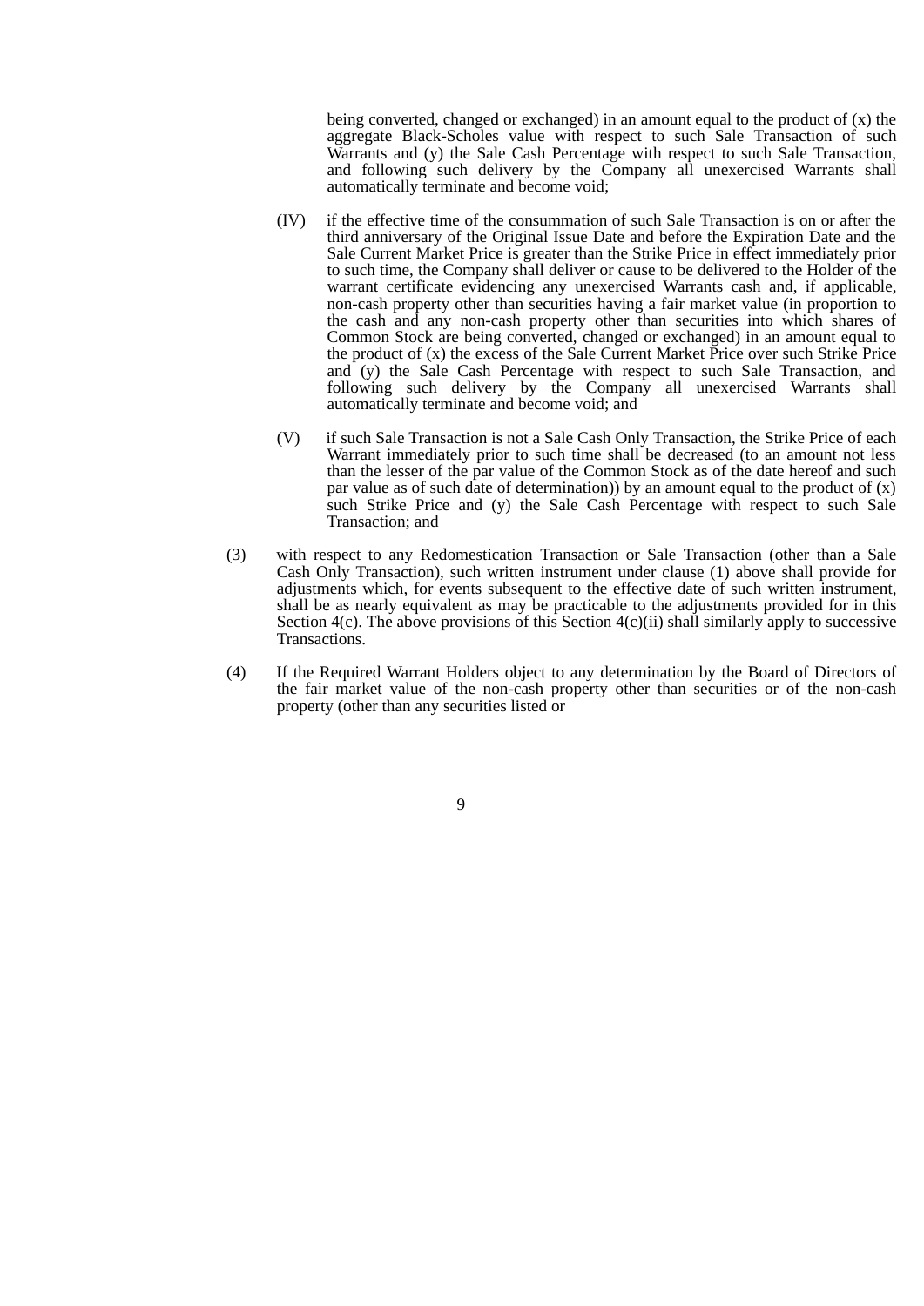being converted, changed or exchanged) in an amount equal to the product of (x) the aggregate Black-Scholes value with respect to such Sale Transaction of such Warrants and (y) the Sale Cash Percentage with respect to such Sale Transaction, and following such delivery by the Company all unexercised Warrants shall automatically terminate and become void;

(IV) if the effective time of the consummation of such Sale Transaction is on or after the third anniversary of the Original Issue Date and before the Expiration Date and the Sale Current Market Price is greater than the Strike Price in effect immediately prior to such time, the Company shall deliver or cause to be delivered to the Holder of the warrant certificate evidencing any unexercised Warrants cash and, if applicable, non-cash property other than securities having a fair market value (in proportion to the cash and any non-cash property other than securities into which shares of Common Stock are being converted, changed or exchanged) in an amount equal to the product of (x) the excess of the Sale Current Market Price over such Strike Price and (y) the Sale Cash Percentage with respect to such Sale Transaction, and following such delivery by the Company all unexercised Warrants shall automatically terminate and become void; and

(V) if such Sale Transaction is not a Sale Cash Only Transaction, the Strike Price of each Warrant immediately prior to such time shall be decreased (to an amount not less than the lesser of the par value of the Common Stock as of the date hereof and such par value as of such date of determination)) by an amount equal to the product of (x) such Strike Price and (y) the Sale Cash Percentage with respect to such Sale Transaction; and

(3) with respect to any Redomestication Transaction or Sale Transaction (other than a Sale Cash Only Transaction), such written instrument under clause (1) above shall provide for adjustments which, for events subsequent to the effective date of such written instrument, shall be as nearly equivalent as may be practicable to the adjustments provided for in this Section 4(c). The above provisions of this Section 4(c)(ii) shall similarly apply to successive Transactions.

(4) If the Required Warrant Holders object to any determination by the Board of Directors of the fair market value of the non-cash property other than securities or of the non-cash property (other than any securities listed or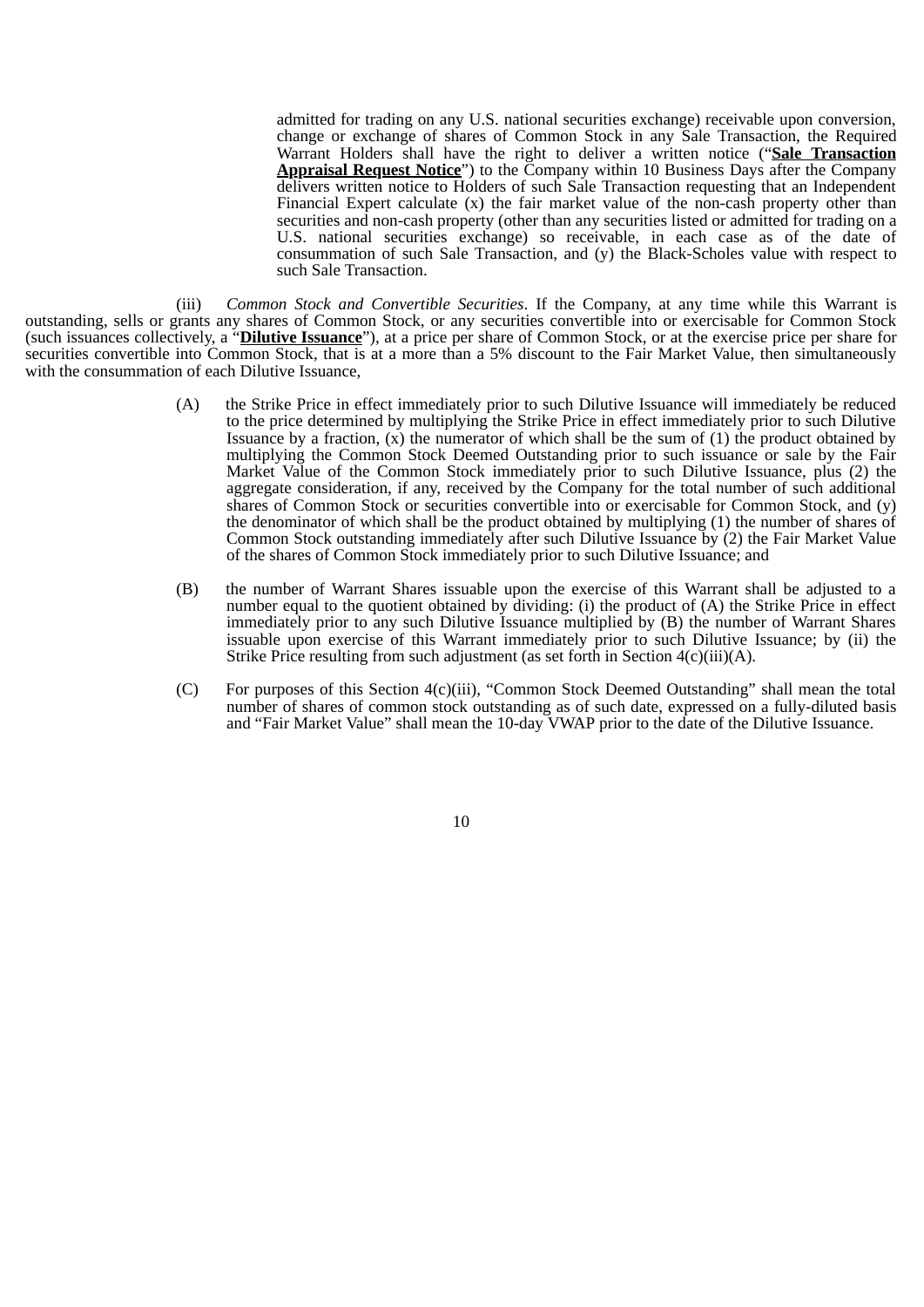admitted for trading on any U.S. national securities exchange) receivable upon conversion, change or exchange of shares of Common Stock in any Sale Transaction, the Required Warrant Holders shall have the right to deliver a written notice ("**Sale Transaction Appraisal Request Notice**") to the Company within 10 Business Days after the Company delivers written notice to Holders of such Sale Transaction requesting that an Independent Financial Expert calculate (x) the fair market value of the non-cash property other than securities and non-cash property (other than any securities listed or admitted for trading on a U.S. national securities exchange) so receivable, in each case as of the date of consummation of such Sale Transaction, and (y) the Black-Scholes value with respect to such Sale Transaction.

(iii) *Common Stock and Convertible Securities*. If the Company, at any time while this Warrant is outstanding, sells or grants any shares of Common Stock, or any securities convertible into or exercisable for Common Stock (such issuances collectively, a "**Dilutive Issuance**"), at a price per share of Common Stock, or at the exercise price per share for securities convertible into Common Stock, that is at a more than a 5% discount to the Fair Market Value, then simultaneously with the consummation of each Dilutive Issuance,

(A) the Strike Price in effect immediately prior to such Dilutive Issuance will immediately be reduced to the price determined by multiplying the Strike Price in effect immediately prior to such Dilutive Issuance by a fraction, (x) the numerator of which shall be the sum of (1) the product obtained by multiplying the Common Stock Deemed Outstanding prior to such issuance or sale by the Fair Market Value of the Common Stock immediately prior to such Dilutive Issuance, plus (2) the aggregate consideration, if any, received by the Company for the total number of such additional shares of Common Stock or securities convertible into or exercisable for Common Stock, and (y) the denominator of which shall be the product obtained by multiplying (1) the number of shares of Common Stock outstanding immediately after such Dilutive Issuance by (2) the Fair Market Value of the shares of Common Stock immediately prior to such Dilutive Issuance; and

(B) the number of Warrant Shares issuable upon the exercise of this Warrant shall be adjusted to a number equal to the quotient obtained by dividing: (i) the product of (A) the Strike Price in effect immediately prior to any such Dilutive Issuance multiplied by (B) the number of Warrant Shares issuable upon exercise of this Warrant immediately prior to such Dilutive Issuance; by (ii) the Strike Price resulting from such adjustment (as set forth in Section 4(c)(iii)(A).

(C) For purposes of this Section 4(c)(iii), "Common Stock Deemed Outstanding" shall mean the total number of shares of common stock outstanding as of such date, expressed on a fully-diluted basis and "Fair Market Value" shall mean the 10-day VWAP prior to the date of the Dilutive Issuance.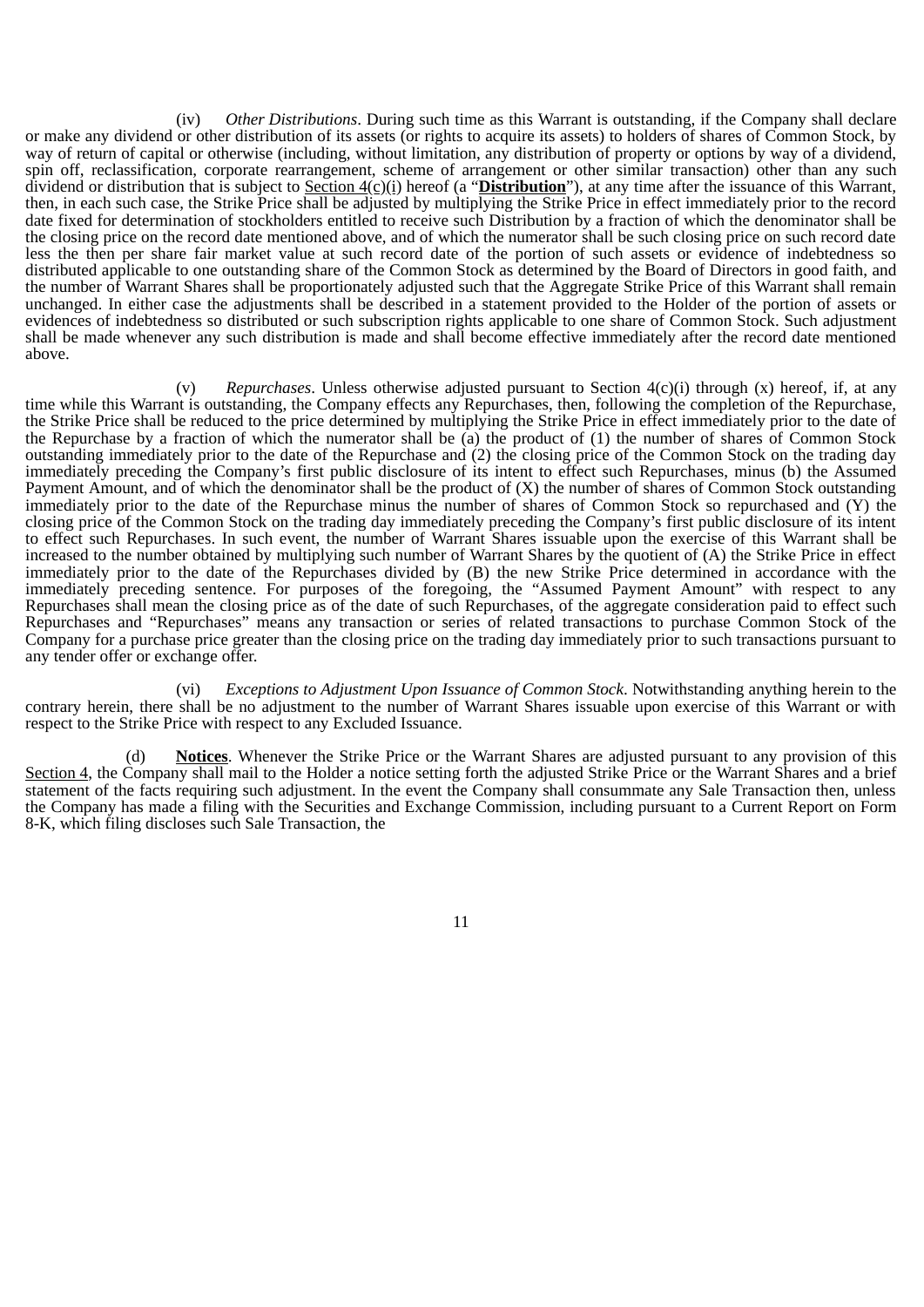(iv) *Other Distributions*. During such time as this Warrant is outstanding, if the Company shall declare or make any dividend or other distribution of its assets (or rights to acquire its assets) to holders of shares of Common Stock, by way of return of capital or otherwise (including, without limitation, any distribution of property or options by way of a dividend, spin off, reclassification, corporate rearrangement, scheme of arrangement or other similar transaction) other than any such dividend or distribution that is subject to Section 4(c)(i) hereof (a "**Distribution**"), at any time after the issuance of this Warrant, then, in each such case, the Strike Price shall be adjusted by multiplying the Strike Price in effect immediately prior to the record date fixed for determination of stockholders entitled to receive such Distribution by a fraction of which the denominator shall be the closing price on the record date mentioned above, and of which the numerator shall be such closing price on such record date less the then per share fair market value at such record date of the portion of such assets or evidence of indebtedness so distributed applicable to one outstanding share of the Common Stock as determined by the Board of Directors in good faith, and the number of Warrant Shares shall be proportionately adjusted such that the Aggregate Strike Price of this Warrant shall remain unchanged. In either case the adjustments shall be described in a statement provided to the Holder of the portion of assets or evidences of indebtedness so distributed or such subscription rights applicable to one share of Common Stock. Such adjustment shall be made whenever any such distribution is made and shall become effective immediately after the record date mentioned above.

(v) *Repurchases*. Unless otherwise adjusted pursuant to Section 4(c)(i) through (x) hereof, if, at any time while this Warrant is outstanding, the Company effects any Repurchases, then, following the completion of the Repurchase, the Strike Price shall be reduced to the price determined by multiplying the Strike Price in effect immediately prior to the date of the Repurchase by a fraction of which the numerator shall be (a) the product of (1) the number of shares of Common Stock outstanding immediately prior to the date of the Repurchase and (2) the closing price of the Common Stock on the trading day immediately preceding the Company's first public disclosure of its intent to effect such Repurchases, minus (b) the Assumed Payment Amount, and of which the denominator shall be the product of (X) the number of shares of Common Stock outstanding immediately prior to the date of the Repurchase minus the number of shares of Common Stock so repurchased and (Y) the closing price of the Common Stock on the trading day immediately preceding the Company's first public disclosure of its intent to effect such Repurchases. In such event, the number of Warrant Shares issuable upon the exercise of this Warrant shall be increased to the number obtained by multiplying such number of Warrant Shares by the quotient of (A) the Strike Price in effect immediately prior to the date of the Repurchases divided by (B) the new Strike Price determined in accordance with the immediately preceding sentence. For purposes of the foregoing, the "Assumed Payment Amount" with respect to any Repurchases shall mean the closing price as of the date of such Repurchases, of the aggregate consideration paid to effect such Repurchases and "Repurchases" means any transaction or series of related transactions to purchase Common Stock of the Company for a purchase price greater than the closing price on the trading day immediately prior to such transactions pursuant to any tender offer or exchange offer.

(vi) *Exceptions to Adjustment Upon Issuance of Common Stock*. Notwithstanding anything herein to the contrary herein, there shall be no adjustment to the number of Warrant Shares issuable upon exercise of this Warrant or with respect to the Strike Price with respect to any Excluded Issuance.

(d) **Notices**. Whenever the Strike Price or the Warrant Shares are adjusted pursuant to any provision of this Section 4, the Company shall mail to the Holder a notice setting forth the adjusted Strike Price or the Warrant Shares and a brief statement of the facts requiring such adjustment. In the event the Company shall consummate any Sale Transaction then, unless the Company has made a filing with the Securities and Exchange Commission, including pursuant to a Current Report on Form 8-K, which filing discloses such Sale Transaction, the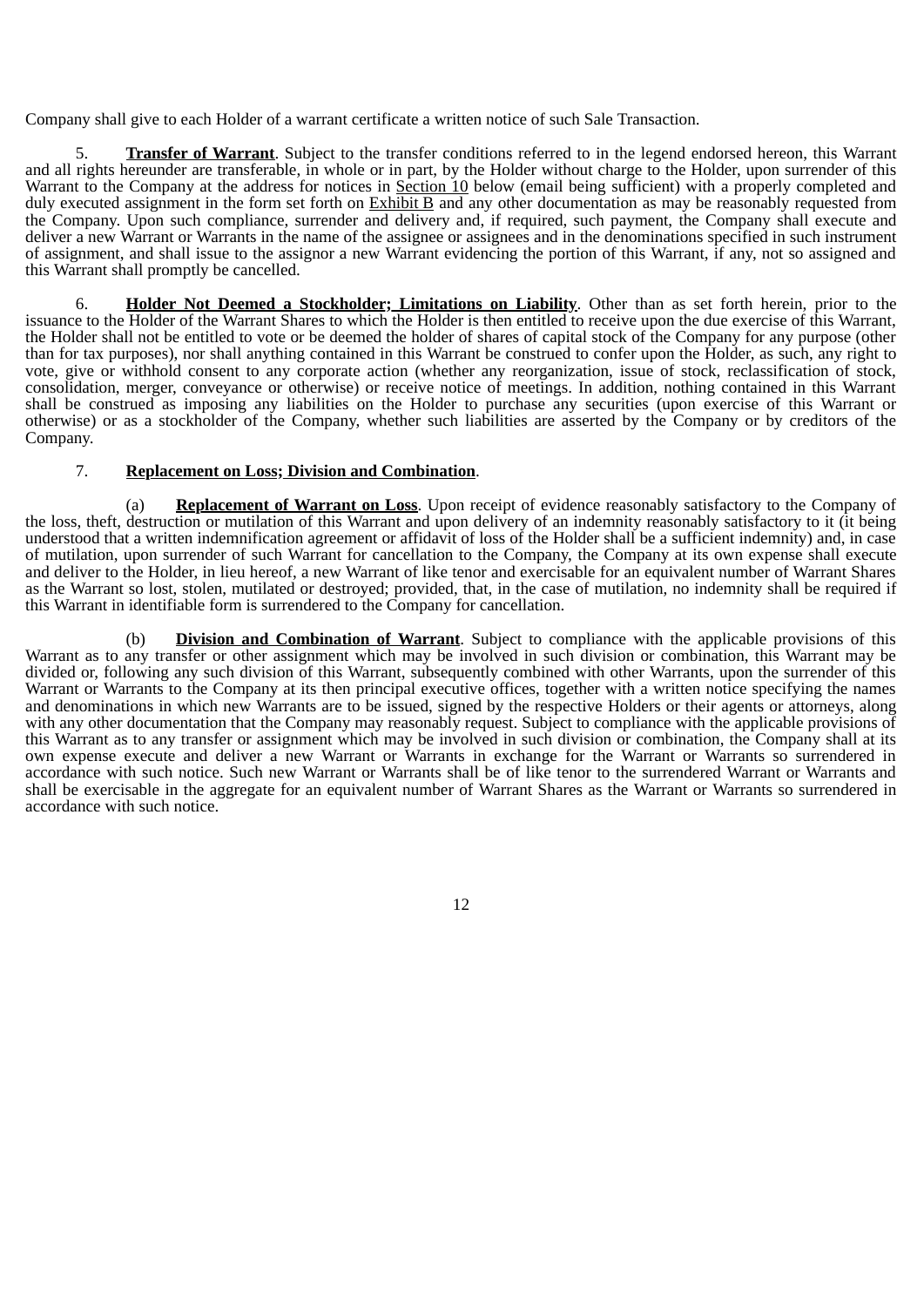Company shall give to each Holder of a warrant certificate a written notice of such Sale Transaction.

5. **Transfer of Warrant**. Subject to the transfer conditions referred to in the legend endorsed hereon, this Warrant and all rights hereunder are transferable, in whole or in part, by the Holder without charge to the Holder, upon surrender of this Warrant to the Company at the address for notices in Section 10 below (email being sufficient) with a properly completed and duly executed assignment in the form set forth on Exhibit B and any other documentation as may be reasonably requested from the Company. Upon such compliance, surrender and delivery and, if required, such payment, the Company shall execute and deliver a new Warrant or Warrants in the name of the assignee or assignees and in the denominations specified in such instrument of assignment, and shall issue to the assignor a new Warrant evidencing the portion of this Warrant, if any, not so assigned and this Warrant shall promptly be cancelled.

6. **Holder Not Deemed a Stockholder; Limitations on Liability**. Other than as set forth herein, prior to the issuance to the Holder of the Warrant Shares to which the Holder is then entitled to receive upon the due exercise of this Warrant, the Holder shall not be entitled to vote or be deemed the holder of shares of capital stock of the Company for any purpose (other than for tax purposes), nor shall anything contained in this Warrant be construed to confer upon the Holder, as such, any right to vote, give or withhold consent to any corporate action (whether any reorganization, issue of stock, reclassification of stock, consolidation, merger, conveyance or otherwise) or receive notice of meetings. In addition, nothing contained in this Warrant shall be construed as imposing any liabilities on the Holder to purchase any securities (upon exercise of this Warrant or otherwise) or as a stockholder of the Company, whether such liabilities are asserted by the Company or by creditors of the Company.

7. **Replacement on Loss; Division and Combination**.

(a) **Replacement of Warrant on Loss**. Upon receipt of evidence reasonably satisfactory to the Company of the loss, theft, destruction or mutilation of this Warrant and upon delivery of an indemnity reasonably satisfactory to it (it being understood that a written indemnification agreement or affidavit of loss of the Holder shall be a sufficient indemnity) and, in case of mutilation, upon surrender of such Warrant for cancellation to the Company, the Company at its own expense shall execute and deliver to the Holder, in lieu hereof, a new Warrant of like tenor and exercisable for an equivalent number of Warrant Shares as the Warrant so lost, stolen, mutilated or destroyed; provided, that, in the case of mutilation, no indemnity shall be required if this Warrant in identifiable form is surrendered to the Company for cancellation.

(b) **Division and Combination of Warrant**. Subject to compliance with the applicable provisions of this Warrant as to any transfer or other assignment which may be involved in such division or combination, this Warrant may be divided or, following any such division of this Warrant, subsequently combined with other Warrants, upon the surrender of this Warrant or Warrants to the Company at its then principal executive offices, together with a written notice specifying the names and denominations in which new Warrants are to be issued, signed by the respective Holders or their agents or attorneys, along with any other documentation that the Company may reasonably request. Subject to compliance with the applicable provisions of this Warrant as to any transfer or assignment which may be involved in such division or combination, the Company shall at its own expense execute and deliver a new Warrant or Warrants in exchange for the Warrant or Warrants so surrendered in accordance with such notice. Such new Warrant or Warrants shall be of like tenor to the surrendered Warrant or Warrants and shall be exercisable in the aggregate for an equivalent number of Warrant Shares as the Warrant or Warrants so surrendered in accordance with such notice.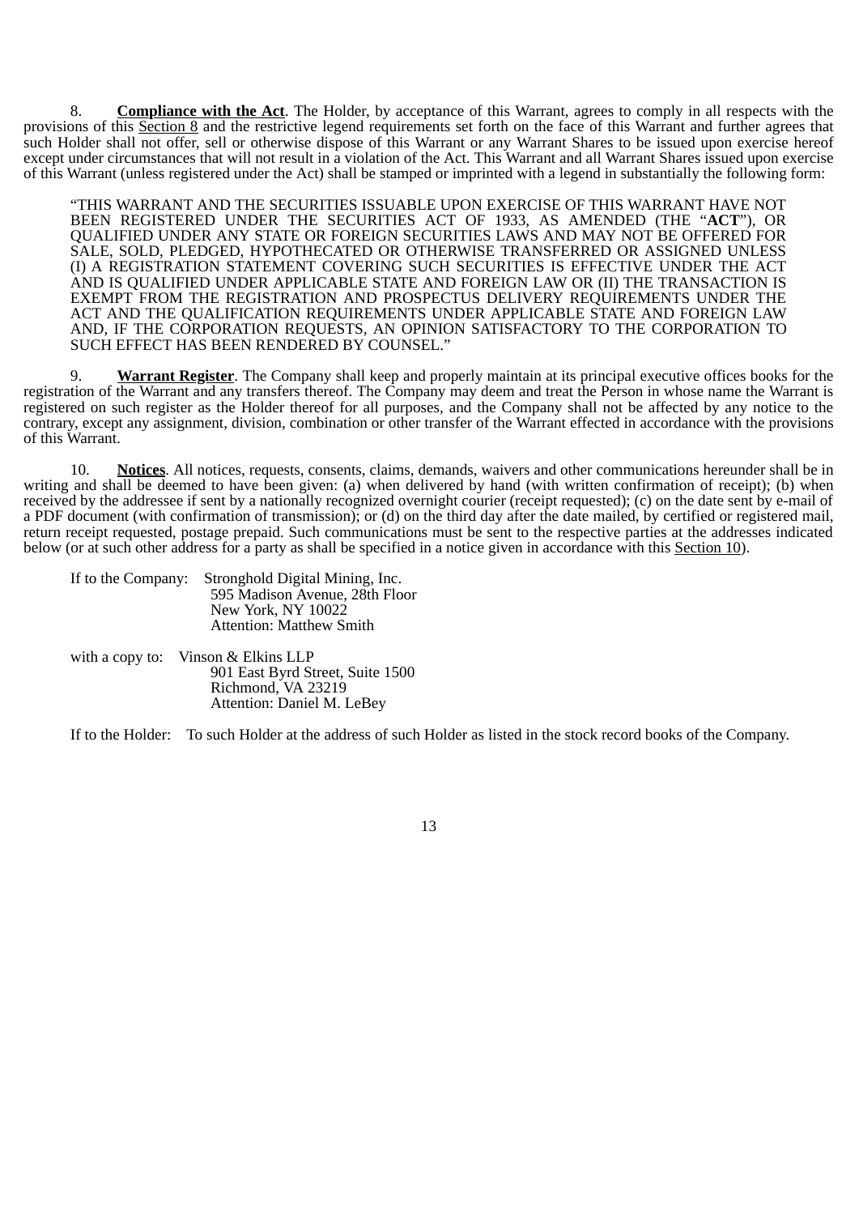8. **Compliance with the Act**. The Holder, by acceptance of this Warrant, agrees to comply in all respects with the provisions of this Section 8 and the restrictive legend requirements set forth on the face of this Warrant and further agrees that such Holder shall not offer, sell or otherwise dispose of this Warrant or any Warrant Shares to be issued upon exercise hereof except under circumstances that will not result in a violation of the Act. This Warrant and all Warrant Shares issued upon exercise of this Warrant (unless registered under the Act) shall be stamped or imprinted with a legend in substantially the following form:

> "THIS WARRANT AND THE SECURITIES ISSUABLE UPON EXERCISE OF THIS WARRANT HAVE NOT BEEN REGISTERED UNDER THE SECURITIES ACT OF 1933, AS AMENDED (THE "**ACT**"), OR QUALIFIED UNDER ANY STATE OR FOREIGN SECURITIES LAWS AND MAY NOT BE OFFERED FOR SALE, SOLD, PLEDGED, HYPOTHECATED OR OTHERWISE TRANSFERRED OR ASSIGNED UNLESS (I) A REGISTRATION STATEMENT COVERING SUCH SECURITIES IS EFFECTIVE UNDER THE ACT AND IS QUALIFIED UNDER APPLICABLE STATE AND FOREIGN LAW OR (II) THE TRANSACTION IS EXEMPT FROM THE REGISTRATION AND PROSPECTUS DELIVERY REQUIREMENTS UNDER THE ACT AND THE QUALIFICATION REQUIREMENTS UNDER APPLICABLE STATE AND FOREIGN LAW AND, IF THE CORPORATION REQUESTS, AN OPINION SATISFACTORY TO THE CORPORATION TO SUCH EFFECT HAS BEEN RENDERED BY COUNSEL."

9. **Warrant Register**. The Company shall keep and properly maintain at its principal executive offices books for the registration of the Warrant and any transfers thereof. The Company may deem and treat the Person in whose name the Warrant is registered on such register as the Holder thereof for all purposes, and the Company shall not be affected by any notice to the contrary, except any assignment, division, combination or other transfer of the Warrant effected in accordance with the provisions of this Warrant.

10. **Notices**. All notices, requests, consents, claims, demands, waivers and other communications hereunder shall be in writing and shall be deemed to have been given: (a) when delivered by hand (with written confirmation of receipt); (b) when received by the addressee if sent by a nationally recognized overnight courier (receipt requested); (c) on the date sent by e-mail of a PDF document (with confirmation of transmission); or (d) on the third day after the date mailed, by certified or registered mail, return receipt requested, postage prepaid. Such communications must be sent to the respective parties at the addresses indicated below (or at such other address for a party as shall be specified in a notice given in accordance with this Section 10).

If to the Company: Stronghold Digital Mining, Inc.
595 Madison Avenue, 28th Floor
New York, NY 10022
Attention: Matthew Smith

with a copy to: Vinson & Elkins LLP
901 East Byrd Street, Suite 1500
Richmond, VA 23219
Attention: Daniel M. LeBey

If to the Holder: To such Holder at the address of such Holder as listed in the stock record books of the Company.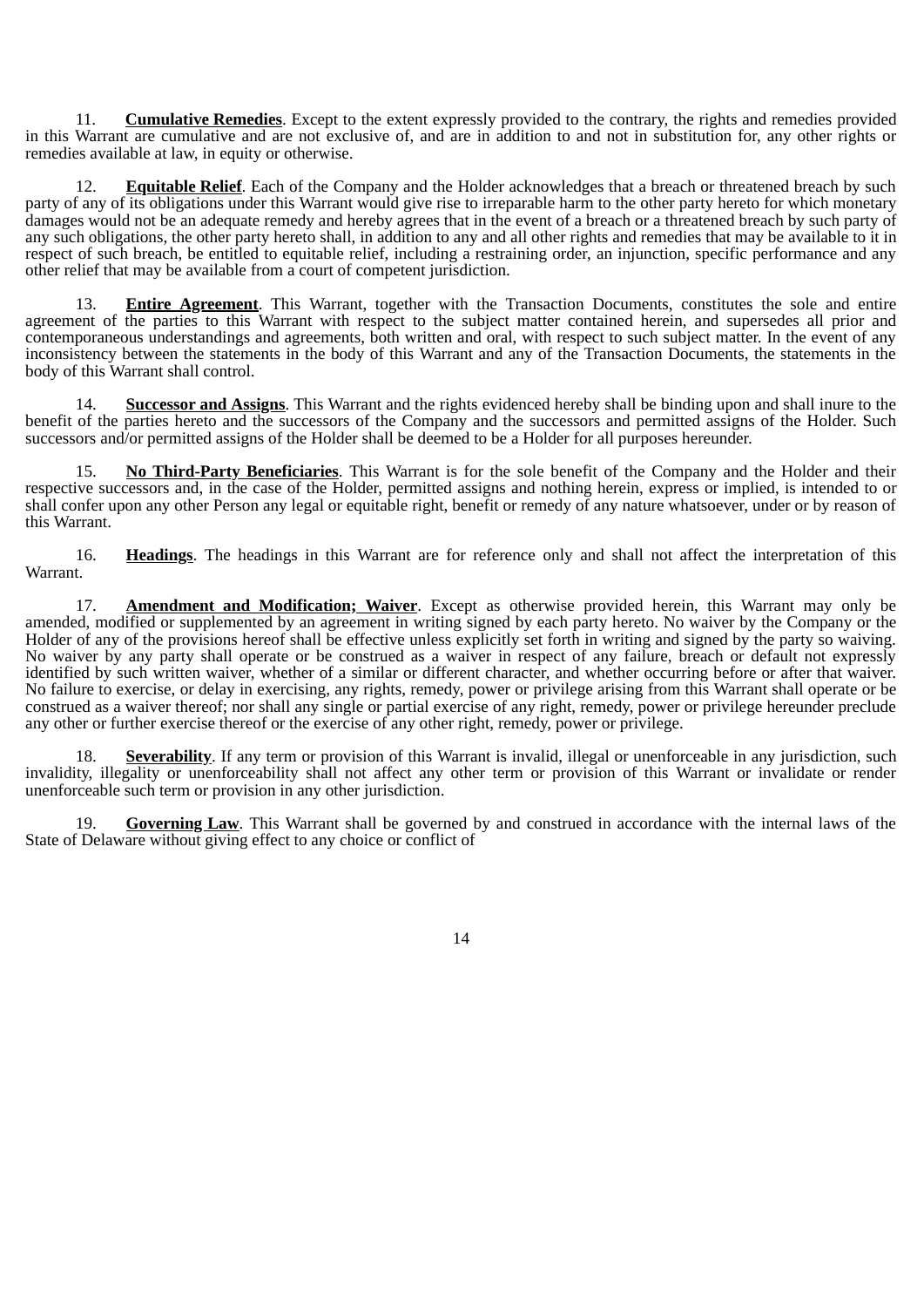11. **Cumulative Remedies**. Except to the extent expressly provided to the contrary, the rights and remedies provided in this Warrant are cumulative and are not exclusive of, and are in addition to and not in substitution for, any other rights or remedies available at law, in equity or otherwise.

12. **Equitable Relief**. Each of the Company and the Holder acknowledges that a breach or threatened breach by such party of any of its obligations under this Warrant would give rise to irreparable harm to the other party hereto for which monetary damages would not be an adequate remedy and hereby agrees that in the event of a breach or a threatened breach by such party of any such obligations, the other party hereto shall, in addition to any and all other rights and remedies that may be available to it in respect of such breach, be entitled to equitable relief, including a restraining order, an injunction, specific performance and any other relief that may be available from a court of competent jurisdiction.

13. **Entire Agreement**. This Warrant, together with the Transaction Documents, constitutes the sole and entire agreement of the parties to this Warrant with respect to the subject matter contained herein, and supersedes all prior and contemporaneous understandings and agreements, both written and oral, with respect to such subject matter. In the event of any inconsistency between the statements in the body of this Warrant and any of the Transaction Documents, the statements in the body of this Warrant shall control.

14. **Successor and Assigns**. This Warrant and the rights evidenced hereby shall be binding upon and shall inure to the benefit of the parties hereto and the successors of the Company and the successors and permitted assigns of the Holder. Such successors and/or permitted assigns of the Holder shall be deemed to be a Holder for all purposes hereunder.

15. **No Third-Party Beneficiaries**. This Warrant is for the sole benefit of the Company and the Holder and their respective successors and, in the case of the Holder, permitted assigns and nothing herein, express or implied, is intended to or shall confer upon any other Person any legal or equitable right, benefit or remedy of any nature whatsoever, under or by reason of this Warrant.

16. **Headings**. The headings in this Warrant are for reference only and shall not affect the interpretation of this Warrant.

17. **Amendment and Modification; Waiver**. Except as otherwise provided herein, this Warrant may only be amended, modified or supplemented by an agreement in writing signed by each party hereto. No waiver by the Company or the Holder of any of the provisions hereof shall be effective unless explicitly set forth in writing and signed by the party so waiving. No waiver by any party shall operate or be construed as a waiver in respect of any failure, breach or default not expressly identified by such written waiver, whether of a similar or different character, and whether occurring before or after that waiver. No failure to exercise, or delay in exercising, any rights, remedy, power or privilege arising from this Warrant shall operate or be construed as a waiver thereof; nor shall any single or partial exercise of any right, remedy, power or privilege hereunder preclude any other or further exercise thereof or the exercise of any other right, remedy, power or privilege.

18. **Severability**. If any term or provision of this Warrant is invalid, illegal or unenforceable in any jurisdiction, such invalidity, illegality or unenforceability shall not affect any other term or provision of this Warrant or invalidate or render unenforceable such term or provision in any other jurisdiction.

19. **Governing Law**. This Warrant shall be governed by and construed in accordance with the internal laws of the State of Delaware without giving effect to any choice or conflict of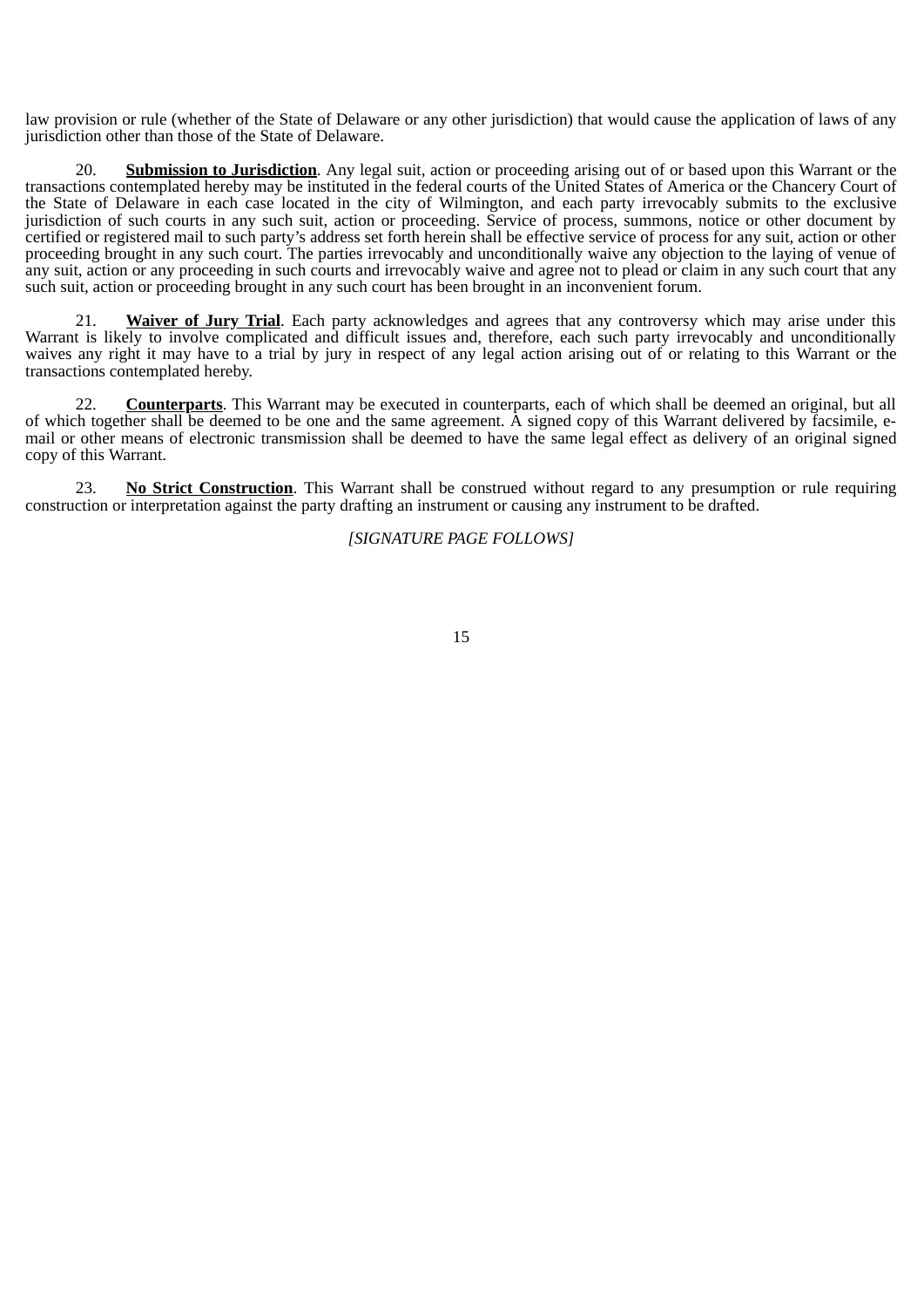law provision or rule (whether of the State of Delaware or any other jurisdiction) that would cause the application of laws of any jurisdiction other than those of the State of Delaware.

20. **Submission to Jurisdiction**. Any legal suit, action or proceeding arising out of or based upon this Warrant or the transactions contemplated hereby may be instituted in the federal courts of the United States of America or the Chancery Court of the State of Delaware in each case located in the city of Wilmington, and each party irrevocably submits to the exclusive jurisdiction of such courts in any such suit, action or proceeding. Service of process, summons, notice or other document by certified or registered mail to such party's address set forth herein shall be effective service of process for any suit, action or other proceeding brought in any such court. The parties irrevocably and unconditionally waive any objection to the laying of venue of any suit, action or any proceeding in such courts and irrevocably waive and agree not to plead or claim in any such court that any such suit, action or proceeding brought in any such court has been brought in an inconvenient forum.

21. **Waiver of Jury Trial**. Each party acknowledges and agrees that any controversy which may arise under this Warrant is likely to involve complicated and difficult issues and, therefore, each such party irrevocably and unconditionally waives any right it may have to a trial by jury in respect of any legal action arising out of or relating to this Warrant or the transactions contemplated hereby.

22. **Counterparts**. This Warrant may be executed in counterparts, each of which shall be deemed an original, but all of which together shall be deemed to be one and the same agreement. A signed copy of this Warrant delivered by facsimile, e-mail or other means of electronic transmission shall be deemed to have the same legal effect as delivery of an original signed copy of this Warrant.

23. **No Strict Construction**. This Warrant shall be construed without regard to any presumption or rule requiring construction or interpretation against the party drafting an instrument or causing any instrument to be drafted.

*[SIGNATURE PAGE FOLLOWS]*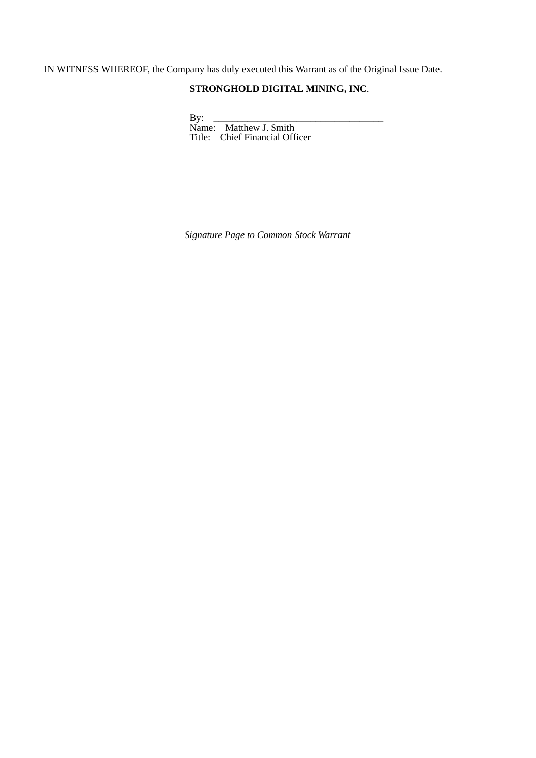IN WITNESS WHEREOF, the Company has duly executed this Warrant as of the Original Issue Date.

**STRONGHOLD DIGITAL MINING, INC**.

By: ___________________________________
Name: Matthew J. Smith
Title: Chief Financial Officer

*Signature Page to Common Stock Warrant*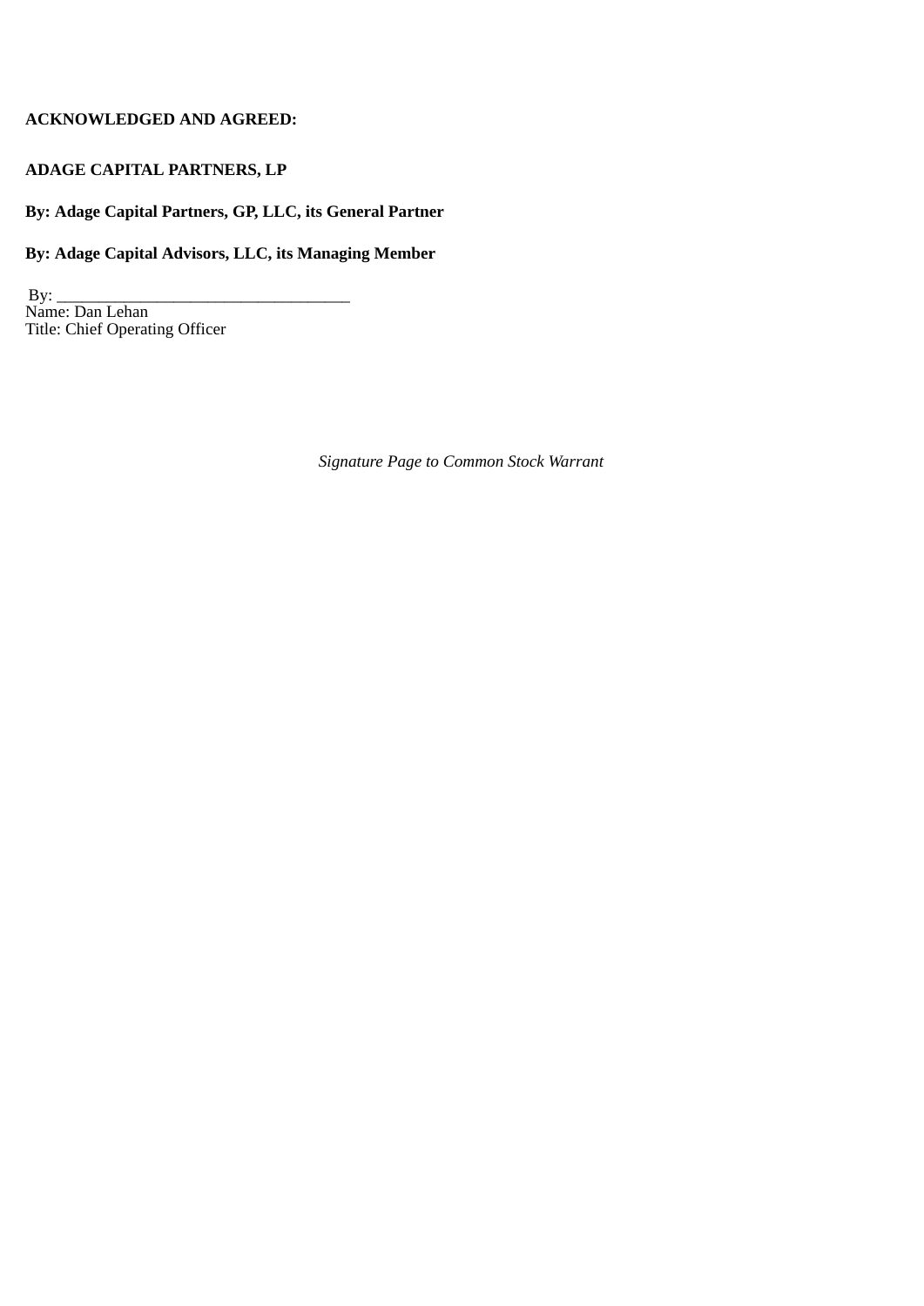**ACKNOWLEDGED AND AGREED:**

**ADAGE CAPITAL PARTNERS, LP**

**By: Adage Capital Partners, GP, LLC, its General Partner**

**By: Adage Capital Advisors, LLC, its Managing Member**

By: ___________________________________
Name: Dan Lehan
Title: Chief Operating Officer

*Signature Page to Common Stock Warrant*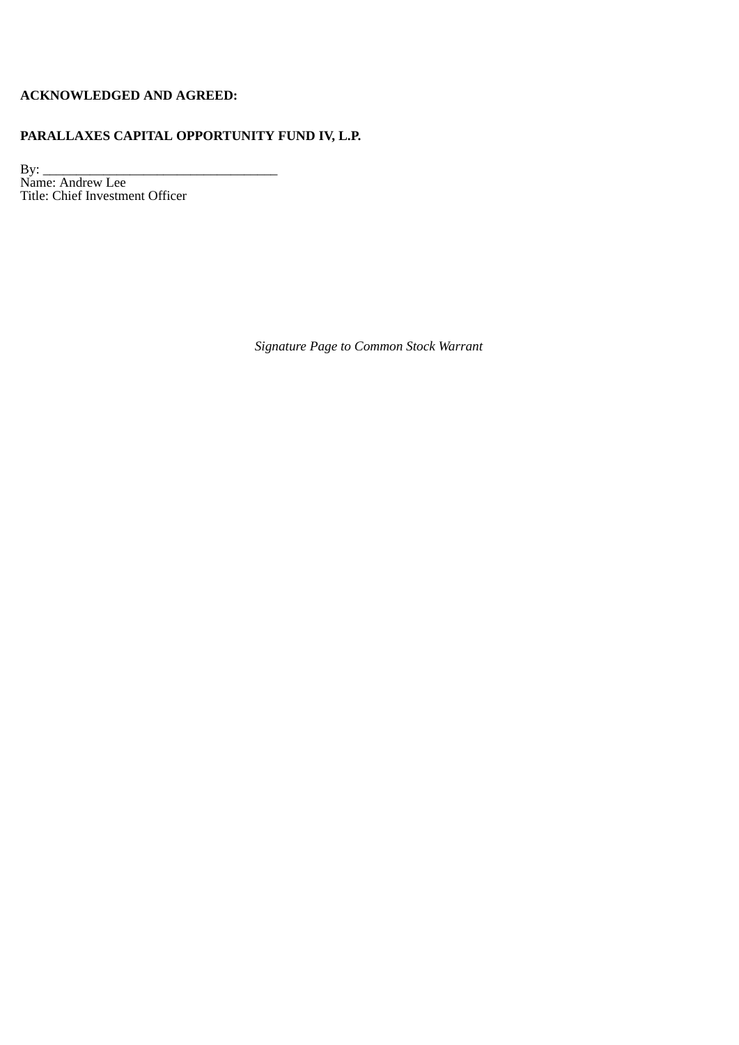**ACKNOWLEDGED AND AGREED:**

**PARALLAXES CAPITAL OPPORTUNITY FUND IV, L.P.**

By: ___________________________________
Name: Andrew Lee
Title: Chief Investment Officer

*Signature Page to Common Stock Warrant*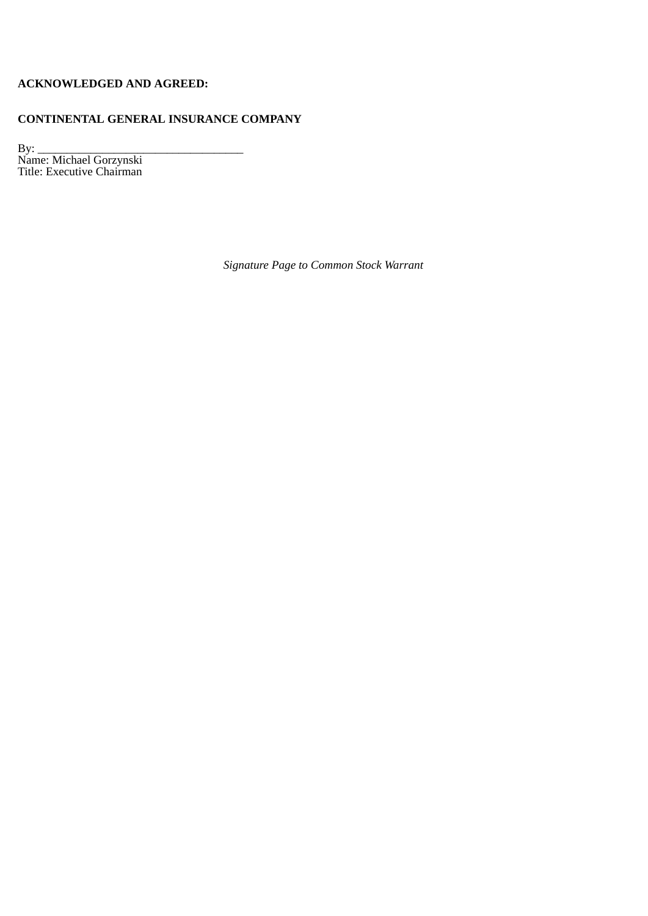**ACKNOWLEDGED AND AGREED:**

**CONTINENTAL GENERAL INSURANCE COMPANY**

By: ___________________________________
Name: Michael Gorzynski
Title: Executive Chairman

*Signature Page to Common Stock Warrant*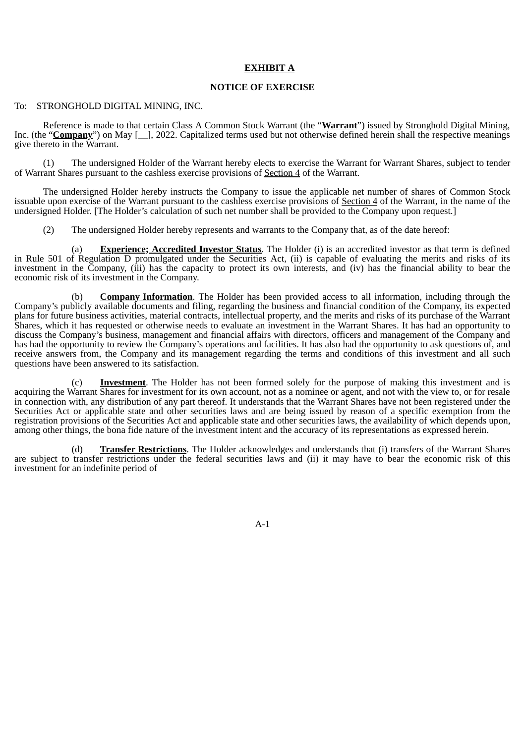# EXHIBIT A

## NOTICE OF EXERCISE

To: STRONGHOLD DIGITAL MINING, INC.

Reference is made to that certain Class A Common Stock Warrant (the "**Warrant**") issued by Stronghold Digital Mining, Inc. (the "**Company**") on May [__], 2022. Capitalized terms used but not otherwise defined herein shall the respective meanings give thereto in the Warrant.

(1) The undersigned Holder of the Warrant hereby elects to exercise the Warrant for Warrant Shares, subject to tender of Warrant Shares pursuant to the cashless exercise provisions of Section 4 of the Warrant.

The undersigned Holder hereby instructs the Company to issue the applicable net number of shares of Common Stock issuable upon exercise of the Warrant pursuant to the cashless exercise provisions of Section 4 of the Warrant, in the name of the undersigned Holder. [The Holder's calculation of such net number shall be provided to the Company upon request.]

(2) The undersigned Holder hereby represents and warrants to the Company that, as of the date hereof:

(a) **Experience; Accredited Investor Status**. The Holder (i) is an accredited investor as that term is defined in Rule 501 of Regulation D promulgated under the Securities Act, (ii) is capable of evaluating the merits and risks of its investment in the Company, (iii) has the capacity to protect its own interests, and (iv) has the financial ability to bear the economic risk of its investment in the Company.

(b) **Company Information**. The Holder has been provided access to all information, including through the Company's publicly available documents and filing, regarding the business and financial condition of the Company, its expected plans for future business activities, material contracts, intellectual property, and the merits and risks of its purchase of the Warrant Shares, which it has requested or otherwise needs to evaluate an investment in the Warrant Shares. It has had an opportunity to discuss the Company's business, management and financial affairs with directors, officers and management of the Company and has had the opportunity to review the Company's operations and facilities. It has also had the opportunity to ask questions of, and receive answers from, the Company and its management regarding the terms and conditions of this investment and all such questions have been answered to its satisfaction.

(c) **Investment**. The Holder has not been formed solely for the purpose of making this investment and is acquiring the Warrant Shares for investment for its own account, not as a nominee or agent, and not with the view to, or for resale in connection with, any distribution of any part thereof. It understands that the Warrant Shares have not been registered under the Securities Act or applicable state and other securities laws and are being issued by reason of a specific exemption from the registration provisions of the Securities Act and applicable state and other securities laws, the availability of which depends upon, among other things, the bona fide nature of the investment intent and the accuracy of its representations as expressed herein.

(d) **Transfer Restrictions**. The Holder acknowledges and understands that (i) transfers of the Warrant Shares are subject to transfer restrictions under the federal securities laws and (ii) it may have to bear the economic risk of this investment for an indefinite period of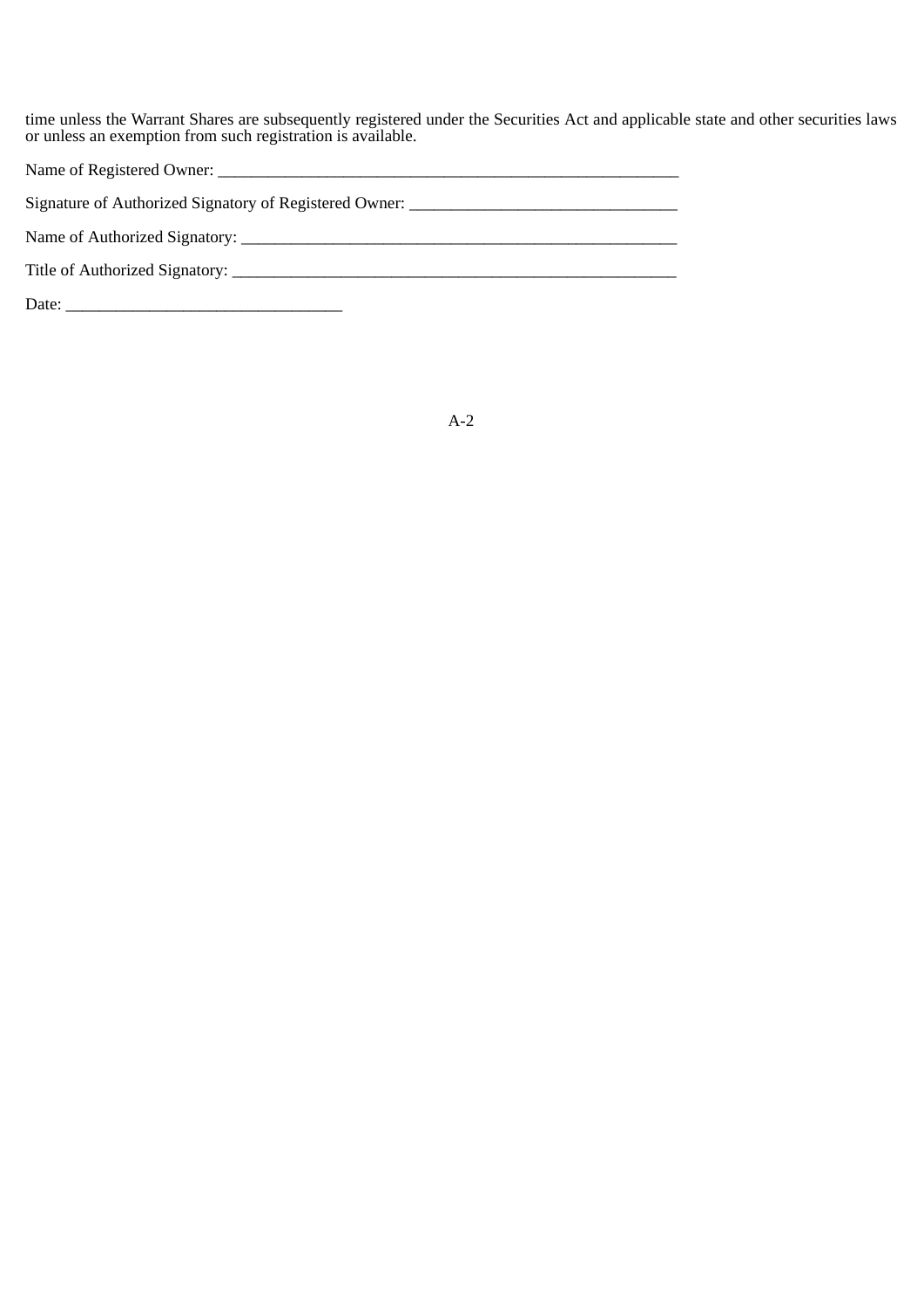time unless the Warrant Shares are subsequently registered under the Securities Act and applicable state and other securities laws or unless an exemption from such registration is available.

Name of Registered Owner: ________________________________________________________

Signature of Authorized Signatory of Registered Owner: _________________________________

Name of Authorized Signatory: _____________________________________________________

Title of Authorized Signatory: ______________________________________________________

Date: _________________________________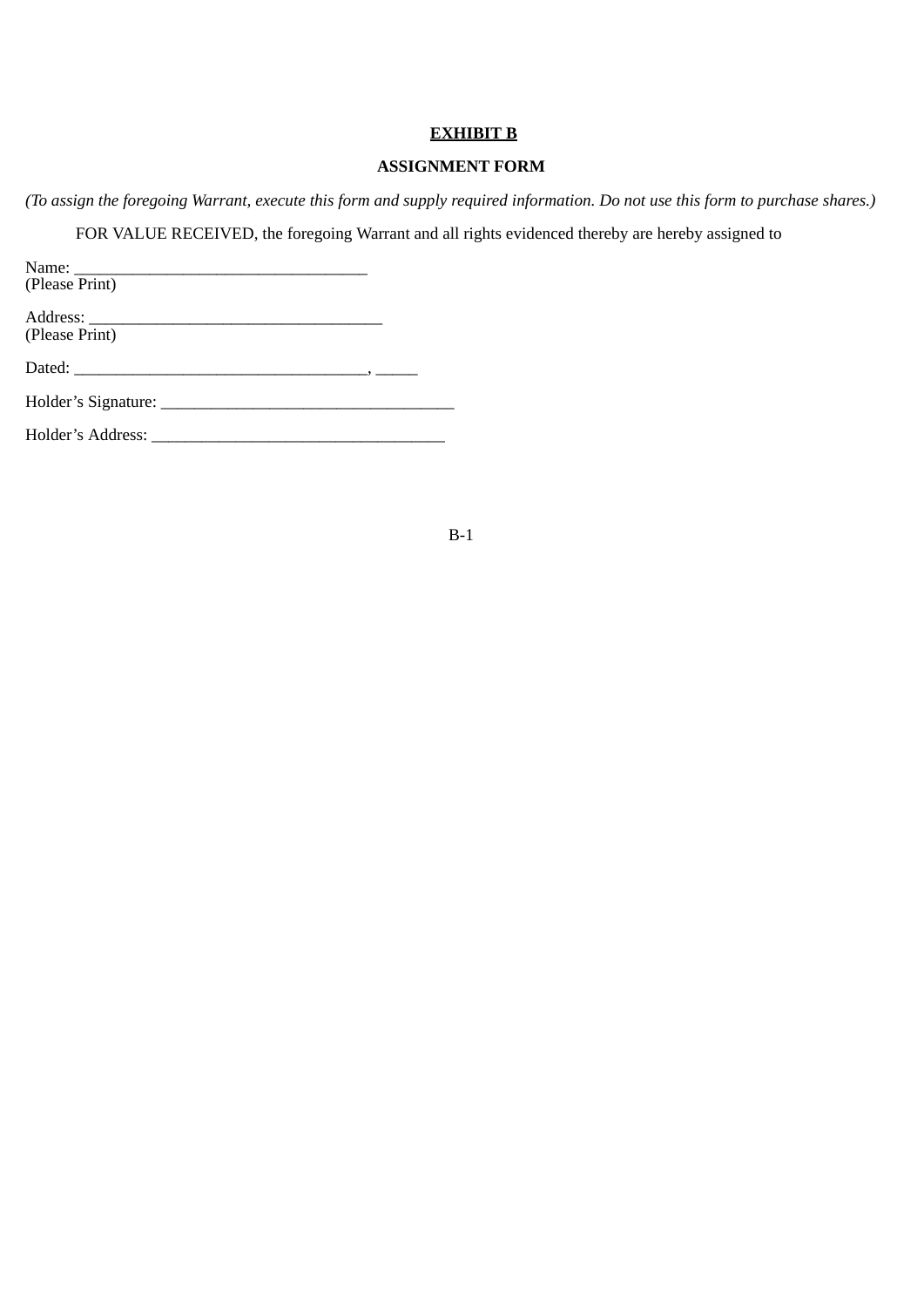**EXHIBIT B**

**ASSIGNMENT FORM**

*(To assign the foregoing Warrant, execute this form and supply required information. Do not use this form to purchase shares.)*

FOR VALUE RECEIVED, the foregoing Warrant and all rights evidenced thereby are hereby assigned to

Name: __________________________________
(Please Print)

Address: __________________________________
(Please Print)

Dated: __________________________________, _____

Holder's Signature: __________________________________

Holder's Address: __________________________________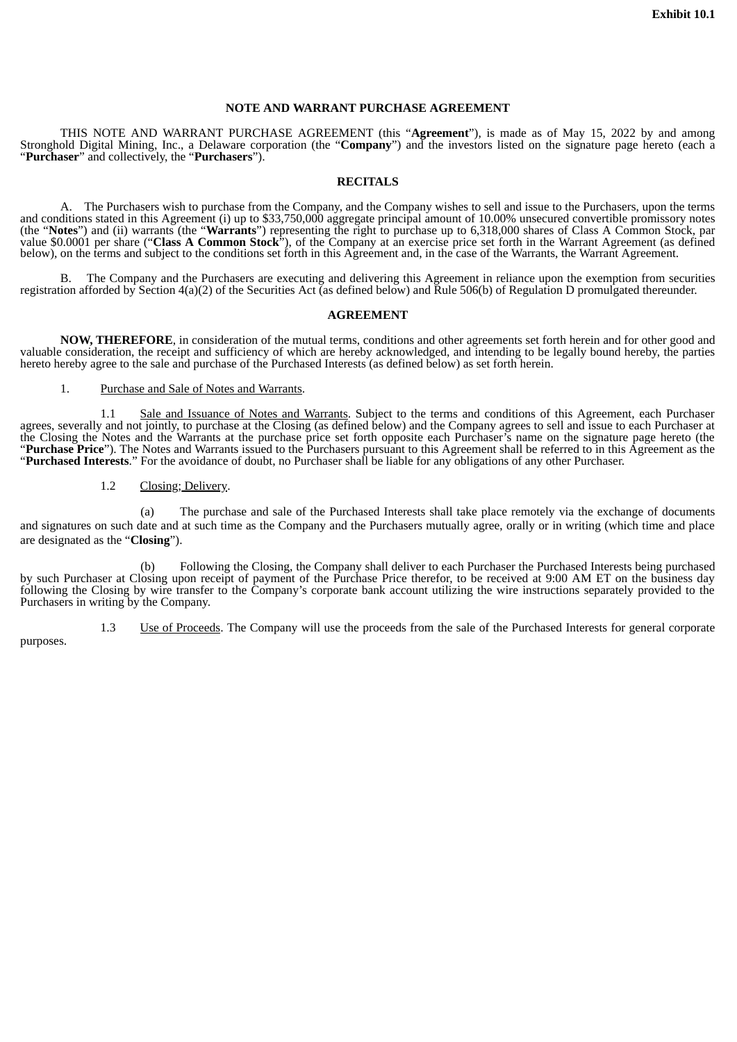**Exhibit 10.1**

# NOTE AND WARRANT PURCHASE AGREEMENT

THIS NOTE AND WARRANT PURCHASE AGREEMENT (this "**Agreement**"), is made as of May 15, 2022 by and among Stronghold Digital Mining, Inc., a Delaware corporation (the "**Company**") and the investors listed on the signature page hereto (each a "**Purchaser**" and collectively, the "**Purchasers**").

## RECITALS

A. The Purchasers wish to purchase from the Company, and the Company wishes to sell and issue to the Purchasers, upon the terms and conditions stated in this Agreement (i) up to $33,750,000 aggregate principal amount of 10.00% unsecured convertible promissory notes (the "**Notes**") and (ii) warrants (the "**Warrants**") representing the right to purchase up to 6,318,000 shares of Class A Common Stock, par value $0.0001 per share ("**Class A Common Stock**"), of the Company at an exercise price set forth in the Warrant Agreement (as defined below), on the terms and subject to the conditions set forth in this Agreement and, in the case of the Warrants, the Warrant Agreement.

B. The Company and the Purchasers are executing and delivering this Agreement in reliance upon the exemption from securities registration afforded by Section 4(a)(2) of the Securities Act (as defined below) and Rule 506(b) of Regulation D promulgated thereunder.

## AGREEMENT

**NOW, THEREFORE**, in consideration of the mutual terms, conditions and other agreements set forth herein and for other good and valuable consideration, the receipt and sufficiency of which are hereby acknowledged, and intending to be legally bound hereby, the parties hereto hereby agree to the sale and purchase of the Purchased Interests (as defined below) as set forth herein.

1. Purchase and Sale of Notes and Warrants.

1.1 Sale and Issuance of Notes and Warrants. Subject to the terms and conditions of this Agreement, each Purchaser agrees, severally and not jointly, to purchase at the Closing (as defined below) and the Company agrees to sell and issue to each Purchaser at the Closing the Notes and the Warrants at the purchase price set forth opposite each Purchaser's name on the signature page hereto (the "**Purchase Price**"). The Notes and Warrants issued to the Purchasers pursuant to this Agreement shall be referred to in this Agreement as the "**Purchased Interests**." For the avoidance of doubt, no Purchaser shall be liable for any obligations of any other Purchaser.

1.2 Closing; Delivery.

(a) The purchase and sale of the Purchased Interests shall take place remotely via the exchange of documents and signatures on such date and at such time as the Company and the Purchasers mutually agree, orally or in writing (which time and place are designated as the "**Closing**").

(b) Following the Closing, the Company shall deliver to each Purchaser the Purchased Interests being purchased by such Purchaser at Closing upon receipt of payment of the Purchase Price therefor, to be received at 9:00 AM ET on the business day following the Closing by wire transfer to the Company's corporate bank account utilizing the wire instructions separately provided to the Purchasers in writing by the Company.

1.3 Use of Proceeds. The Company will use the proceeds from the sale of the Purchased Interests for general corporate purposes.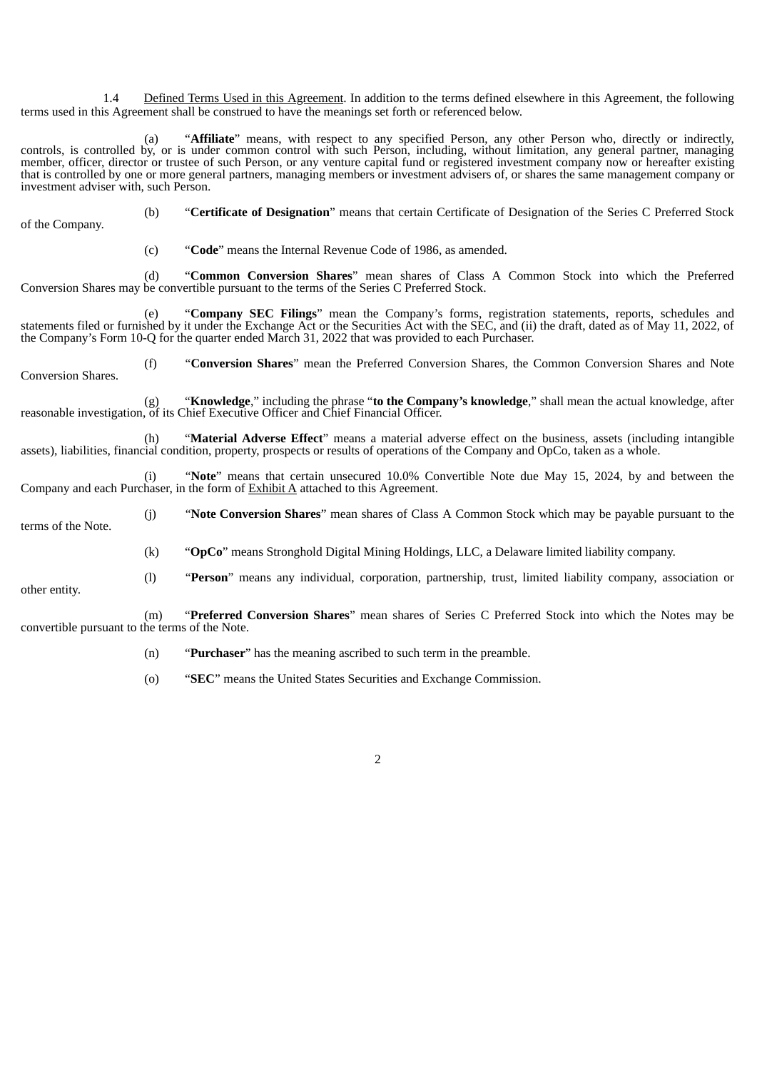1.4 Defined Terms Used in this Agreement. In addition to the terms defined elsewhere in this Agreement, the following terms used in this Agreement shall be construed to have the meanings set forth or referenced below.

(a) "**Affiliate**" means, with respect to any specified Person, any other Person who, directly or indirectly, controls, is controlled by, or is under common control with such Person, including, without limitation, any general partner, managing member, officer, director or trustee of such Person, or any venture capital fund or registered investment company now or hereafter existing that is controlled by one or more general partners, managing members or investment advisers of, or shares the same management company or investment adviser with, such Person.

(b) "**Certificate of Designation**" means that certain Certificate of Designation of the Series C Preferred Stock of the Company.

(c) "**Code**" means the Internal Revenue Code of 1986, as amended.

(d) "**Common Conversion Shares**" mean shares of Class A Common Stock into which the Preferred Conversion Shares may be convertible pursuant to the terms of the Series C Preferred Stock.

(e) "**Company SEC Filings**" mean the Company's forms, registration statements, reports, schedules and statements filed or furnished by it under the Exchange Act or the Securities Act with the SEC, and (ii) the draft, dated as of May 11, 2022, of the Company's Form 10-Q for the quarter ended March 31, 2022 that was provided to each Purchaser.

(f) "**Conversion Shares**" mean the Preferred Conversion Shares, the Common Conversion Shares and Note Conversion Shares.

(g) "**Knowledge**," including the phrase "**to the Company's knowledge**," shall mean the actual knowledge, after reasonable investigation, of its Chief Executive Officer and Chief Financial Officer.

(h) "**Material Adverse Effect**" means a material adverse effect on the business, assets (including intangible assets), liabilities, financial condition, property, prospects or results of operations of the Company and OpCo, taken as a whole.

(i) "**Note**" means that certain unsecured 10.0% Convertible Note due May 15, 2024, by and between the Company and each Purchaser, in the form of Exhibit A attached to this Agreement.

(j) "**Note Conversion Shares**" mean shares of Class A Common Stock which may be payable pursuant to the terms of the Note.

(k) "**OpCo**" means Stronghold Digital Mining Holdings, LLC, a Delaware limited liability company.

(l) "**Person**" means any individual, corporation, partnership, trust, limited liability company, association or other entity.

(m) "**Preferred Conversion Shares**" mean shares of Series C Preferred Stock into which the Notes may be convertible pursuant to the terms of the Note.

(n) "**Purchaser**" has the meaning ascribed to such term in the preamble.

(o) "**SEC**" means the United States Securities and Exchange Commission.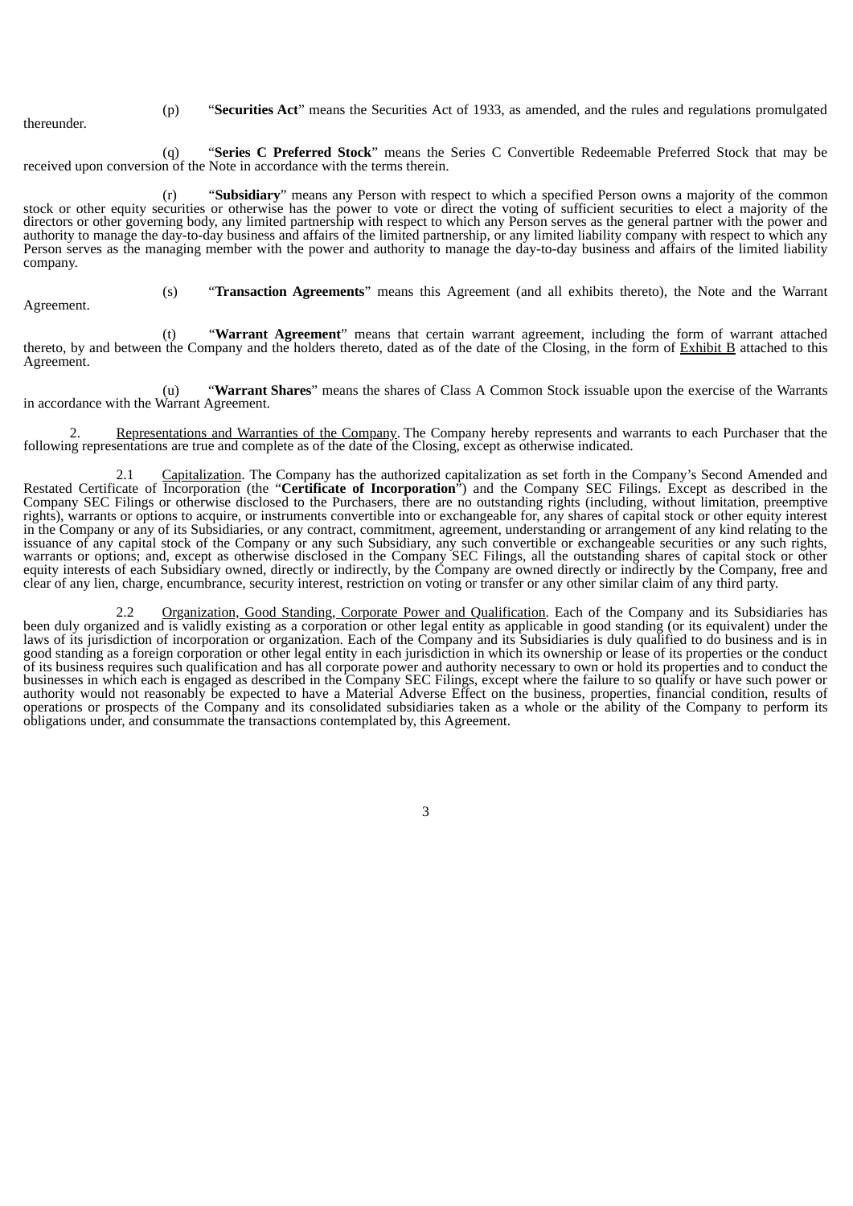(p) "**Securities Act**" means the Securities Act of 1933, as amended, and the rules and regulations promulgated thereunder.

(q) "**Series C Preferred Stock**" means the Series C Convertible Redeemable Preferred Stock that may be received upon conversion of the Note in accordance with the terms therein.

(r) "**Subsidiary**" means any Person with respect to which a specified Person owns a majority of the common stock or other equity securities or otherwise has the power to vote or direct the voting of sufficient securities to elect a majority of the directors or other governing body, any limited partnership with respect to which any Person serves as the general partner with the power and authority to manage the day-to-day business and affairs of the limited partnership, or any limited liability company with respect to which any Person serves as the managing member with the power and authority to manage the day-to-day business and affairs of the limited liability company.

(s) "**Transaction Agreements**" means this Agreement (and all exhibits thereto), the Note and the Warrant Agreement.

(t) "**Warrant Agreement**" means that certain warrant agreement, including the form of warrant attached thereto, by and between the Company and the holders thereto, dated as of the date of the Closing, in the form of Exhibit B attached to this Agreement.

(u) "**Warrant Shares**" means the shares of Class A Common Stock issuable upon the exercise of the Warrants in accordance with the Warrant Agreement.

2. Representations and Warranties of the Company. The Company hereby represents and warrants to each Purchaser that the following representations are true and complete as of the date of the Closing, except as otherwise indicated.

2.1 Capitalization. The Company has the authorized capitalization as set forth in the Company's Second Amended and Restated Certificate of Incorporation (the "**Certificate of Incorporation**") and the Company SEC Filings. Except as described in the Company SEC Filings or otherwise disclosed to the Purchasers, there are no outstanding rights (including, without limitation, preemptive rights), warrants or options to acquire, or instruments convertible into or exchangeable for, any shares of capital stock or other equity interest in the Company or any of its Subsidiaries, or any contract, commitment, agreement, understanding or arrangement of any kind relating to the issuance of any capital stock of the Company or any such Subsidiary, any such convertible or exchangeable securities or any such rights, warrants or options; and, except as otherwise disclosed in the Company SEC Filings, all the outstanding shares of capital stock or other equity interests of each Subsidiary owned, directly or indirectly, by the Company are owned directly or indirectly by the Company, free and clear of any lien, charge, encumbrance, security interest, restriction on voting or transfer or any other similar claim of any third party.

2.2 Organization, Good Standing, Corporate Power and Qualification. Each of the Company and its Subsidiaries has been duly organized and is validly existing as a corporation or other legal entity as applicable in good standing (or its equivalent) under the laws of its jurisdiction of incorporation or organization. Each of the Company and its Subsidiaries is duly qualified to do business and is in good standing as a foreign corporation or other legal entity in each jurisdiction in which its ownership or lease of its properties or the conduct of its business requires such qualification and has all corporate power and authority necessary to own or hold its properties and to conduct the businesses in which each is engaged as described in the Company SEC Filings, except where the failure to so qualify or have such power or authority would not reasonably be expected to have a Material Adverse Effect on the business, properties, financial condition, results of operations or prospects of the Company and its consolidated subsidiaries taken as a whole or the ability of the Company to perform its obligations under, and consummate the transactions contemplated by, this Agreement.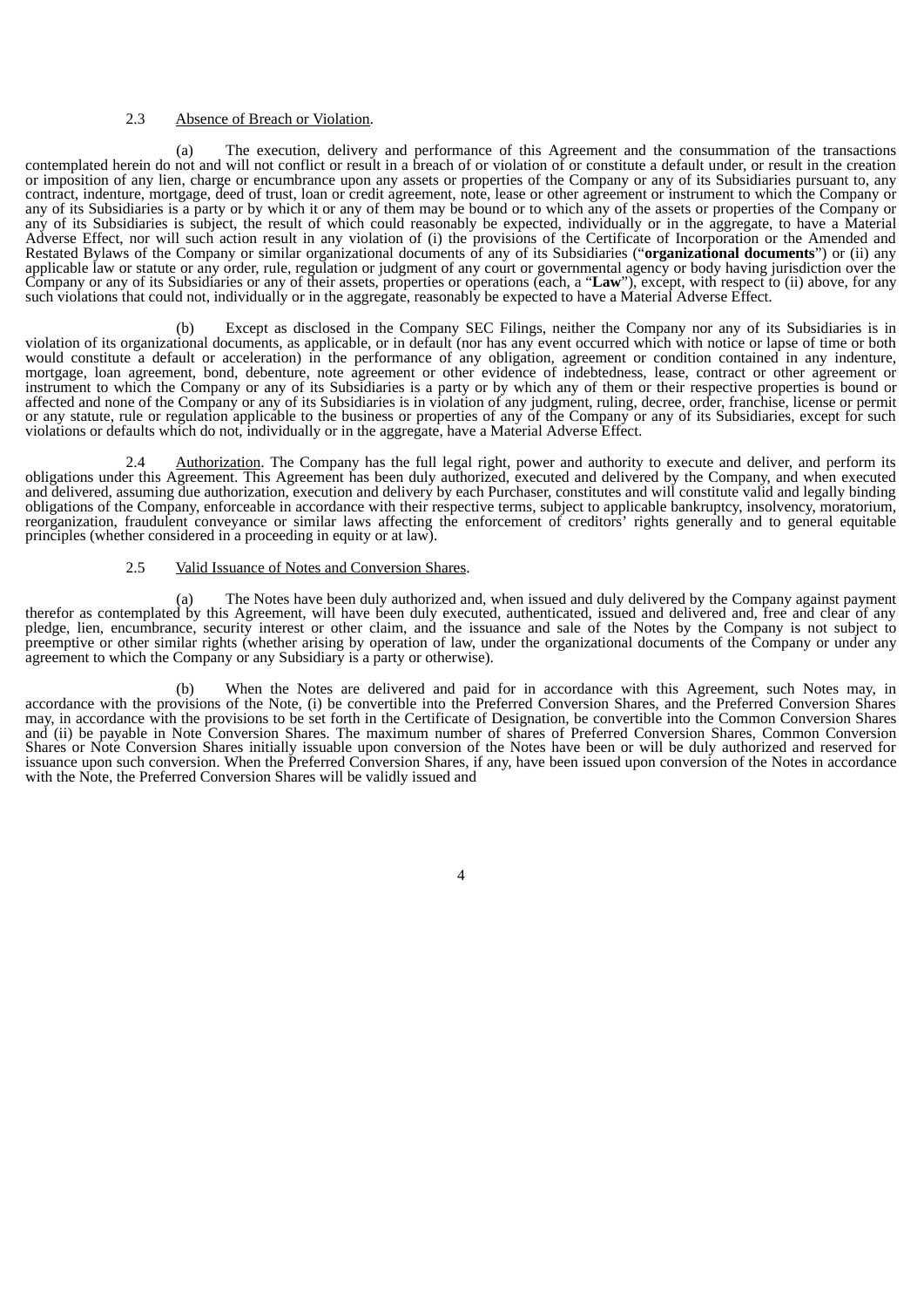2.3 Absence of Breach or Violation.

(a) The execution, delivery and performance of this Agreement and the consummation of the transactions contemplated herein do not and will not conflict or result in a breach of or violation of or constitute a default under, or result in the creation or imposition of any lien, charge or encumbrance upon any assets or properties of the Company or any of its Subsidiaries pursuant to, any contract, indenture, mortgage, deed of trust, loan or credit agreement, note, lease or other agreement or instrument to which the Company or any of its Subsidiaries is a party or by which it or any of them may be bound or to which any of the assets or properties of the Company or any of its Subsidiaries is subject, the result of which could reasonably be expected, individually or in the aggregate, to have a Material Adverse Effect, nor will such action result in any violation of (i) the provisions of the Certificate of Incorporation or the Amended and Restated Bylaws of the Company or similar organizational documents of any of its Subsidiaries ("**organizational documents**") or (ii) any applicable law or statute or any order, rule, regulation or judgment of any court or governmental agency or body having jurisdiction over the Company or any of its Subsidiaries or any of their assets, properties or operations (each, a "**Law**"), except, with respect to (ii) above, for any such violations that could not, individually or in the aggregate, reasonably be expected to have a Material Adverse Effect.

(b) Except as disclosed in the Company SEC Filings, neither the Company nor any of its Subsidiaries is in violation of its organizational documents, as applicable, or in default (nor has any event occurred which with notice or lapse of time or both would constitute a default or acceleration) in the performance of any obligation, agreement or condition contained in any indenture, mortgage, loan agreement, bond, debenture, note agreement or other evidence of indebtedness, lease, contract or other agreement or instrument to which the Company or any of its Subsidiaries is a party or by which any of them or their respective properties is bound or affected and none of the Company or any of its Subsidiaries is in violation of any judgment, ruling, decree, order, franchise, license or permit or any statute, rule or regulation applicable to the business or properties of any of the Company or any of its Subsidiaries, except for such violations or defaults which do not, individually or in the aggregate, have a Material Adverse Effect.

2.4 Authorization. The Company has the full legal right, power and authority to execute and deliver, and perform its obligations under this Agreement. This Agreement has been duly authorized, executed and delivered by the Company, and when executed and delivered, assuming due authorization, execution and delivery by each Purchaser, constitutes and will constitute valid and legally binding obligations of the Company, enforceable in accordance with their respective terms, subject to applicable bankruptcy, insolvency, moratorium, reorganization, fraudulent conveyance or similar laws affecting the enforcement of creditors' rights generally and to general equitable principles (whether considered in a proceeding in equity or at law).

2.5 Valid Issuance of Notes and Conversion Shares.

(a) The Notes have been duly authorized and, when issued and duly delivered by the Company against payment therefor as contemplated by this Agreement, will have been duly executed, authenticated, issued and delivered and, free and clear of any pledge, lien, encumbrance, security interest or other claim, and the issuance and sale of the Notes by the Company is not subject to preemptive or other similar rights (whether arising by operation of law, under the organizational documents of the Company or under any agreement to which the Company or any Subsidiary is a party or otherwise).

(b) When the Notes are delivered and paid for in accordance with this Agreement, such Notes may, in accordance with the provisions of the Note, (i) be convertible into the Preferred Conversion Shares, and the Preferred Conversion Shares may, in accordance with the provisions to be set forth in the Certificate of Designation, be convertible into the Common Conversion Shares and (ii) be payable in Note Conversion Shares. The maximum number of shares of Preferred Conversion Shares, Common Conversion Shares or Note Conversion Shares initially issuable upon conversion of the Notes have been or will be duly authorized and reserved for issuance upon such conversion. When the Preferred Conversion Shares, if any, have been issued upon conversion of the Notes in accordance with the Note, the Preferred Conversion Shares will be validly issued and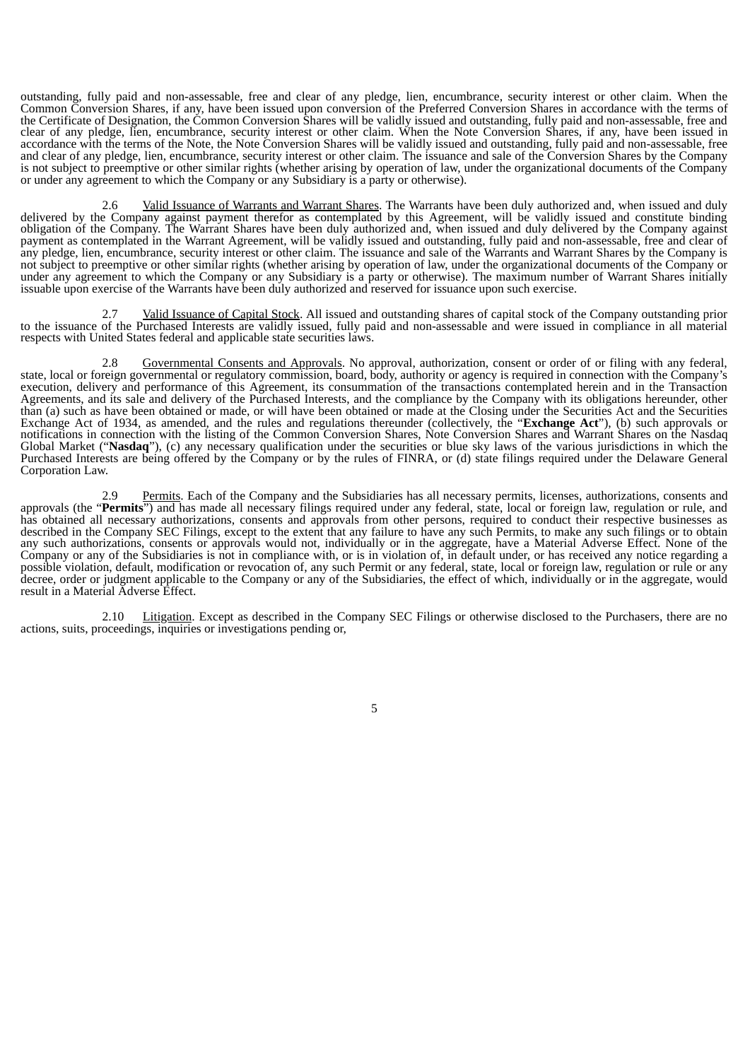outstanding, fully paid and non-assessable, free and clear of any pledge, lien, encumbrance, security interest or other claim. When the Common Conversion Shares, if any, have been issued upon conversion of the Preferred Conversion Shares in accordance with the terms of the Certificate of Designation, the Common Conversion Shares will be validly issued and outstanding, fully paid and non-assessable, free and clear of any pledge, lien, encumbrance, security interest or other claim. When the Note Conversion Shares, if any, have been issued in accordance with the terms of the Note, the Note Conversion Shares will be validly issued and outstanding, fully paid and non-assessable, free and clear of any pledge, lien, encumbrance, security interest or other claim. The issuance and sale of the Conversion Shares by the Company is not subject to preemptive or other similar rights (whether arising by operation of law, under the organizational documents of the Company or under any agreement to which the Company or any Subsidiary is a party or otherwise).

2.6 Valid Issuance of Warrants and Warrant Shares. The Warrants have been duly authorized and, when issued and duly delivered by the Company against payment therefor as contemplated by this Agreement, will be validly issued and constitute binding obligation of the Company. The Warrant Shares have been duly authorized and, when issued and duly delivered by the Company against payment as contemplated in the Warrant Agreement, will be validly issued and outstanding, fully paid and non-assessable, free and clear of any pledge, lien, encumbrance, security interest or other claim. The issuance and sale of the Warrants and Warrant Shares by the Company is not subject to preemptive or other similar rights (whether arising by operation of law, under the organizational documents of the Company or under any agreement to which the Company or any Subsidiary is a party or otherwise). The maximum number of Warrant Shares initially issuable upon exercise of the Warrants have been duly authorized and reserved for issuance upon such exercise.

2.7 Valid Issuance of Capital Stock. All issued and outstanding shares of capital stock of the Company outstanding prior to the issuance of the Purchased Interests are validly issued, fully paid and non-assessable and were issued in compliance in all material respects with United States federal and applicable state securities laws.

2.8 Governmental Consents and Approvals. No approval, authorization, consent or order of or filing with any federal, state, local or foreign governmental or regulatory commission, board, body, authority or agency is required in connection with the Company's execution, delivery and performance of this Agreement, its consummation of the transactions contemplated herein and in the Transaction Agreements, and its sale and delivery of the Purchased Interests, and the compliance by the Company with its obligations hereunder, other than (a) such as have been obtained or made, or will have been obtained or made at the Closing under the Securities Act and the Securities Exchange Act of 1934, as amended, and the rules and regulations thereunder (collectively, the "**Exchange Act**"), (b) such approvals or notifications in connection with the listing of the Common Conversion Shares, Note Conversion Shares and Warrant Shares on the Nasdaq Global Market ("**Nasdaq**"), (c) any necessary qualification under the securities or blue sky laws of the various jurisdictions in which the Purchased Interests are being offered by the Company or by the rules of FINRA, or (d) state filings required under the Delaware General Corporation Law.

2.9 Permits. Each of the Company and the Subsidiaries has all necessary permits, licenses, authorizations, consents and approvals (the "**Permits**") and has made all necessary filings required under any federal, state, local or foreign law, regulation or rule, and has obtained all necessary authorizations, consents and approvals from other persons, required to conduct their respective businesses as described in the Company SEC Filings, except to the extent that any failure to have any such Permits, to make any such filings or to obtain any such authorizations, consents or approvals would not, individually or in the aggregate, have a Material Adverse Effect. None of the Company or any of the Subsidiaries is not in compliance with, or is in violation of, in default under, or has received any notice regarding a possible violation, default, modification or revocation of, any such Permit or any federal, state, local or foreign law, regulation or rule or any decree, order or judgment applicable to the Company or any of the Subsidiaries, the effect of which, individually or in the aggregate, would result in a Material Adverse Effect.

2.10 Litigation. Except as described in the Company SEC Filings or otherwise disclosed to the Purchasers, there are no actions, suits, proceedings, inquiries or investigations pending or,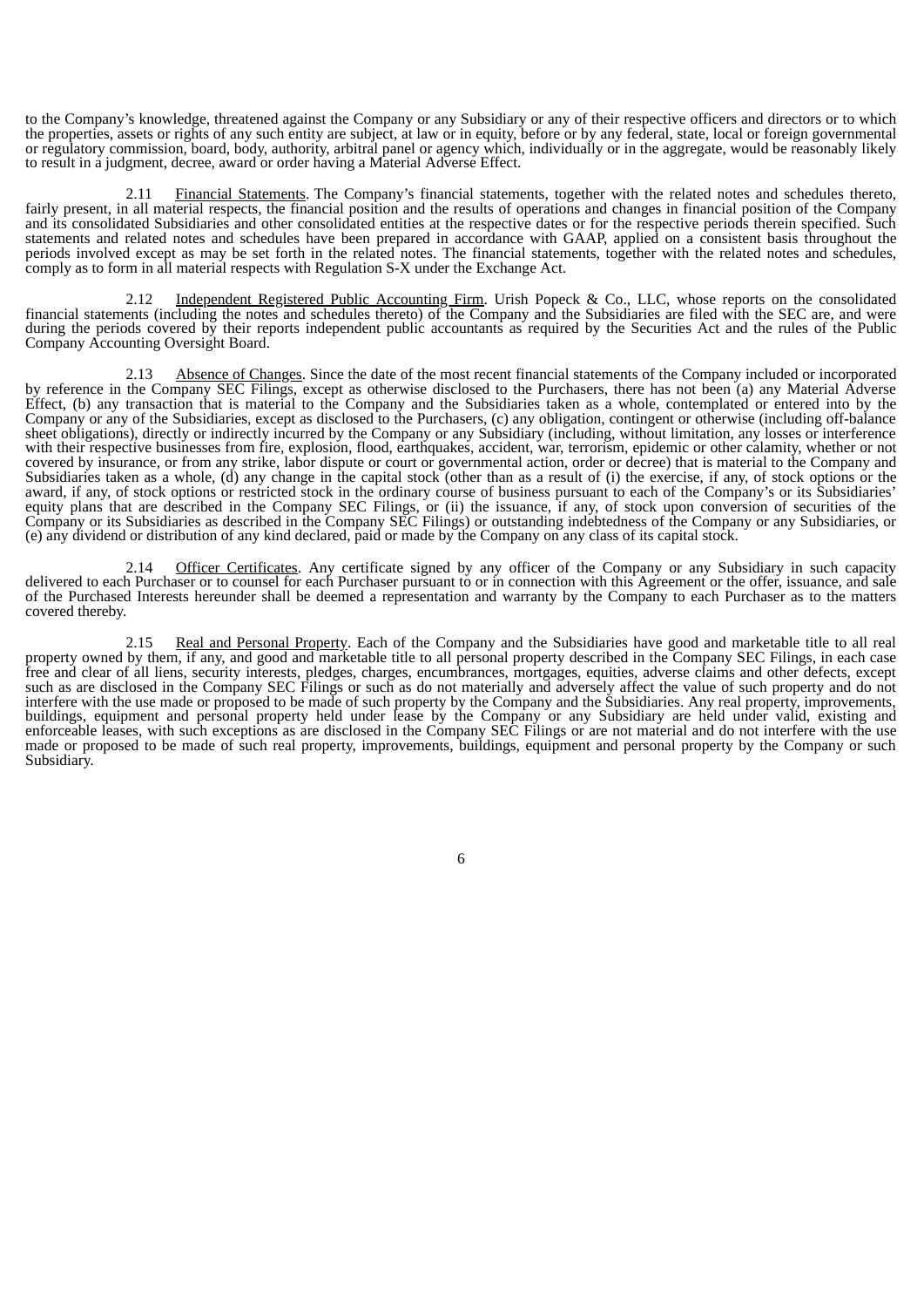to the Company's knowledge, threatened against the Company or any Subsidiary or any of their respective officers and directors or to which the properties, assets or rights of any such entity are subject, at law or in equity, before or by any federal, state, local or foreign governmental or regulatory commission, board, body, authority, arbitral panel or agency which, individually or in the aggregate, would be reasonably likely to result in a judgment, decree, award or order having a Material Adverse Effect.

2.11 Financial Statements. The Company's financial statements, together with the related notes and schedules thereto, fairly present, in all material respects, the financial position and the results of operations and changes in financial position of the Company and its consolidated Subsidiaries and other consolidated entities at the respective dates or for the respective periods therein specified. Such statements and related notes and schedules have been prepared in accordance with GAAP, applied on a consistent basis throughout the periods involved except as may be set forth in the related notes. The financial statements, together with the related notes and schedules, comply as to form in all material respects with Regulation S-X under the Exchange Act.

2.12 Independent Registered Public Accounting Firm. Urish Popeck & Co., LLC, whose reports on the consolidated financial statements (including the notes and schedules thereto) of the Company and the Subsidiaries are filed with the SEC are, and were during the periods covered by their reports independent public accountants as required by the Securities Act and the rules of the Public Company Accounting Oversight Board.

2.13 Absence of Changes. Since the date of the most recent financial statements of the Company included or incorporated by reference in the Company SEC Filings, except as otherwise disclosed to the Purchasers, there has not been (a) any Material Adverse Effect, (b) any transaction that is material to the Company and the Subsidiaries taken as a whole, contemplated or entered into by the Company or any of the Subsidiaries, except as disclosed to the Purchasers, (c) any obligation, contingent or otherwise (including off-balance sheet obligations), directly or indirectly incurred by the Company or any Subsidiary (including, without limitation, any losses or interference with their respective businesses from fire, explosion, flood, earthquakes, accident, war, terrorism, epidemic or other calamity, whether or not covered by insurance, or from any strike, labor dispute or court or governmental action, order or decree) that is material to the Company and Subsidiaries taken as a whole, (d) any change in the capital stock (other than as a result of (i) the exercise, if any, of stock options or the award, if any, of stock options or restricted stock in the ordinary course of business pursuant to each of the Company's or its Subsidiaries' equity plans that are described in the Company SEC Filings, or (ii) the issuance, if any, of stock upon conversion of securities of the Company or its Subsidiaries as described in the Company SEC Filings) or outstanding indebtedness of the Company or any Subsidiaries, or (e) any dividend or distribution of any kind declared, paid or made by the Company on any class of its capital stock.

2.14 Officer Certificates. Any certificate signed by any officer of the Company or any Subsidiary in such capacity delivered to each Purchaser or to counsel for each Purchaser pursuant to or in connection with this Agreement or the offer, issuance, and sale of the Purchased Interests hereunder shall be deemed a representation and warranty by the Company to each Purchaser as to the matters covered thereby.

2.15 Real and Personal Property. Each of the Company and the Subsidiaries have good and marketable title to all real property owned by them, if any, and good and marketable title to all personal property described in the Company SEC Filings, in each case free and clear of all liens, security interests, pledges, charges, encumbrances, mortgages, equities, adverse claims and other defects, except such as are disclosed in the Company SEC Filings or such as do not materially and adversely affect the value of such property and do not interfere with the use made or proposed to be made of such property by the Company and the Subsidiaries. Any real property, improvements, buildings, equipment and personal property held under lease by the Company or any Subsidiary are held under valid, existing and enforceable leases, with such exceptions as are disclosed in the Company SEC Filings or are not material and do not interfere with the use made or proposed to be made of such real property, improvements, buildings, equipment and personal property by the Company or such Subsidiary.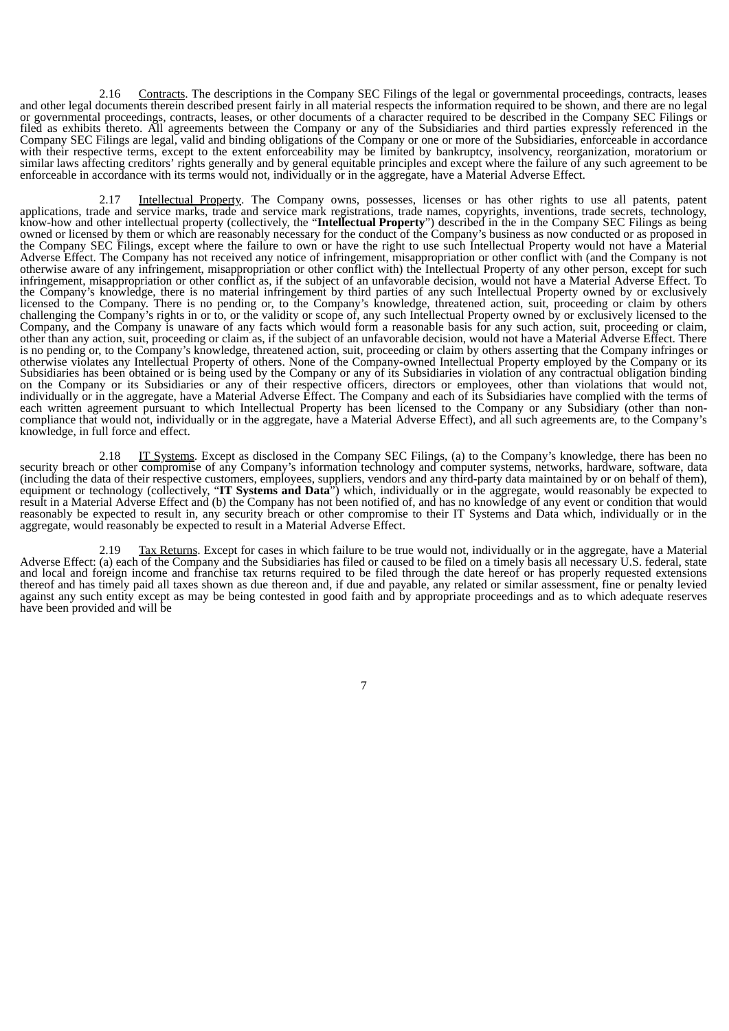2.16 Contracts. The descriptions in the Company SEC Filings of the legal or governmental proceedings, contracts, leases and other legal documents therein described present fairly in all material respects the information required to be shown, and there are no legal or governmental proceedings, contracts, leases, or other documents of a character required to be described in the Company SEC Filings or filed as exhibits thereto. All agreements between the Company or any of the Subsidiaries and third parties expressly referenced in the Company SEC Filings are legal, valid and binding obligations of the Company or one or more of the Subsidiaries, enforceable in accordance with their respective terms, except to the extent enforceability may be limited by bankruptcy, insolvency, reorganization, moratorium or similar laws affecting creditors' rights generally and by general equitable principles and except where the failure of any such agreement to be enforceable in accordance with its terms would not, individually or in the aggregate, have a Material Adverse Effect.

2.17 Intellectual Property. The Company owns, possesses, licenses or has other rights to use all patents, patent applications, trade and service marks, trade and service mark registrations, trade names, copyrights, inventions, trade secrets, technology, know-how and other intellectual property (collectively, the "**Intellectual Property**") described in the in the Company SEC Filings as being owned or licensed by them or which are reasonably necessary for the conduct of the Company's business as now conducted or as proposed in the Company SEC Filings, except where the failure to own or have the right to use such Intellectual Property would not have a Material Adverse Effect. The Company has not received any notice of infringement, misappropriation or other conflict with (and the Company is not otherwise aware of any infringement, misappropriation or other conflict with) the Intellectual Property of any other person, except for such infringement, misappropriation or other conflict as, if the subject of an unfavorable decision, would not have a Material Adverse Effect. To the Company's knowledge, there is no material infringement by third parties of any such Intellectual Property owned by or exclusively licensed to the Company. There is no pending or, to the Company's knowledge, threatened action, suit, proceeding or claim by others challenging the Company's rights in or to, or the validity or scope of, any such Intellectual Property owned by or exclusively licensed to the Company, and the Company is unaware of any facts which would form a reasonable basis for any such action, suit, proceeding or claim, other than any action, suit, proceeding or claim as, if the subject of an unfavorable decision, would not have a Material Adverse Effect. There is no pending or, to the Company's knowledge, threatened action, suit, proceeding or claim by others asserting that the Company infringes or otherwise violates any Intellectual Property of others. None of the Company-owned Intellectual Property employed by the Company or its Subsidiaries has been obtained or is being used by the Company or any of its Subsidiaries in violation of any contractual obligation binding on the Company or its Subsidiaries or any of their respective officers, directors or employees, other than violations that would not, individually or in the aggregate, have a Material Adverse Effect. The Company and each of its Subsidiaries have complied with the terms of each written agreement pursuant to which Intellectual Property has been licensed to the Company or any Subsidiary (other than non-compliance that would not, individually or in the aggregate, have a Material Adverse Effect), and all such agreements are, to the Company's knowledge, in full force and effect.

2.18 IT Systems. Except as disclosed in the Company SEC Filings, (a) to the Company's knowledge, there has been no security breach or other compromise of any Company's information technology and computer systems, networks, hardware, software, data (including the data of their respective customers, employees, suppliers, vendors and any third-party data maintained by or on behalf of them), equipment or technology (collectively, "**IT Systems and Data**") which, individually or in the aggregate, would reasonably be expected to result in a Material Adverse Effect and (b) the Company has not been notified of, and has no knowledge of any event or condition that would reasonably be expected to result in, any security breach or other compromise to their IT Systems and Data which, individually or in the aggregate, would reasonably be expected to result in a Material Adverse Effect.

2.19 Tax Returns. Except for cases in which failure to be true would not, individually or in the aggregate, have a Material Adverse Effect: (a) each of the Company and the Subsidiaries has filed or caused to be filed on a timely basis all necessary U.S. federal, state and local and foreign income and franchise tax returns required to be filed through the date hereof or has properly requested extensions thereof and has timely paid all taxes shown as due thereon and, if due and payable, any related or similar assessment, fine or penalty levied against any such entity except as may be being contested in good faith and by appropriate proceedings and as to which adequate reserves have been provided and will be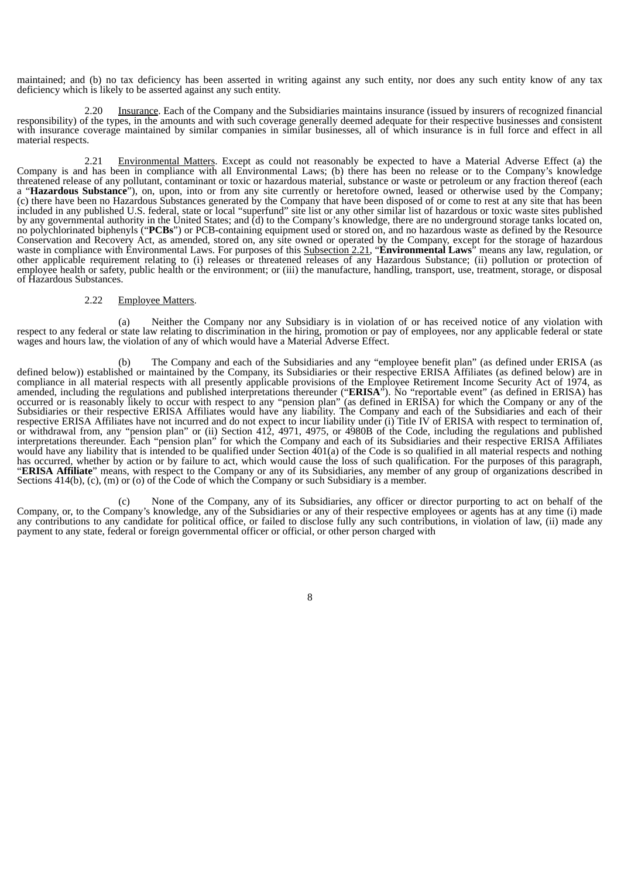maintained; and (b) no tax deficiency has been asserted in writing against any such entity, nor does any such entity know of any tax deficiency which is likely to be asserted against any such entity.

2.20 Insurance. Each of the Company and the Subsidiaries maintains insurance (issued by insurers of recognized financial responsibility) of the types, in the amounts and with such coverage generally deemed adequate for their respective businesses and consistent with insurance coverage maintained by similar companies in similar businesses, all of which insurance is in full force and effect in all material respects.

2.21 Environmental Matters. Except as could not reasonably be expected to have a Material Adverse Effect (a) the Company is and has been in compliance with all Environmental Laws; (b) there has been no release or to the Company's knowledge threatened release of any pollutant, contaminant or toxic or hazardous material, substance or waste or petroleum or any fraction thereof (each a "**Hazardous Substance**"), on, upon, into or from any site currently or heretofore owned, leased or otherwise used by the Company; (c) there have been no Hazardous Substances generated by the Company that have been disposed of or come to rest at any site that has been included in any published U.S. federal, state or local "superfund" site list or any other similar list of hazardous or toxic waste sites published by any governmental authority in the United States; and (d) to the Company's knowledge, there are no underground storage tanks located on, no polychlorinated biphenyls ("**PCBs**") or PCB-containing equipment used or stored on, and no hazardous waste as defined by the Resource Conservation and Recovery Act, as amended, stored on, any site owned or operated by the Company, except for the storage of hazardous waste in compliance with Environmental Laws. For purposes of this Subsection 2.21, "**Environmental Laws**" means any law, regulation, or other applicable requirement relating to (i) releases or threatened releases of any Hazardous Substance; (ii) pollution or protection of employee health or safety, public health or the environment; or (iii) the manufacture, handling, transport, use, treatment, storage, or disposal of Hazardous Substances.

2.22 Employee Matters.

(a) Neither the Company nor any Subsidiary is in violation of or has received notice of any violation with respect to any federal or state law relating to discrimination in the hiring, promotion or pay of employees, nor any applicable federal or state wages and hours law, the violation of any of which would have a Material Adverse Effect.

(b) The Company and each of the Subsidiaries and any "employee benefit plan" (as defined under ERISA (as defined below)) established or maintained by the Company, its Subsidiaries or their respective ERISA Affiliates (as defined below) are in compliance in all material respects with all presently applicable provisions of the Employee Retirement Income Security Act of 1974, as amended, including the regulations and published interpretations thereunder ("**ERISA**"). No "reportable event" (as defined in ERISA) has occurred or is reasonably likely to occur with respect to any "pension plan" (as defined in ERISA) for which the Company or any of the Subsidiaries or their respective ERISA Affiliates would have any liability. The Company and each of the Subsidiaries and each of their respective ERISA Affiliates have not incurred and do not expect to incur liability under (i) Title IV of ERISA with respect to termination of, or withdrawal from, any "pension plan" or (ii) Section 412, 4971, 4975, or 4980B of the Code, including the regulations and published interpretations thereunder. Each "pension plan" for which the Company and each of its Subsidiaries and their respective ERISA Affiliates would have any liability that is intended to be qualified under Section 401(a) of the Code is so qualified in all material respects and nothing has occurred, whether by action or by failure to act, which would cause the loss of such qualification. For the purposes of this paragraph, "**ERISA Affiliate**" means, with respect to the Company or any of its Subsidiaries, any member of any group of organizations described in Sections 414(b), (c), (m) or (o) of the Code of which the Company or such Subsidiary is a member.

(c) None of the Company, any of its Subsidiaries, any officer or director purporting to act on behalf of the Company, or, to the Company's knowledge, any of the Subsidiaries or any of their respective employees or agents has at any time (i) made any contributions to any candidate for political office, or failed to disclose fully any such contributions, in violation of law, (ii) made any payment to any state, federal or foreign governmental officer or official, or other person charged with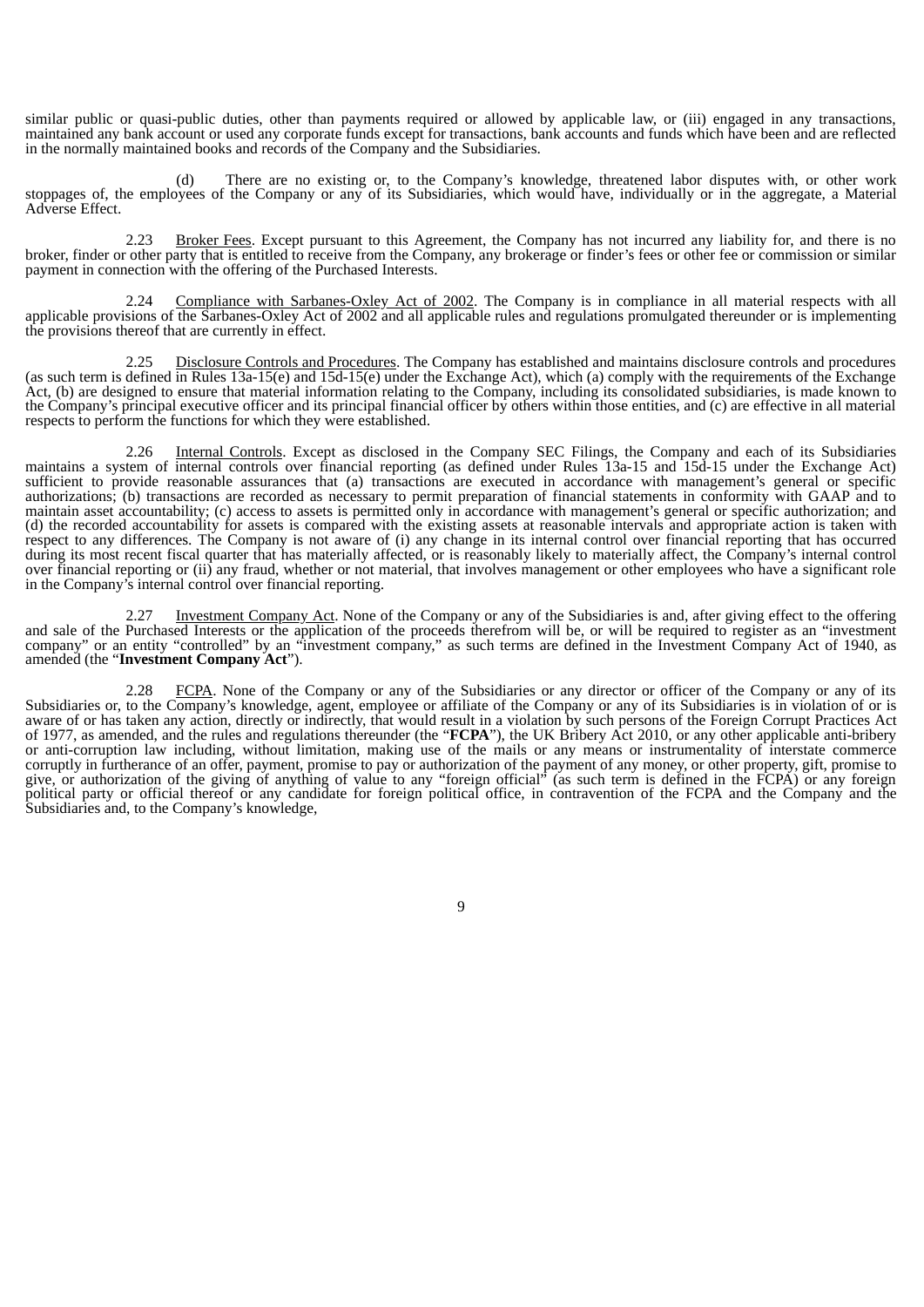similar public or quasi-public duties, other than payments required or allowed by applicable law, or (iii) engaged in any transactions, maintained any bank account or used any corporate funds except for transactions, bank accounts and funds which have been and are reflected in the normally maintained books and records of the Company and the Subsidiaries.

(d) There are no existing or, to the Company's knowledge, threatened labor disputes with, or other work stoppages of, the employees of the Company or any of its Subsidiaries, which would have, individually or in the aggregate, a Material Adverse Effect.

2.23 Broker Fees. Except pursuant to this Agreement, the Company has not incurred any liability for, and there is no broker, finder or other party that is entitled to receive from the Company, any brokerage or finder's fees or other fee or commission or similar payment in connection with the offering of the Purchased Interests.

2.24 Compliance with Sarbanes-Oxley Act of 2002. The Company is in compliance in all material respects with all applicable provisions of the Sarbanes-Oxley Act of 2002 and all applicable rules and regulations promulgated thereunder or is implementing the provisions thereof that are currently in effect.

2.25 Disclosure Controls and Procedures. The Company has established and maintains disclosure controls and procedures (as such term is defined in Rules 13a-15(e) and 15d-15(e) under the Exchange Act), which (a) comply with the requirements of the Exchange Act, (b) are designed to ensure that material information relating to the Company, including its consolidated subsidiaries, is made known to the Company's principal executive officer and its principal financial officer by others within those entities, and (c) are effective in all material respects to perform the functions for which they were established.

2.26 Internal Controls. Except as disclosed in the Company SEC Filings, the Company and each of its Subsidiaries maintains a system of internal controls over financial reporting (as defined under Rules 13a-15 and 15d-15 under the Exchange Act) sufficient to provide reasonable assurances that (a) transactions are executed in accordance with management's general or specific authorizations; (b) transactions are recorded as necessary to permit preparation of financial statements in conformity with GAAP and to maintain asset accountability; (c) access to assets is permitted only in accordance with management's general or specific authorization; and (d) the recorded accountability for assets is compared with the existing assets at reasonable intervals and appropriate action is taken with respect to any differences. The Company is not aware of (i) any change in its internal control over financial reporting that has occurred during its most recent fiscal quarter that has materially affected, or is reasonably likely to materially affect, the Company's internal control over financial reporting or (ii) any fraud, whether or not material, that involves management or other employees who have a significant role in the Company's internal control over financial reporting.

2.27 Investment Company Act. None of the Company or any of the Subsidiaries is and, after giving effect to the offering and sale of the Purchased Interests or the application of the proceeds therefrom will be, or will be required to register as an "investment company" or an entity "controlled" by an "investment company," as such terms are defined in the Investment Company Act of 1940, as amended (the "**Investment Company Act**").

2.28 FCPA. None of the Company or any of the Subsidiaries or any director or officer of the Company or any of its Subsidiaries or, to the Company's knowledge, agent, employee or affiliate of the Company or any of its Subsidiaries is in violation of or is aware of or has taken any action, directly or indirectly, that would result in a violation by such persons of the Foreign Corrupt Practices Act of 1977, as amended, and the rules and regulations thereunder (the "**FCPA**"), the UK Bribery Act 2010, or any other applicable anti-bribery or anti-corruption law including, without limitation, making use of the mails or any means or instrumentality of interstate commerce corruptly in furtherance of an offer, payment, promise to pay or authorization of the payment of any money, or other property, gift, promise to give, or authorization of the giving of anything of value to any "foreign official" (as such term is defined in the FCPA) or any foreign political party or official thereof or any candidate for foreign political office, in contravention of the FCPA and the Company and the Subsidiaries and, to the Company's knowledge,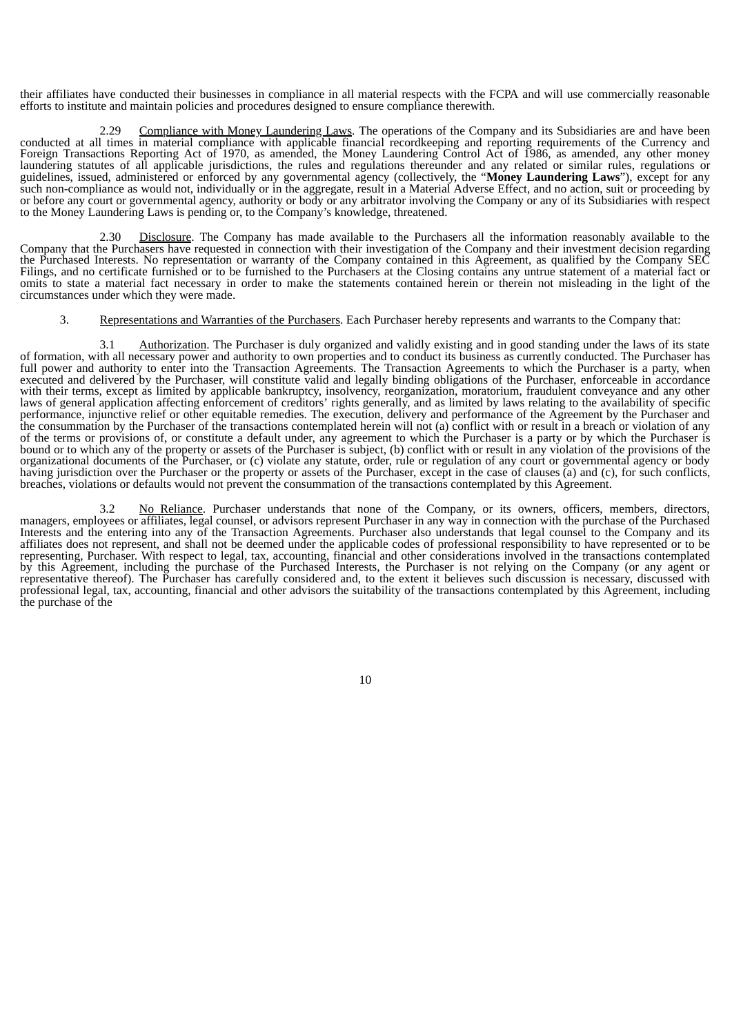their affiliates have conducted their businesses in compliance in all material respects with the FCPA and will use commercially reasonable efforts to institute and maintain policies and procedures designed to ensure compliance therewith.

2.29 Compliance with Money Laundering Laws. The operations of the Company and its Subsidiaries are and have been conducted at all times in material compliance with applicable financial recordkeeping and reporting requirements of the Currency and Foreign Transactions Reporting Act of 1970, as amended, the Money Laundering Control Act of 1986, as amended, any other money laundering statutes of all applicable jurisdictions, the rules and regulations thereunder and any related or similar rules, regulations or guidelines, issued, administered or enforced by any governmental agency (collectively, the "**Money Laundering Laws**"), except for any such non-compliance as would not, individually or in the aggregate, result in a Material Adverse Effect, and no action, suit or proceeding by or before any court or governmental agency, authority or body or any arbitrator involving the Company or any of its Subsidiaries with respect to the Money Laundering Laws is pending or, to the Company's knowledge, threatened.

2.30 Disclosure. The Company has made available to the Purchasers all the information reasonably available to the Company that the Purchasers have requested in connection with their investigation of the Company and their investment decision regarding the Purchased Interests. No representation or warranty of the Company contained in this Agreement, as qualified by the Company SEC Filings, and no certificate furnished or to be furnished to the Purchasers at the Closing contains any untrue statement of a material fact or omits to state a material fact necessary in order to make the statements contained herein or therein not misleading in the light of the circumstances under which they were made.

3. Representations and Warranties of the Purchasers. Each Purchaser hereby represents and warrants to the Company that:

3.1 Authorization. The Purchaser is duly organized and validly existing and in good standing under the laws of its state of formation, with all necessary power and authority to own properties and to conduct its business as currently conducted. The Purchaser has full power and authority to enter into the Transaction Agreements. The Transaction Agreements to which the Purchaser is a party, when executed and delivered by the Purchaser, will constitute valid and legally binding obligations of the Purchaser, enforceable in accordance with their terms, except as limited by applicable bankruptcy, insolvency, reorganization, moratorium, fraudulent conveyance and any other laws of general application affecting enforcement of creditors' rights generally, and as limited by laws relating to the availability of specific performance, injunctive relief or other equitable remedies. The execution, delivery and performance of the Agreement by the Purchaser and the consummation by the Purchaser of the transactions contemplated herein will not (a) conflict with or result in a breach or violation of any of the terms or provisions of, or constitute a default under, any agreement to which the Purchaser is a party or by which the Purchaser is bound or to which any of the property or assets of the Purchaser is subject, (b) conflict with or result in any violation of the provisions of the organizational documents of the Purchaser, or (c) violate any statute, order, rule or regulation of any court or governmental agency or body having jurisdiction over the Purchaser or the property or assets of the Purchaser, except in the case of clauses (a) and (c), for such conflicts, breaches, violations or defaults would not prevent the consummation of the transactions contemplated by this Agreement.

3.2 No Reliance. Purchaser understands that none of the Company, or its owners, officers, members, directors, managers, employees or affiliates, legal counsel, or advisors represent Purchaser in any way in connection with the purchase of the Purchased Interests and the entering into any of the Transaction Agreements. Purchaser also understands that legal counsel to the Company and its affiliates does not represent, and shall not be deemed under the applicable codes of professional responsibility to have represented or to be representing, Purchaser. With respect to legal, tax, accounting, financial and other considerations involved in the transactions contemplated by this Agreement, including the purchase of the Purchased Interests, the Purchaser is not relying on the Company (or any agent or representative thereof). The Purchaser has carefully considered and, to the extent it believes such discussion is necessary, discussed with professional legal, tax, accounting, financial and other advisors the suitability of the transactions contemplated by this Agreement, including the purchase of the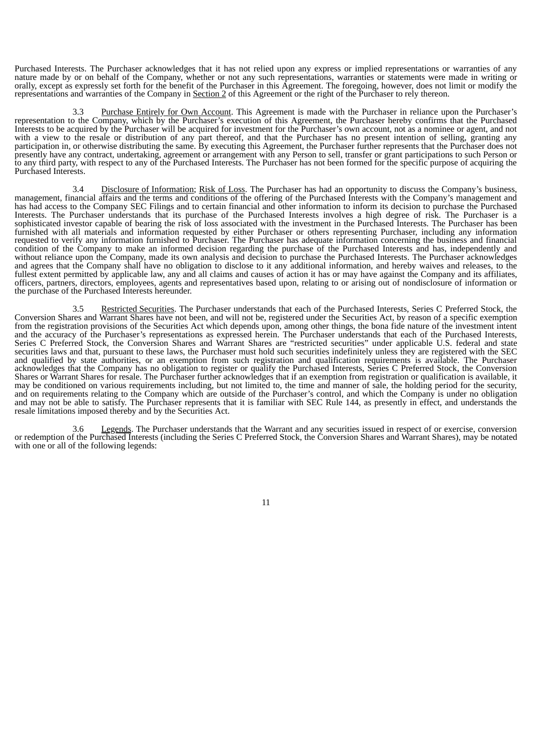Purchased Interests. The Purchaser acknowledges that it has not relied upon any express or implied representations or warranties of any nature made by or on behalf of the Company, whether or not any such representations, warranties or statements were made in writing or orally, except as expressly set forth for the benefit of the Purchaser in this Agreement. The foregoing, however, does not limit or modify the representations and warranties of the Company in Section 2 of this Agreement or the right of the Purchaser to rely thereon.

3.3 Purchase Entirely for Own Account. This Agreement is made with the Purchaser in reliance upon the Purchaser's representation to the Company, which by the Purchaser's execution of this Agreement, the Purchaser hereby confirms that the Purchased Interests to be acquired by the Purchaser will be acquired for investment for the Purchaser's own account, not as a nominee or agent, and not with a view to the resale or distribution of any part thereof, and that the Purchaser has no present intention of selling, granting any participation in, or otherwise distributing the same. By executing this Agreement, the Purchaser further represents that the Purchaser does not presently have any contract, undertaking, agreement or arrangement with any Person to sell, transfer or grant participations to such Person or to any third party, with respect to any of the Purchased Interests. The Purchaser has not been formed for the specific purpose of acquiring the Purchased Interests.

3.4 Disclosure of Information; Risk of Loss. The Purchaser has had an opportunity to discuss the Company's business, management, financial affairs and the terms and conditions of the offering of the Purchased Interests with the Company's management and has had access to the Company SEC Filings and to certain financial and other information to inform its decision to purchase the Purchased Interests. The Purchaser understands that its purchase of the Purchased Interests involves a high degree of risk. The Purchaser is a sophisticated investor capable of bearing the risk of loss associated with the investment in the Purchased Interests. The Purchaser has been furnished with all materials and information requested by either Purchaser or others representing Purchaser, including any information requested to verify any information furnished to Purchaser. The Purchaser has adequate information concerning the business and financial condition of the Company to make an informed decision regarding the purchase of the Purchased Interests and has, independently and without reliance upon the Company, made its own analysis and decision to purchase the Purchased Interests. The Purchaser acknowledges and agrees that the Company shall have no obligation to disclose to it any additional information, and hereby waives and releases, to the fullest extent permitted by applicable law, any and all claims and causes of action it has or may have against the Company and its affiliates, officers, partners, directors, employees, agents and representatives based upon, relating to or arising out of nondisclosure of information or the purchase of the Purchased Interests hereunder.

3.5 Restricted Securities. The Purchaser understands that each of the Purchased Interests, Series C Preferred Stock, the Conversion Shares and Warrant Shares have not been, and will not be, registered under the Securities Act, by reason of a specific exemption from the registration provisions of the Securities Act which depends upon, among other things, the bona fide nature of the investment intent and the accuracy of the Purchaser's representations as expressed herein. The Purchaser understands that each of the Purchased Interests, Series C Preferred Stock, the Conversion Shares and Warrant Shares are "restricted securities" under applicable U.S. federal and state securities laws and that, pursuant to these laws, the Purchaser must hold such securities indefinitely unless they are registered with the SEC and qualified by state authorities, or an exemption from such registration and qualification requirements is available. The Purchaser acknowledges that the Company has no obligation to register or qualify the Purchased Interests, Series C Preferred Stock, the Conversion Shares or Warrant Shares for resale. The Purchaser further acknowledges that if an exemption from registration or qualification is available, it may be conditioned on various requirements including, but not limited to, the time and manner of sale, the holding period for the security, and on requirements relating to the Company which are outside of the Purchaser's control, and which the Company is under no obligation and may not be able to satisfy. The Purchaser represents that it is familiar with SEC Rule 144, as presently in effect, and understands the resale limitations imposed thereby and by the Securities Act.

3.6 Legends. The Purchaser understands that the Warrant and any securities issued in respect of or exercise, conversion or redemption of the Purchased Interests (including the Series C Preferred Stock, the Conversion Shares and Warrant Shares), may be notated with one or all of the following legends: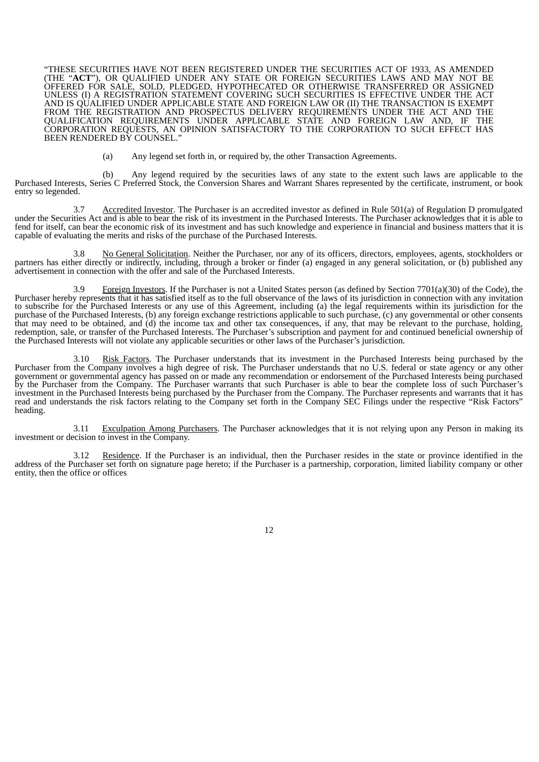"THESE SECURITIES HAVE NOT BEEN REGISTERED UNDER THE SECURITIES ACT OF 1933, AS AMENDED (THE "**ACT**"), OR QUALIFIED UNDER ANY STATE OR FOREIGN SECURITIES LAWS AND MAY NOT BE OFFERED FOR SALE, SOLD, PLEDGED, HYPOTHECATED OR OTHERWISE TRANSFERRED OR ASSIGNED UNLESS (I) A REGISTRATION STATEMENT COVERING SUCH SECURITIES IS EFFECTIVE UNDER THE ACT AND IS QUALIFIED UNDER APPLICABLE STATE AND FOREIGN LAW OR (II) THE TRANSACTION IS EXEMPT FROM THE REGISTRATION AND PROSPECTUS DELIVERY REQUIREMENTS UNDER THE ACT AND THE QUALIFICATION REQUIREMENTS UNDER APPLICABLE STATE AND FOREIGN LAW AND, IF THE CORPORATION REQUESTS, AN OPINION SATISFACTORY TO THE CORPORATION TO SUCH EFFECT HAS BEEN RENDERED BY COUNSEL."

(a) Any legend set forth in, or required by, the other Transaction Agreements.

(b) Any legend required by the securities laws of any state to the extent such laws are applicable to the Purchased Interests, Series C Preferred Stock, the Conversion Shares and Warrant Shares represented by the certificate, instrument, or book entry so legended.

3.7 Accredited Investor. The Purchaser is an accredited investor as defined in Rule 501(a) of Regulation D promulgated under the Securities Act and is able to bear the risk of its investment in the Purchased Interests. The Purchaser acknowledges that it is able to fend for itself, can bear the economic risk of its investment and has such knowledge and experience in financial and business matters that it is capable of evaluating the merits and risks of the purchase of the Purchased Interests.

3.8 No General Solicitation. Neither the Purchaser, nor any of its officers, directors, employees, agents, stockholders or partners has either directly or indirectly, including, through a broker or finder (a) engaged in any general solicitation, or (b) published any advertisement in connection with the offer and sale of the Purchased Interests.

3.9 Foreign Investors. If the Purchaser is not a United States person (as defined by Section 7701(a)(30) of the Code), the Purchaser hereby represents that it has satisfied itself as to the full observance of the laws of its jurisdiction in connection with any invitation to subscribe for the Purchased Interests or any use of this Agreement, including (a) the legal requirements within its jurisdiction for the purchase of the Purchased Interests, (b) any foreign exchange restrictions applicable to such purchase, (c) any governmental or other consents that may need to be obtained, and (d) the income tax and other tax consequences, if any, that may be relevant to the purchase, holding, redemption, sale, or transfer of the Purchased Interests. The Purchaser's subscription and payment for and continued beneficial ownership of the Purchased Interests will not violate any applicable securities or other laws of the Purchaser's jurisdiction.

3.10 Risk Factors. The Purchaser understands that its investment in the Purchased Interests being purchased by the Purchaser from the Company involves a high degree of risk. The Purchaser understands that no U.S. federal or state agency or any other government or governmental agency has passed on or made any recommendation or endorsement of the Purchased Interests being purchased by the Purchaser from the Company. The Purchaser warrants that such Purchaser is able to bear the complete loss of such Purchaser's investment in the Purchased Interests being purchased by the Purchaser from the Company. The Purchaser represents and warrants that it has read and understands the risk factors relating to the Company set forth in the Company SEC Filings under the respective "Risk Factors" heading.

3.11 Exculpation Among Purchasers. The Purchaser acknowledges that it is not relying upon any Person in making its investment or decision to invest in the Company.

3.12 Residence. If the Purchaser is an individual, then the Purchaser resides in the state or province identified in the address of the Purchaser set forth on signature page hereto; if the Purchaser is a partnership, corporation, limited liability company or other entity, then the office or offices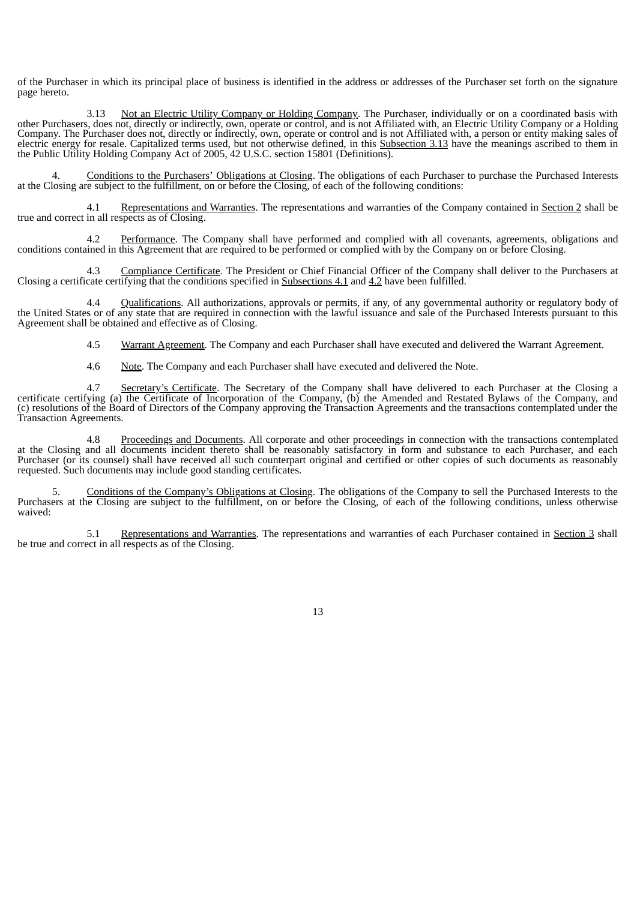of the Purchaser in which its principal place of business is identified in the address or addresses of the Purchaser set forth on the signature page hereto.

3.13 Not an Electric Utility Company or Holding Company. The Purchaser, individually or on a coordinated basis with other Purchasers, does not, directly or indirectly, own, operate or control, and is not Affiliated with, an Electric Utility Company or a Holding Company. The Purchaser does not, directly or indirectly, own, operate or control and is not Affiliated with, a person or entity making sales of electric energy for resale. Capitalized terms used, but not otherwise defined, in this Subsection 3.13 have the meanings ascribed to them in the Public Utility Holding Company Act of 2005, 42 U.S.C. section 15801 (Definitions).

4. Conditions to the Purchasers' Obligations at Closing. The obligations of each Purchaser to purchase the Purchased Interests at the Closing are subject to the fulfillment, on or before the Closing, of each of the following conditions:

4.1 Representations and Warranties. The representations and warranties of the Company contained in Section 2 shall be true and correct in all respects as of Closing.

4.2 Performance. The Company shall have performed and complied with all covenants, agreements, obligations and conditions contained in this Agreement that are required to be performed or complied with by the Company on or before Closing.

4.3 Compliance Certificate. The President or Chief Financial Officer of the Company shall deliver to the Purchasers at Closing a certificate certifying that the conditions specified in Subsections 4.1 and 4.2 have been fulfilled.

4.4 Qualifications. All authorizations, approvals or permits, if any, of any governmental authority or regulatory body of the United States or of any state that are required in connection with the lawful issuance and sale of the Purchased Interests pursuant to this Agreement shall be obtained and effective as of Closing.

4.5 Warrant Agreement. The Company and each Purchaser shall have executed and delivered the Warrant Agreement.

4.6 Note. The Company and each Purchaser shall have executed and delivered the Note.

4.7 Secretary's Certificate. The Secretary of the Company shall have delivered to each Purchaser at the Closing a certificate certifying (a) the Certificate of Incorporation of the Company, (b) the Amended and Restated Bylaws of the Company, and (c) resolutions of the Board of Directors of the Company approving the Transaction Agreements and the transactions contemplated under the Transaction Agreements.

4.8 Proceedings and Documents. All corporate and other proceedings in connection with the transactions contemplated at the Closing and all documents incident thereto shall be reasonably satisfactory in form and substance to each Purchaser, and each Purchaser (or its counsel) shall have received all such counterpart original and certified or other copies of such documents as reasonably requested. Such documents may include good standing certificates.

5. Conditions of the Company's Obligations at Closing. The obligations of the Company to sell the Purchased Interests to the Purchasers at the Closing are subject to the fulfillment, on or before the Closing, of each of the following conditions, unless otherwise waived:

5.1 Representations and Warranties. The representations and warranties of each Purchaser contained in Section 3 shall be true and correct in all respects as of the Closing.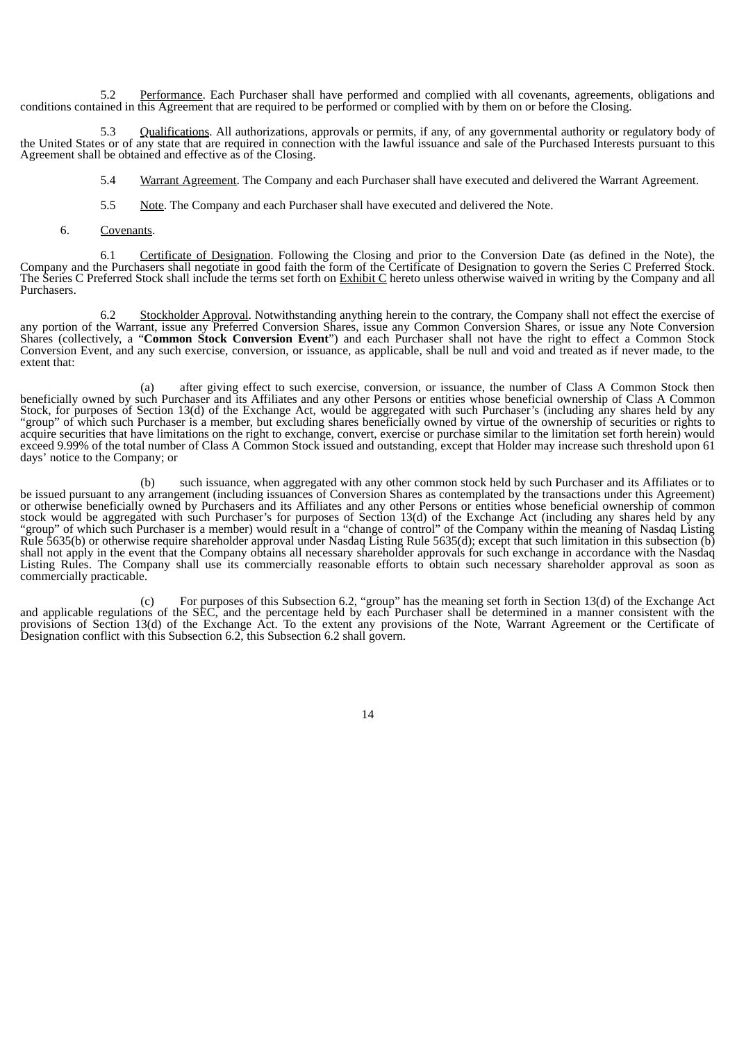5.2 Performance. Each Purchaser shall have performed and complied with all covenants, agreements, obligations and conditions contained in this Agreement that are required to be performed or complied with by them on or before the Closing.

5.3 Qualifications. All authorizations, approvals or permits, if any, of any governmental authority or regulatory body of the United States or of any state that are required in connection with the lawful issuance and sale of the Purchased Interests pursuant to this Agreement shall be obtained and effective as of the Closing.

5.4 Warrant Agreement. The Company and each Purchaser shall have executed and delivered the Warrant Agreement.

5.5 Note. The Company and each Purchaser shall have executed and delivered the Note.

6. Covenants.

6.1 Certificate of Designation. Following the Closing and prior to the Conversion Date (as defined in the Note), the Company and the Purchasers shall negotiate in good faith the form of the Certificate of Designation to govern the Series C Preferred Stock. The Series C Preferred Stock shall include the terms set forth on Exhibit C hereto unless otherwise waived in writing by the Company and all Purchasers.

6.2 Stockholder Approval. Notwithstanding anything herein to the contrary, the Company shall not effect the exercise of any portion of the Warrant, issue any Preferred Conversion Shares, issue any Common Conversion Shares, or issue any Note Conversion Shares (collectively, a "**Common Stock Conversion Event**") and each Purchaser shall not have the right to effect a Common Stock Conversion Event, and any such exercise, conversion, or issuance, as applicable, shall be null and void and treated as if never made, to the extent that:

(a) after giving effect to such exercise, conversion, or issuance, the number of Class A Common Stock then beneficially owned by such Purchaser and its Affiliates and any other Persons or entities whose beneficial ownership of Class A Common Stock, for purposes of Section 13(d) of the Exchange Act, would be aggregated with such Purchaser's (including any shares held by any "group" of which such Purchaser is a member, but excluding shares beneficially owned by virtue of the ownership of securities or rights to acquire securities that have limitations on the right to exchange, convert, exercise or purchase similar to the limitation set forth herein) would exceed 9.99% of the total number of Class A Common Stock issued and outstanding, except that Holder may increase such threshold upon 61 days' notice to the Company; or

(b) such issuance, when aggregated with any other common stock held by such Purchaser and its Affiliates or to be issued pursuant to any arrangement (including issuances of Conversion Shares as contemplated by the transactions under this Agreement) or otherwise beneficially owned by Purchasers and its Affiliates and any other Persons or entities whose beneficial ownership of common stock would be aggregated with such Purchaser's for purposes of Section 13(d) of the Exchange Act (including any shares held by any "group" of which such Purchaser is a member) would result in a "change of control" of the Company within the meaning of Nasdaq Listing Rule 5635(b) or otherwise require shareholder approval under Nasdaq Listing Rule 5635(d); except that such limitation in this subsection (b) shall not apply in the event that the Company obtains all necessary shareholder approvals for such exchange in accordance with the Nasdaq Listing Rules. The Company shall use its commercially reasonable efforts to obtain such necessary shareholder approval as soon as commercially practicable.

(c) For purposes of this Subsection 6.2, "group" has the meaning set forth in Section 13(d) of the Exchange Act and applicable regulations of the SEC, and the percentage held by each Purchaser shall be determined in a manner consistent with the provisions of Section 13(d) of the Exchange Act. To the extent any provisions of the Note, Warrant Agreement or the Certificate of Designation conflict with this Subsection 6.2, this Subsection 6.2 shall govern.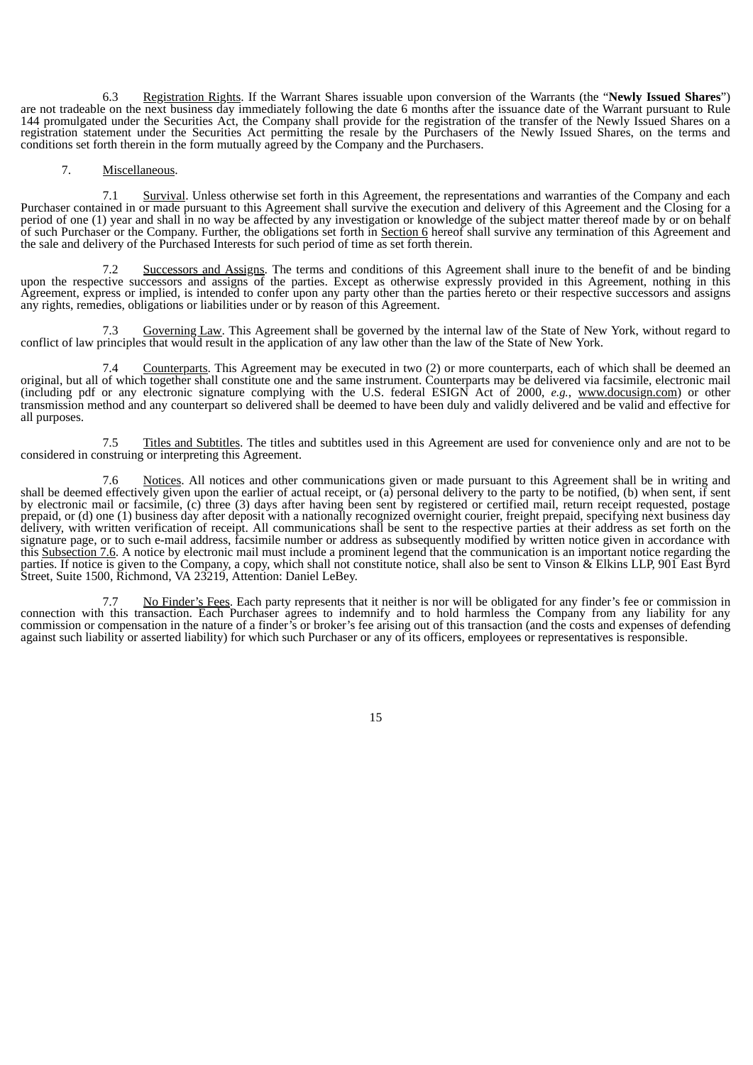6.3 Registration Rights. If the Warrant Shares issuable upon conversion of the Warrants (the "**Newly Issued Shares**") are not tradeable on the next business day immediately following the date 6 months after the issuance date of the Warrant pursuant to Rule 144 promulgated under the Securities Act, the Company shall provide for the registration of the transfer of the Newly Issued Shares on a registration statement under the Securities Act permitting the resale by the Purchasers of the Newly Issued Shares, on the terms and conditions set forth therein in the form mutually agreed by the Company and the Purchasers.

7. Miscellaneous.

7.1 Survival. Unless otherwise set forth in this Agreement, the representations and warranties of the Company and each Purchaser contained in or made pursuant to this Agreement shall survive the execution and delivery of this Agreement and the Closing for a period of one (1) year and shall in no way be affected by any investigation or knowledge of the subject matter thereof made by or on behalf of such Purchaser or the Company. Further, the obligations set forth in Section 6 hereof shall survive any termination of this Agreement and the sale and delivery of the Purchased Interests for such period of time as set forth therein.

7.2 Successors and Assigns. The terms and conditions of this Agreement shall inure to the benefit of and be binding upon the respective successors and assigns of the parties. Except as otherwise expressly provided in this Agreement, nothing in this Agreement, express or implied, is intended to confer upon any party other than the parties hereto or their respective successors and assigns any rights, remedies, obligations or liabilities under or by reason of this Agreement.

7.3 Governing Law. This Agreement shall be governed by the internal law of the State of New York, without regard to conflict of law principles that would result in the application of any law other than the law of the State of New York.

7.4 Counterparts. This Agreement may be executed in two (2) or more counterparts, each of which shall be deemed an original, but all of which together shall constitute one and the same instrument. Counterparts may be delivered via facsimile, electronic mail (including pdf or any electronic signature complying with the U.S. federal ESIGN Act of 2000, *e.g.*, www.docusign.com) or other transmission method and any counterpart so delivered shall be deemed to have been duly and validly delivered and be valid and effective for all purposes.

7.5 Titles and Subtitles. The titles and subtitles used in this Agreement are used for convenience only and are not to be considered in construing or interpreting this Agreement.

7.6 Notices. All notices and other communications given or made pursuant to this Agreement shall be in writing and shall be deemed effectively given upon the earlier of actual receipt, or (a) personal delivery to the party to be notified, (b) when sent, if sent by electronic mail or facsimile, (c) three (3) days after having been sent by registered or certified mail, return receipt requested, postage prepaid, or (d) one (1) business day after deposit with a nationally recognized overnight courier, freight prepaid, specifying next business day delivery, with written verification of receipt. All communications shall be sent to the respective parties at their address as set forth on the signature page, or to such e-mail address, facsimile number or address as subsequently modified by written notice given in accordance with this Subsection 7.6. A notice by electronic mail must include a prominent legend that the communication is an important notice regarding the parties. If notice is given to the Company, a copy, which shall not constitute notice, shall also be sent to Vinson & Elkins LLP, 901 East Byrd Street, Suite 1500, Richmond, VA 23219, Attention: Daniel LeBey.

7.7 No Finder's Fees. Each party represents that it neither is nor will be obligated for any finder's fee or commission in connection with this transaction. Each Purchaser agrees to indemnify and to hold harmless the Company from any liability for any commission or compensation in the nature of a finder's or broker's fee arising out of this transaction (and the costs and expenses of defending against such liability or asserted liability) for which such Purchaser or any of its officers, employees or representatives is responsible.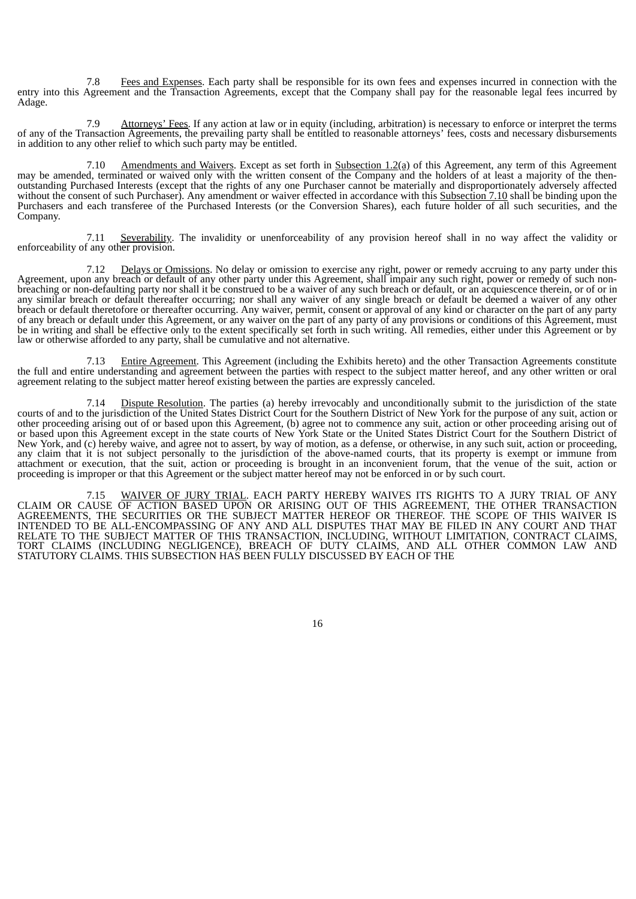7.8 Fees and Expenses. Each party shall be responsible for its own fees and expenses incurred in connection with the entry into this Agreement and the Transaction Agreements, except that the Company shall pay for the reasonable legal fees incurred by Adage.

7.9 Attorneys' Fees. If any action at law or in equity (including, arbitration) is necessary to enforce or interpret the terms of any of the Transaction Agreements, the prevailing party shall be entitled to reasonable attorneys' fees, costs and necessary disbursements in addition to any other relief to which such party may be entitled.

7.10 Amendments and Waivers. Except as set forth in Subsection 1.2(a) of this Agreement, any term of this Agreement may be amended, terminated or waived only with the written consent of the Company and the holders of at least a majority of the then-outstanding Purchased Interests (except that the rights of any one Purchaser cannot be materially and disproportionately adversely affected without the consent of such Purchaser). Any amendment or waiver effected in accordance with this Subsection 7.10 shall be binding upon the Purchasers and each transferee of the Purchased Interests (or the Conversion Shares), each future holder of all such securities, and the Company.

7.11 Severability. The invalidity or unenforceability of any provision hereof shall in no way affect the validity or enforceability of any other provision.

7.12 Delays or Omissions. No delay or omission to exercise any right, power or remedy accruing to any party under this Agreement, upon any breach or default of any other party under this Agreement, shall impair any such right, power or remedy of such non-breaching or non-defaulting party nor shall it be construed to be a waiver of any such breach or default, or an acquiescence therein, or of or in any similar breach or default thereafter occurring; nor shall any waiver of any single breach or default be deemed a waiver of any other breach or default theretofore or thereafter occurring. Any waiver, permit, consent or approval of any kind or character on the part of any party of any breach or default under this Agreement, or any waiver on the part of any party of any provisions or conditions of this Agreement, must be in writing and shall be effective only to the extent specifically set forth in such writing. All remedies, either under this Agreement or by law or otherwise afforded to any party, shall be cumulative and not alternative.

7.13 Entire Agreement. This Agreement (including the Exhibits hereto) and the other Transaction Agreements constitute the full and entire understanding and agreement between the parties with respect to the subject matter hereof, and any other written or oral agreement relating to the subject matter hereof existing between the parties are expressly canceled.

7.14 Dispute Resolution. The parties (a) hereby irrevocably and unconditionally submit to the jurisdiction of the state courts of and to the jurisdiction of the United States District Court for the Southern District of New York for the purpose of any suit, action or other proceeding arising out of or based upon this Agreement, (b) agree not to commence any suit, action or other proceeding arising out of or based upon this Agreement except in the state courts of New York State or the United States District Court for the Southern District of New York, and (c) hereby waive, and agree not to assert, by way of motion, as a defense, or otherwise, in any such suit, action or proceeding, any claim that it is not subject personally to the jurisdiction of the above-named courts, that its property is exempt or immune from attachment or execution, that the suit, action or proceeding is brought in an inconvenient forum, that the venue of the suit, action or proceeding is improper or that this Agreement or the subject matter hereof may not be enforced in or by such court.

7.15 WAIVER OF JURY TRIAL. EACH PARTY HEREBY WAIVES ITS RIGHTS TO A JURY TRIAL OF ANY CLAIM OR CAUSE OF ACTION BASED UPON OR ARISING OUT OF THIS AGREEMENT, THE OTHER TRANSACTION AGREEMENTS, THE SECURITIES OR THE SUBJECT MATTER HEREOF OR THEREOF. THE SCOPE OF THIS WAIVER IS INTENDED TO BE ALL-ENCOMPASSING OF ANY AND ALL DISPUTES THAT MAY BE FILED IN ANY COURT AND THAT RELATE TO THE SUBJECT MATTER OF THIS TRANSACTION, INCLUDING, WITHOUT LIMITATION, CONTRACT CLAIMS, TORT CLAIMS (INCLUDING NEGLIGENCE), BREACH OF DUTY CLAIMS, AND ALL OTHER COMMON LAW AND STATUTORY CLAIMS. THIS SUBSECTION HAS BEEN FULLY DISCUSSED BY EACH OF THE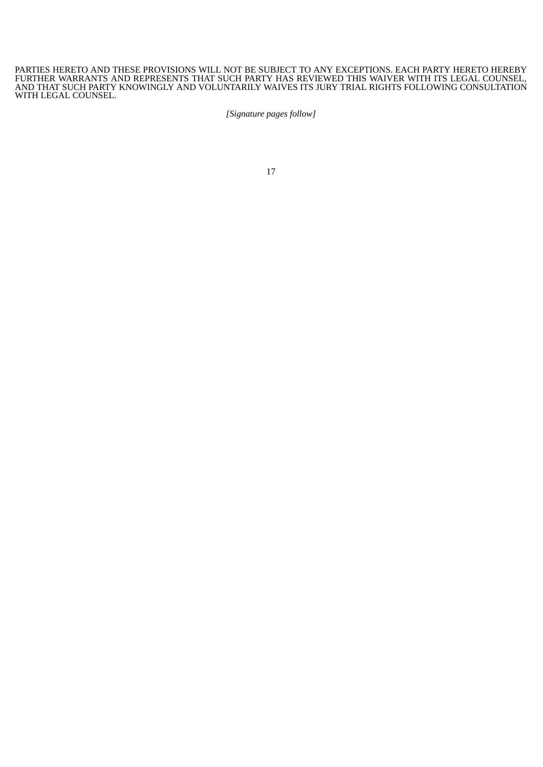PARTIES HERETO AND THESE PROVISIONS WILL NOT BE SUBJECT TO ANY EXCEPTIONS. EACH PARTY HERETO HEREBY FURTHER WARRANTS AND REPRESENTS THAT SUCH PARTY HAS REVIEWED THIS WAIVER WITH ITS LEGAL COUNSEL, AND THAT SUCH PARTY KNOWINGLY AND VOLUNTARILY WAIVES ITS JURY TRIAL RIGHTS FOLLOWING CONSULTATION WITH LEGAL COUNSEL.

*[Signature pages follow]*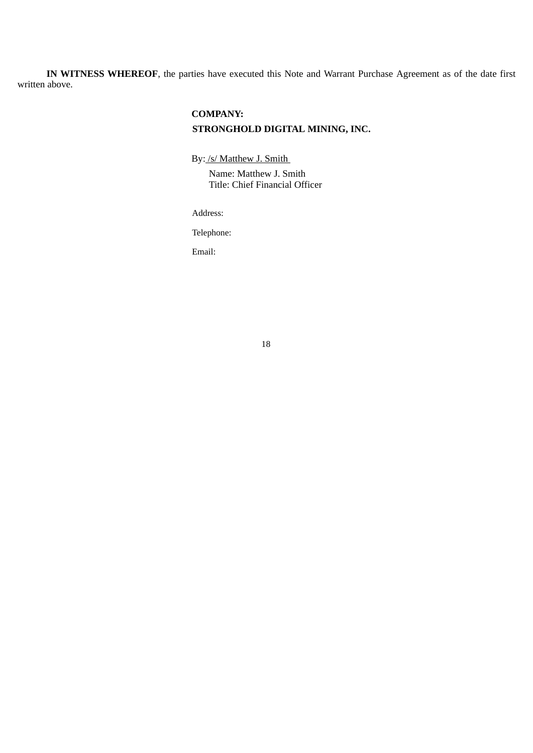**IN WITNESS WHEREOF**, the parties have executed this Note and Warrant Purchase Agreement as of the date first written above.

**COMPANY:**

**STRONGHOLD DIGITAL MINING, INC.**

By: /s/ Matthew J. Smith

Name: Matthew J. Smith

Title: Chief Financial Officer

Address:

Telephone:

Email: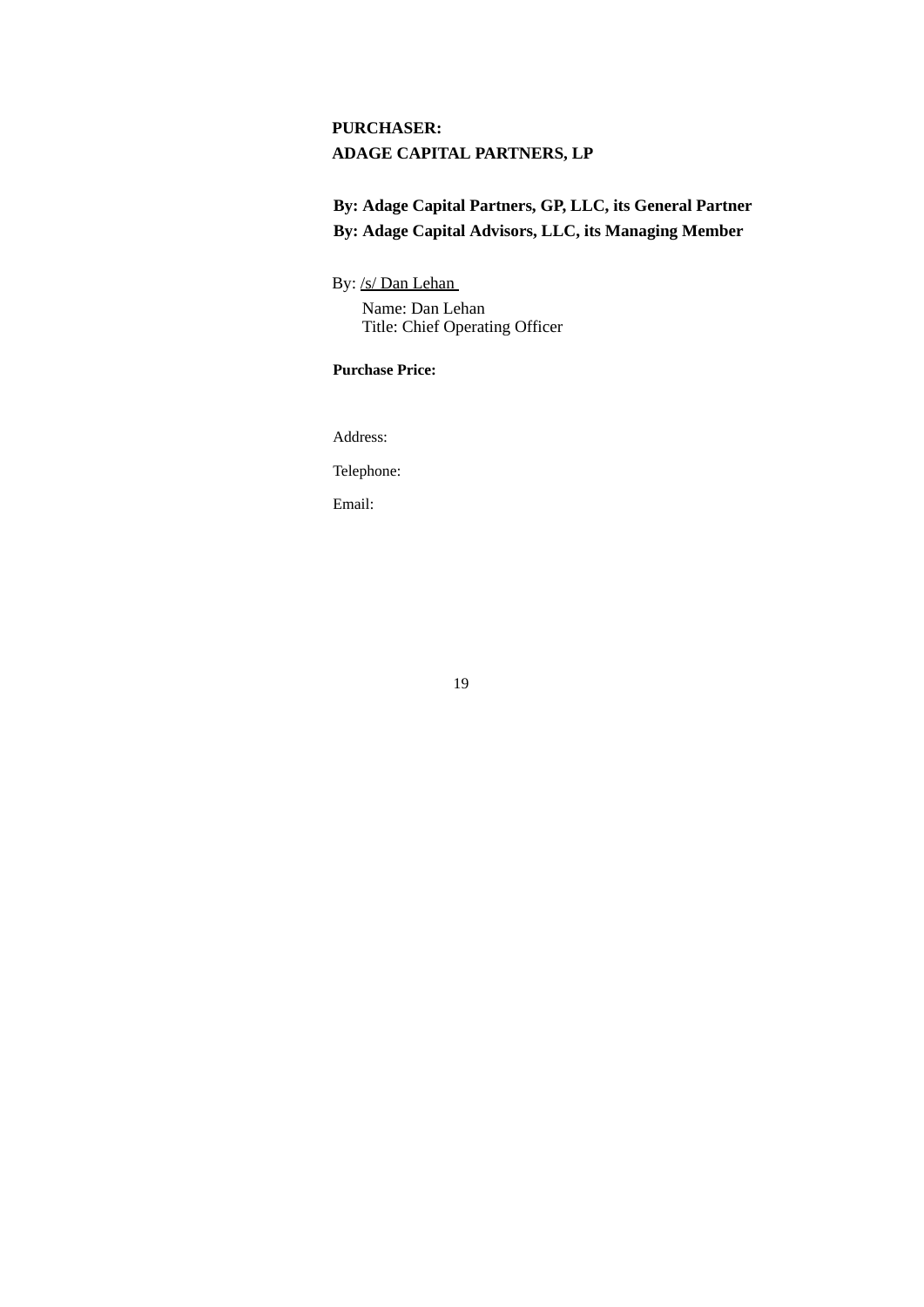**PURCHASER:**
**ADAGE CAPITAL PARTNERS, LP**

**By: Adage Capital Partners, GP, LLC, its General Partner**
**By: Adage Capital Advisors, LLC, its Managing Member**

By: /s/ Dan Lehan
Name: Dan Lehan
Title: Chief Operating Officer

**Purchase Price:**

Address:

Telephone:

Email: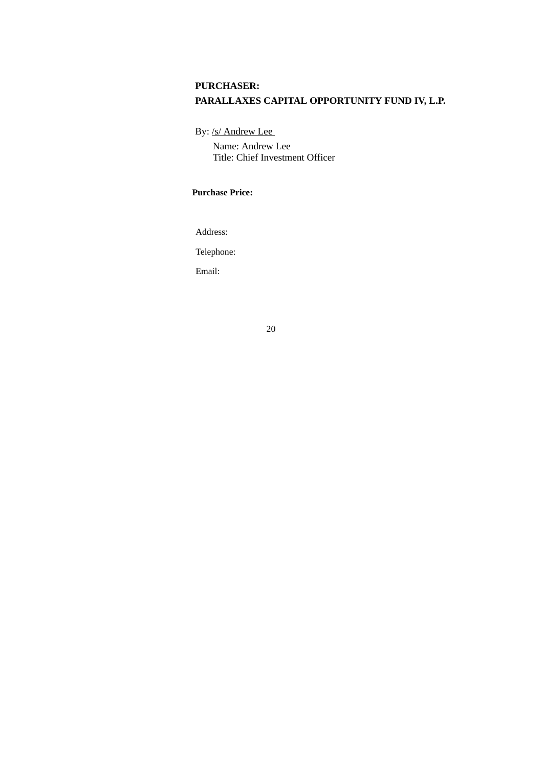**PURCHASER:**

**PARALLAXES CAPITAL OPPORTUNITY FUND IV, L.P.**

By: /s/ Andrew Lee

Name: Andrew Lee
Title: Chief Investment Officer

**Purchase Price:**

Address:

Telephone:

Email: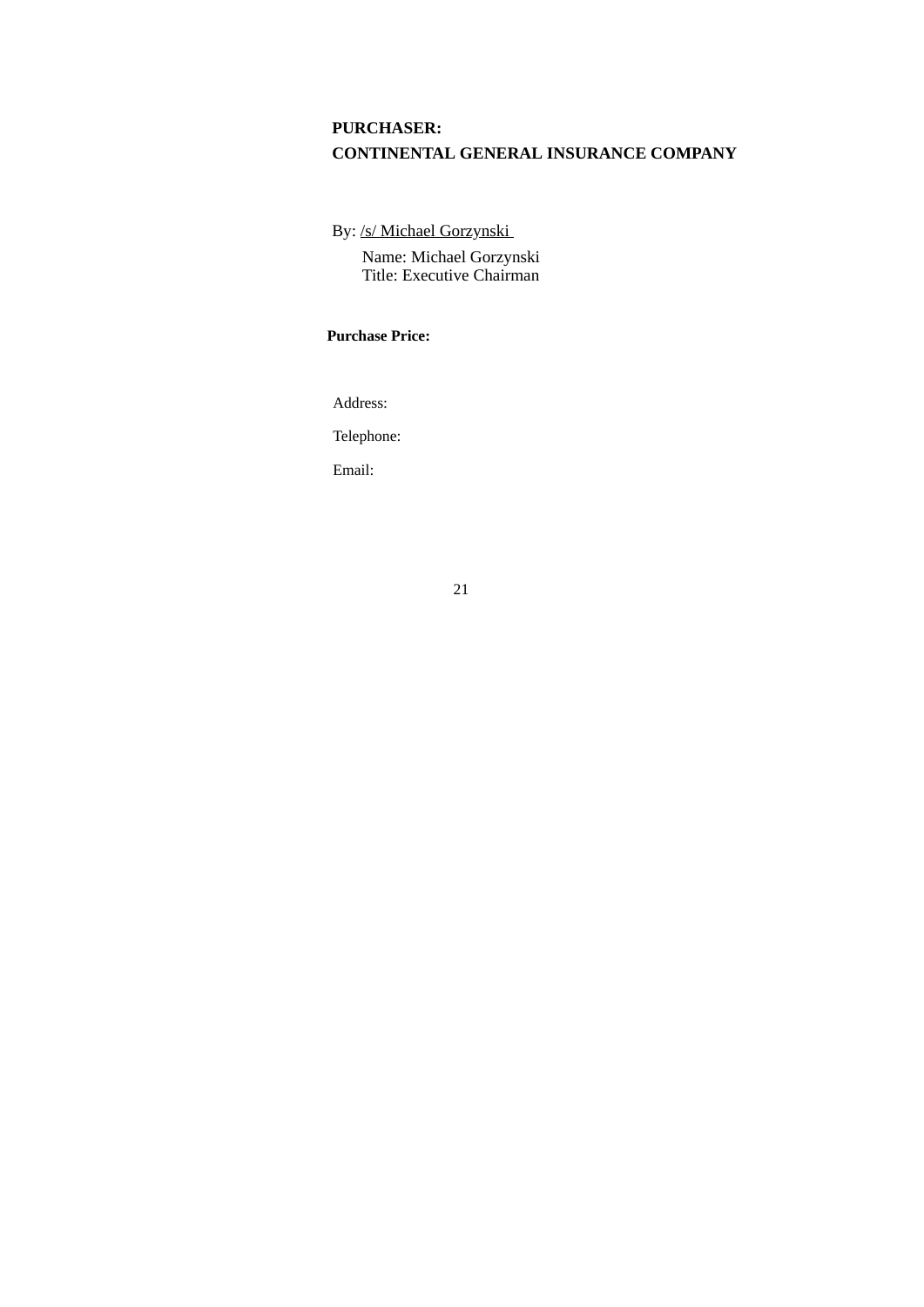**PURCHASER:**

**CONTINENTAL GENERAL INSURANCE COMPANY**

By: /s/ Michael Gorzynski

Name: Michael Gorzynski
Title: Executive Chairman

**Purchase Price:**

Address:

Telephone:

Email: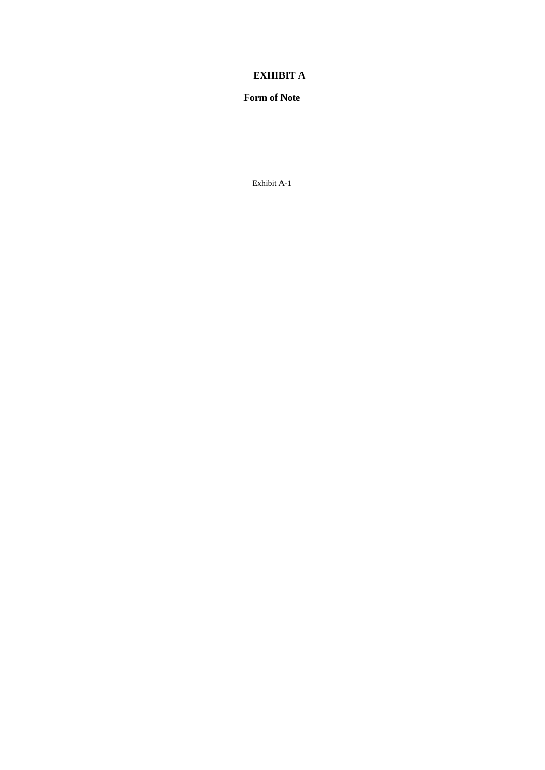# EXHIBIT A

## Form of Note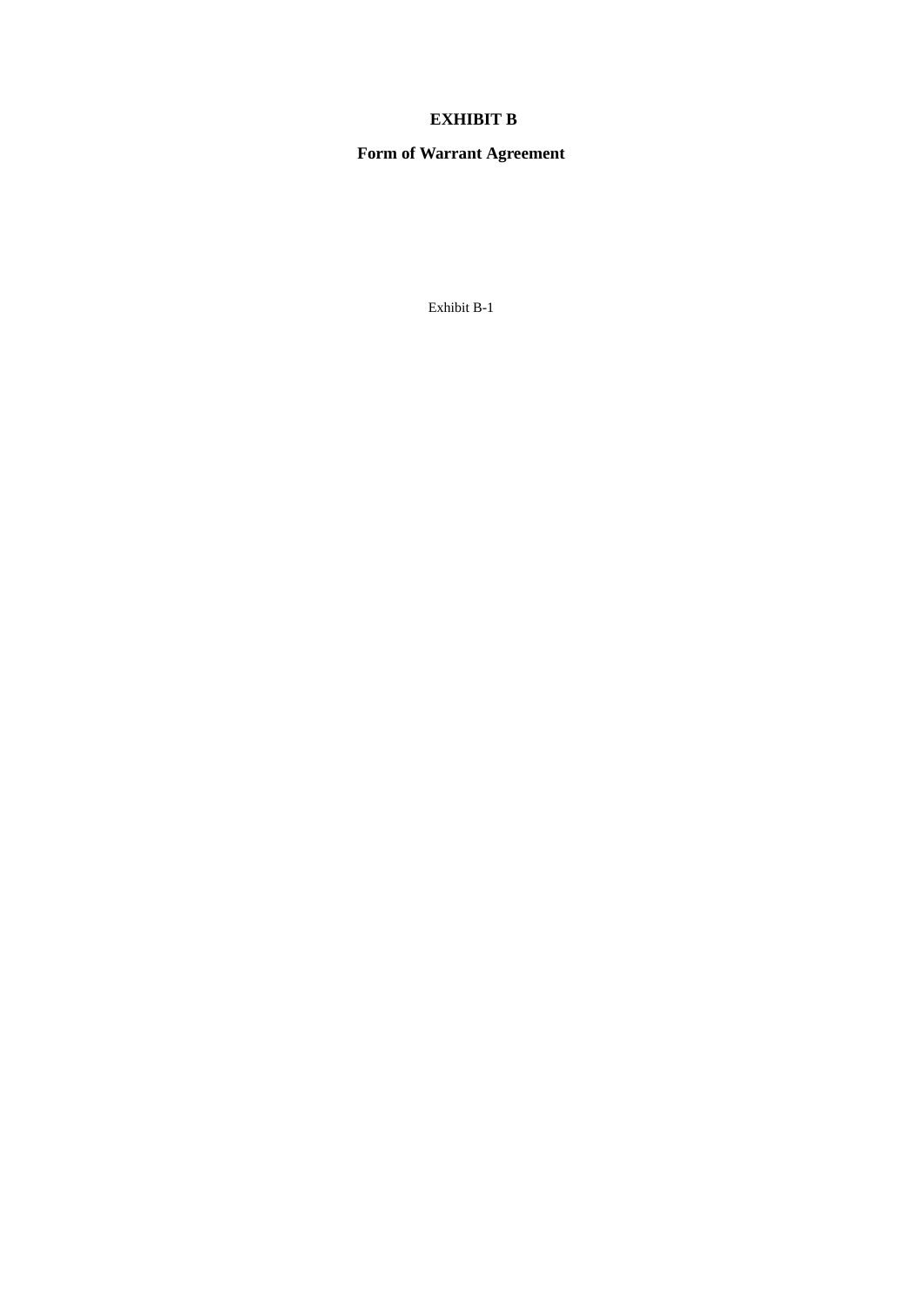# EXHIBIT B

## Form of Warrant Agreement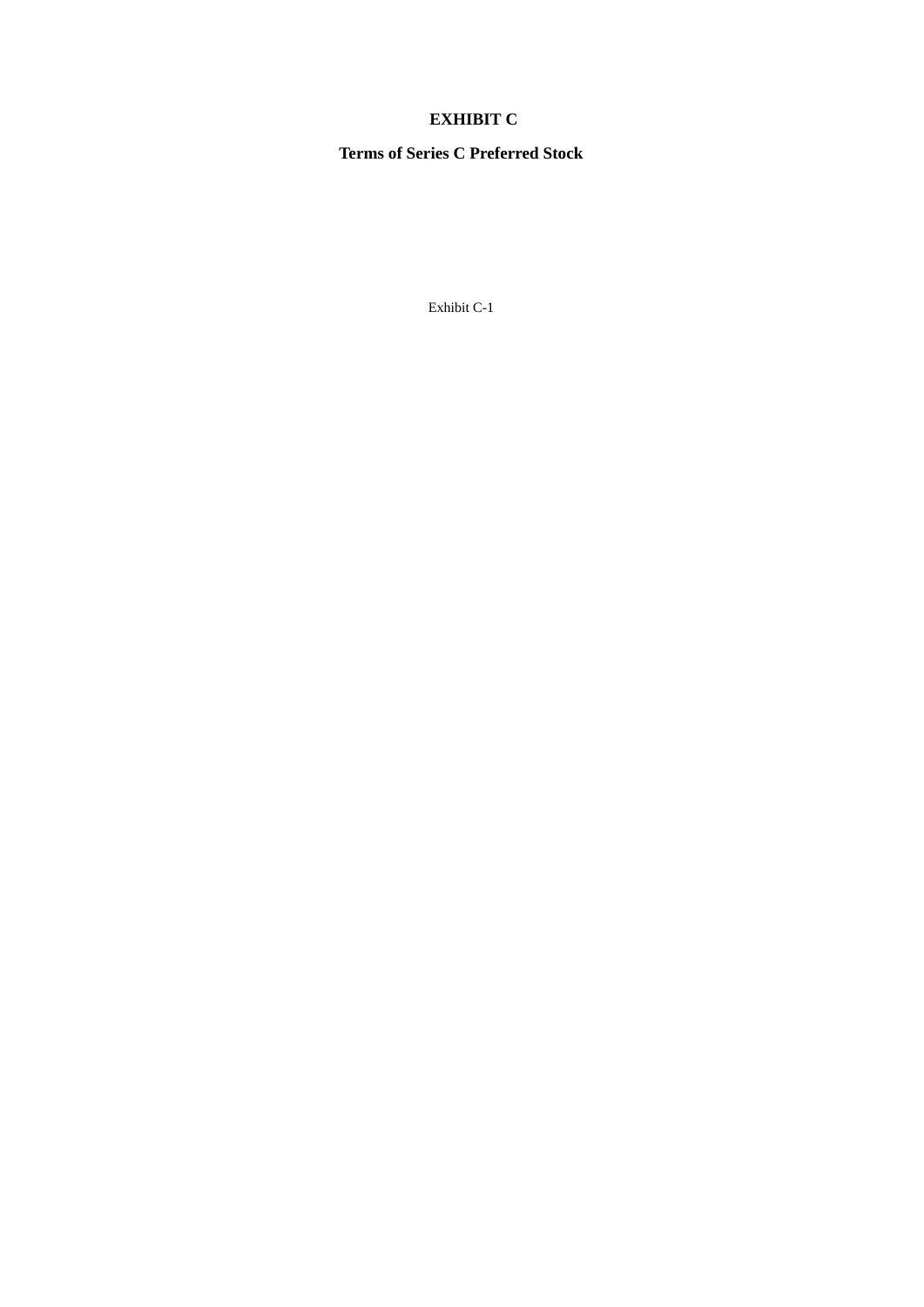# EXHIBIT C

## Terms of Series C Preferred Stock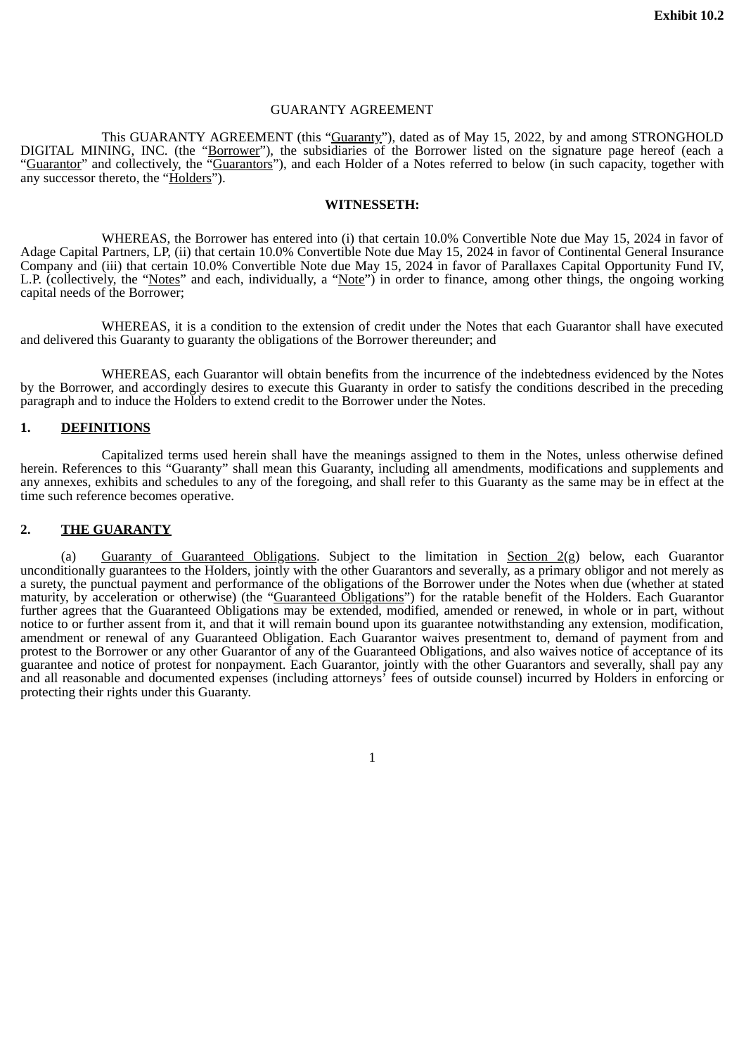**Exhibit 10.2**

GUARANTY AGREEMENT

This GUARANTY AGREEMENT (this "Guaranty"), dated as of May 15, 2022, by and among STRONGHOLD DIGITAL MINING, INC. (the "Borrower"), the subsidiaries of the Borrower listed on the signature page hereof (each a "Guarantor" and collectively, the "Guarantors"), and each Holder of a Notes referred to below (in such capacity, together with any successor thereto, the "Holders").

**WITNESSETH:**

WHEREAS, the Borrower has entered into (i) that certain 10.0% Convertible Note due May 15, 2024 in favor of Adage Capital Partners, LP, (ii) that certain 10.0% Convertible Note due May 15, 2024 in favor of Continental General Insurance Company and (iii) that certain 10.0% Convertible Note due May 15, 2024 in favor of Parallaxes Capital Opportunity Fund IV, L.P. (collectively, the "Notes" and each, individually, a "Note") in order to finance, among other things, the ongoing working capital needs of the Borrower;

WHEREAS, it is a condition to the extension of credit under the Notes that each Guarantor shall have executed and delivered this Guaranty to guaranty the obligations of the Borrower thereunder; and

WHEREAS, each Guarantor will obtain benefits from the incurrence of the indebtedness evidenced by the Notes by the Borrower, and accordingly desires to execute this Guaranty in order to satisfy the conditions described in the preceding paragraph and to induce the Holders to extend credit to the Borrower under the Notes.

## 1. DEFINITIONS

Capitalized terms used herein shall have the meanings assigned to them in the Notes, unless otherwise defined herein. References to this "Guaranty" shall mean this Guaranty, including all amendments, modifications and supplements and any annexes, exhibits and schedules to any of the foregoing, and shall refer to this Guaranty as the same may be in effect at the time such reference becomes operative.

## 2. THE GUARANTY

(a) Guaranty of Guaranteed Obligations. Subject to the limitation in Section 2(g) below, each Guarantor unconditionally guarantees to the Holders, jointly with the other Guarantors and severally, as a primary obligor and not merely as a surety, the punctual payment and performance of the obligations of the Borrower under the Notes when due (whether at stated maturity, by acceleration or otherwise) (the "Guaranteed Obligations") for the ratable benefit of the Holders. Each Guarantor further agrees that the Guaranteed Obligations may be extended, modified, amended or renewed, in whole or in part, without notice to or further assent from it, and that it will remain bound upon its guarantee notwithstanding any extension, modification, amendment or renewal of any Guaranteed Obligation. Each Guarantor waives presentment to, demand of payment from and protest to the Borrower or any other Guarantor of any of the Guaranteed Obligations, and also waives notice of acceptance of its guarantee and notice of protest for nonpayment. Each Guarantor, jointly with the other Guarantors and severally, shall pay any and all reasonable and documented expenses (including attorneys' fees of outside counsel) incurred by Holders in enforcing or protecting their rights under this Guaranty.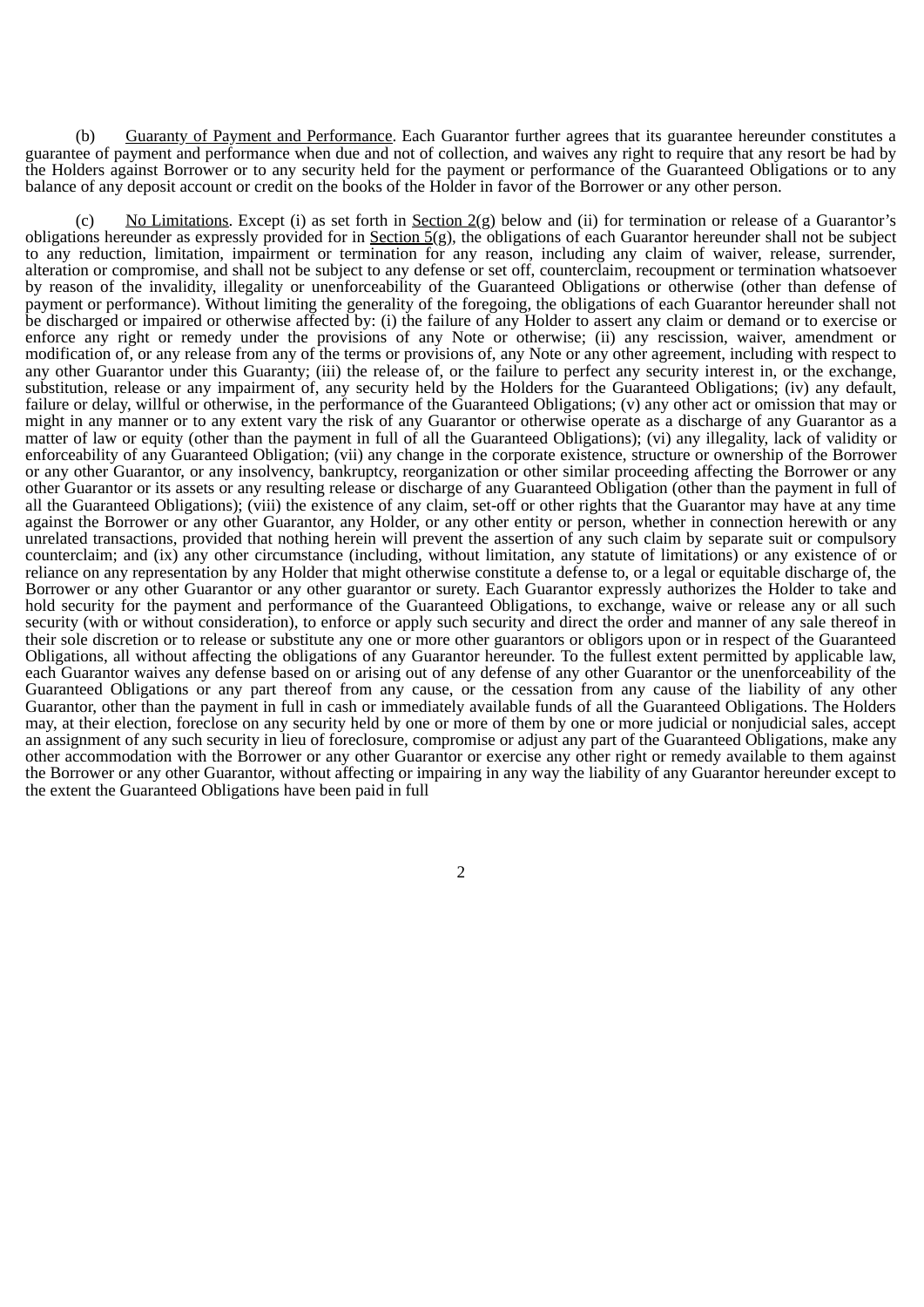(b) Guaranty of Payment and Performance. Each Guarantor further agrees that its guarantee hereunder constitutes a guarantee of payment and performance when due and not of collection, and waives any right to require that any resort be had by the Holders against Borrower or to any security held for the payment or performance of the Guaranteed Obligations or to any balance of any deposit account or credit on the books of the Holder in favor of the Borrower or any other person.

(c) No Limitations. Except (i) as set forth in Section 2(g) below and (ii) for termination or release of a Guarantor's obligations hereunder as expressly provided for in Section 5(g), the obligations of each Guarantor hereunder shall not be subject to any reduction, limitation, impairment or termination for any reason, including any claim of waiver, release, surrender, alteration or compromise, and shall not be subject to any defense or set off, counterclaim, recoupment or termination whatsoever by reason of the invalidity, illegality or unenforceability of the Guaranteed Obligations or otherwise (other than defense of payment or performance). Without limiting the generality of the foregoing, the obligations of each Guarantor hereunder shall not be discharged or impaired or otherwise affected by: (i) the failure of any Holder to assert any claim or demand or to exercise or enforce any right or remedy under the provisions of any Note or otherwise; (ii) any rescission, waiver, amendment or modification of, or any release from any of the terms or provisions of, any Note or any other agreement, including with respect to any other Guarantor under this Guaranty; (iii) the release of, or the failure to perfect any security interest in, or the exchange, substitution, release or any impairment of, any security held by the Holders for the Guaranteed Obligations; (iv) any default, failure or delay, willful or otherwise, in the performance of the Guaranteed Obligations; (v) any other act or omission that may or might in any manner or to any extent vary the risk of any Guarantor or otherwise operate as a discharge of any Guarantor as a matter of law or equity (other than the payment in full of all the Guaranteed Obligations); (vi) any illegality, lack of validity or enforceability of any Guaranteed Obligation; (vii) any change in the corporate existence, structure or ownership of the Borrower or any other Guarantor, or any insolvency, bankruptcy, reorganization or other similar proceeding affecting the Borrower or any other Guarantor or its assets or any resulting release or discharge of any Guaranteed Obligation (other than the payment in full of all the Guaranteed Obligations); (viii) the existence of any claim, set-off or other rights that the Guarantor may have at any time against the Borrower or any other Guarantor, any Holder, or any other entity or person, whether in connection herewith or any unrelated transactions, provided that nothing herein will prevent the assertion of any such claim by separate suit or compulsory counterclaim; and (ix) any other circumstance (including, without limitation, any statute of limitations) or any existence of or reliance on any representation by any Holder that might otherwise constitute a defense to, or a legal or equitable discharge of, the Borrower or any other Guarantor or any other guarantor or surety. Each Guarantor expressly authorizes the Holder to take and hold security for the payment and performance of the Guaranteed Obligations, to exchange, waive or release any or all such security (with or without consideration), to enforce or apply such security and direct the order and manner of any sale thereof in their sole discretion or to release or substitute any one or more other guarantors or obligors upon or in respect of the Guaranteed Obligations, all without affecting the obligations of any Guarantor hereunder. To the fullest extent permitted by applicable law, each Guarantor waives any defense based on or arising out of any defense of any other Guarantor or the unenforceability of the Guaranteed Obligations or any part thereof from any cause, or the cessation from any cause of the liability of any other Guarantor, other than the payment in full in cash or immediately available funds of all the Guaranteed Obligations. The Holders may, at their election, foreclose on any security held by one or more of them by one or more judicial or nonjudicial sales, accept an assignment of any such security in lieu of foreclosure, compromise or adjust any part of the Guaranteed Obligations, make any other accommodation with the Borrower or any other Guarantor or exercise any other right or remedy available to them against the Borrower or any other Guarantor, without affecting or impairing in any way the liability of any Guarantor hereunder except to the extent the Guaranteed Obligations have been paid in full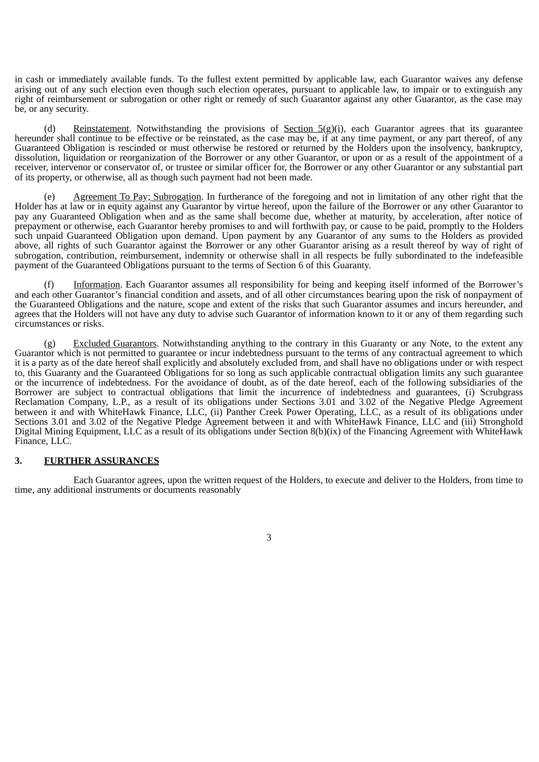in cash or immediately available funds. To the fullest extent permitted by applicable law, each Guarantor waives any defense arising out of any such election even though such election operates, pursuant to applicable law, to impair or to extinguish any right of reimbursement or subrogation or other right or remedy of such Guarantor against any other Guarantor, as the case may be, or any security.

(d) Reinstatement. Notwithstanding the provisions of Section 5(g)(i), each Guarantor agrees that its guarantee hereunder shall continue to be effective or be reinstated, as the case may be, if at any time payment, or any part thereof, of any Guaranteed Obligation is rescinded or must otherwise be restored or returned by the Holders upon the insolvency, bankruptcy, dissolution, liquidation or reorganization of the Borrower or any other Guarantor, or upon or as a result of the appointment of a receiver, intervenor or conservator of, or trustee or similar officer for, the Borrower or any other Guarantor or any substantial part of its property, or otherwise, all as though such payment had not been made.

(e) Agreement To Pay; Subrogation. In furtherance of the foregoing and not in limitation of any other right that the Holder has at law or in equity against any Guarantor by virtue hereof, upon the failure of the Borrower or any other Guarantor to pay any Guaranteed Obligation when and as the same shall become due, whether at maturity, by acceleration, after notice of prepayment or otherwise, each Guarantor hereby promises to and will forthwith pay, or cause to be paid, promptly to the Holders such unpaid Guaranteed Obligation upon demand. Upon payment by any Guarantor of any sums to the Holders as provided above, all rights of such Guarantor against the Borrower or any other Guarantor arising as a result thereof by way of right of subrogation, contribution, reimbursement, indemnity or otherwise shall in all respects be fully subordinated to the indefeasible payment of the Guaranteed Obligations pursuant to the terms of Section 6 of this Guaranty.

(f) Information. Each Guarantor assumes all responsibility for being and keeping itself informed of the Borrower's and each other Guarantor's financial condition and assets, and of all other circumstances bearing upon the risk of nonpayment of the Guaranteed Obligations and the nature, scope and extent of the risks that such Guarantor assumes and incurs hereunder, and agrees that the Holders will not have any duty to advise such Guarantor of information known to it or any of them regarding such circumstances or risks.

(g) Excluded Guarantors. Notwithstanding anything to the contrary in this Guaranty or any Note, to the extent any Guarantor which is not permitted to guarantee or incur indebtedness pursuant to the terms of any contractual agreement to which it is a party as of the date hereof shall explicitly and absolutely excluded from, and shall have no obligations under or with respect to, this Guaranty and the Guaranteed Obligations for so long as such applicable contractual obligation limits any such guarantee or the incurrence of indebtedness. For the avoidance of doubt, as of the date hereof, each of the following subsidiaries of the Borrower are subject to contractual obligations that limit the incurrence of indebtedness and guarantees, (i) Scrubgrass Reclamation Company, L.P., as a result of its obligations under Sections 3.01 and 3.02 of the Negative Pledge Agreement between it and with WhiteHawk Finance, LLC, (ii) Panther Creek Power Operating, LLC, as a result of its obligations under Sections 3.01 and 3.02 of the Negative Pledge Agreement between it and with WhiteHawk Finance, LLC and (iii) Stronghold Digital Mining Equipment, LLC as a result of its obligations under Section 8(b)(ix) of the Financing Agreement with WhiteHawk Finance, LLC.

## 3. FURTHER ASSURANCES

Each Guarantor agrees, upon the written request of the Holders, to execute and deliver to the Holders, from time to time, any additional instruments or documents reasonably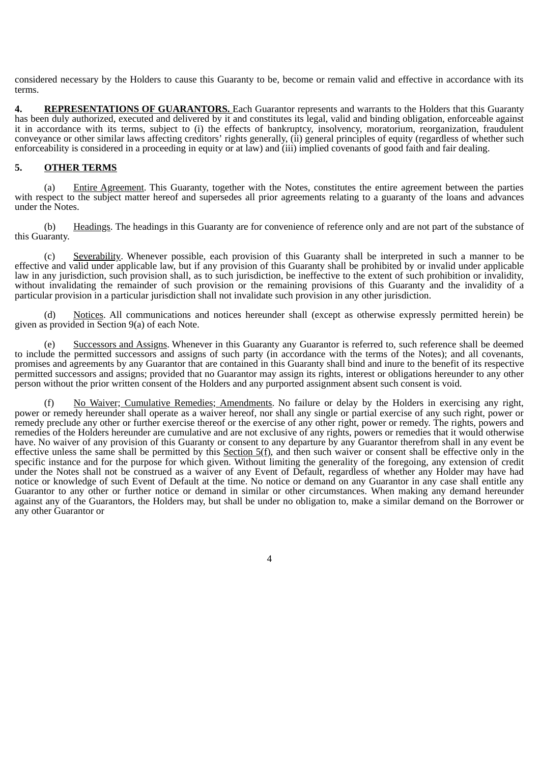considered necessary by the Holders to cause this Guaranty to be, become or remain valid and effective in accordance with its terms.

**4. REPRESENTATIONS OF GUARANTORS.** Each Guarantor represents and warrants to the Holders that this Guaranty has been duly authorized, executed and delivered by it and constitutes its legal, valid and binding obligation, enforceable against it in accordance with its terms, subject to (i) the effects of bankruptcy, insolvency, moratorium, reorganization, fraudulent conveyance or other similar laws affecting creditors' rights generally, (ii) general principles of equity (regardless of whether such enforceability is considered in a proceeding in equity or at law) and (iii) implied covenants of good faith and fair dealing.

**5. OTHER TERMS**

(a) Entire Agreement. This Guaranty, together with the Notes, constitutes the entire agreement between the parties with respect to the subject matter hereof and supersedes all prior agreements relating to a guaranty of the loans and advances under the Notes.

(b) Headings. The headings in this Guaranty are for convenience of reference only and are not part of the substance of this Guaranty.

(c) Severability. Whenever possible, each provision of this Guaranty shall be interpreted in such a manner to be effective and valid under applicable law, but if any provision of this Guaranty shall be prohibited by or invalid under applicable law in any jurisdiction, such provision shall, as to such jurisdiction, be ineffective to the extent of such prohibition or invalidity, without invalidating the remainder of such provision or the remaining provisions of this Guaranty and the invalidity of a particular provision in a particular jurisdiction shall not invalidate such provision in any other jurisdiction.

(d) Notices. All communications and notices hereunder shall (except as otherwise expressly permitted herein) be given as provided in Section 9(a) of each Note.

(e) Successors and Assigns. Whenever in this Guaranty any Guarantor is referred to, such reference shall be deemed to include the permitted successors and assigns of such party (in accordance with the terms of the Notes); and all covenants, promises and agreements by any Guarantor that are contained in this Guaranty shall bind and inure to the benefit of its respective permitted successors and assigns; provided that no Guarantor may assign its rights, interest or obligations hereunder to any other person without the prior written consent of the Holders and any purported assignment absent such consent is void.

(f) No Waiver; Cumulative Remedies; Amendments. No failure or delay by the Holders in exercising any right, power or remedy hereunder shall operate as a waiver hereof, nor shall any single or partial exercise of any such right, power or remedy preclude any other or further exercise thereof or the exercise of any other right, power or remedy. The rights, powers and remedies of the Holders hereunder are cumulative and are not exclusive of any rights, powers or remedies that it would otherwise have. No waiver of any provision of this Guaranty or consent to any departure by any Guarantor therefrom shall in any event be effective unless the same shall be permitted by this Section 5(f), and then such waiver or consent shall be effective only in the specific instance and for the purpose for which given. Without limiting the generality of the foregoing, any extension of credit under the Notes shall not be construed as a waiver of any Event of Default, regardless of whether any Holder may have had notice or knowledge of such Event of Default at the time. No notice or demand on any Guarantor in any case shall entitle any Guarantor to any other or further notice or demand in similar or other circumstances. When making any demand hereunder against any of the Guarantors, the Holders may, but shall be under no obligation to, make a similar demand on the Borrower or any other Guarantor or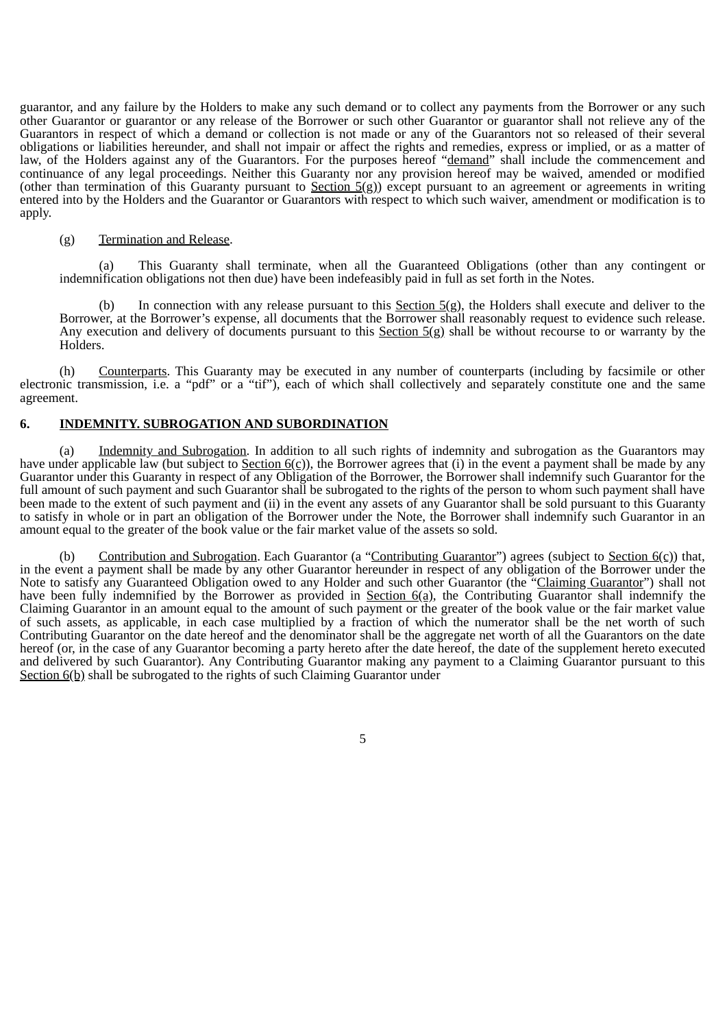guarantor, and any failure by the Holders to make any such demand or to collect any payments from the Borrower or any such other Guarantor or guarantor or any release of the Borrower or such other Guarantor or guarantor shall not relieve any of the Guarantors in respect of which a demand or collection is not made or any of the Guarantors not so released of their several obligations or liabilities hereunder, and shall not impair or affect the rights and remedies, express or implied, or as a matter of law, of the Holders against any of the Guarantors. For the purposes hereof "demand" shall include the commencement and continuance of any legal proceedings. Neither this Guaranty nor any provision hereof may be waived, amended or modified (other than termination of this Guaranty pursuant to Section 5(g)) except pursuant to an agreement or agreements in writing entered into by the Holders and the Guarantor or Guarantors with respect to which such waiver, amendment or modification is to apply.

(g) Termination and Release.

(a) This Guaranty shall terminate, when all the Guaranteed Obligations (other than any contingent or indemnification obligations not then due) have been indefeasibly paid in full as set forth in the Notes.

(b) In connection with any release pursuant to this Section 5(g), the Holders shall execute and deliver to the Borrower, at the Borrower's expense, all documents that the Borrower shall reasonably request to evidence such release. Any execution and delivery of documents pursuant to this Section 5(g) shall be without recourse to or warranty by the Holders.

(h) Counterparts. This Guaranty may be executed in any number of counterparts (including by facsimile or other electronic transmission, i.e. a "pdf" or a "tif"), each of which shall collectively and separately constitute one and the same agreement.

**6. INDEMNITY. SUBROGATION AND SUBORDINATION**

(a) Indemnity and Subrogation. In addition to all such rights of indemnity and subrogation as the Guarantors may have under applicable law (but subject to Section 6(c)), the Borrower agrees that (i) in the event a payment shall be made by any Guarantor under this Guaranty in respect of any Obligation of the Borrower, the Borrower shall indemnify such Guarantor for the full amount of such payment and such Guarantor shall be subrogated to the rights of the person to whom such payment shall have been made to the extent of such payment and (ii) in the event any assets of any Guarantor shall be sold pursuant to this Guaranty to satisfy in whole or in part an obligation of the Borrower under the Note, the Borrower shall indemnify such Guarantor in an amount equal to the greater of the book value or the fair market value of the assets so sold.

(b) Contribution and Subrogation. Each Guarantor (a "Contributing Guarantor") agrees (subject to Section 6(c)) that, in the event a payment shall be made by any other Guarantor hereunder in respect of any obligation of the Borrower under the Note to satisfy any Guaranteed Obligation owed to any Holder and such other Guarantor (the "Claiming Guarantor") shall not have been fully indemnified by the Borrower as provided in Section 6(a), the Contributing Guarantor shall indemnify the Claiming Guarantor in an amount equal to the amount of such payment or the greater of the book value or the fair market value of such assets, as applicable, in each case multiplied by a fraction of which the numerator shall be the net worth of such Contributing Guarantor on the date hereof and the denominator shall be the aggregate net worth of all the Guarantors on the date hereof (or, in the case of any Guarantor becoming a party hereto after the date hereof, the date of the supplement hereto executed and delivered by such Guarantor). Any Contributing Guarantor making any payment to a Claiming Guarantor pursuant to this Section 6(b) shall be subrogated to the rights of such Claiming Guarantor under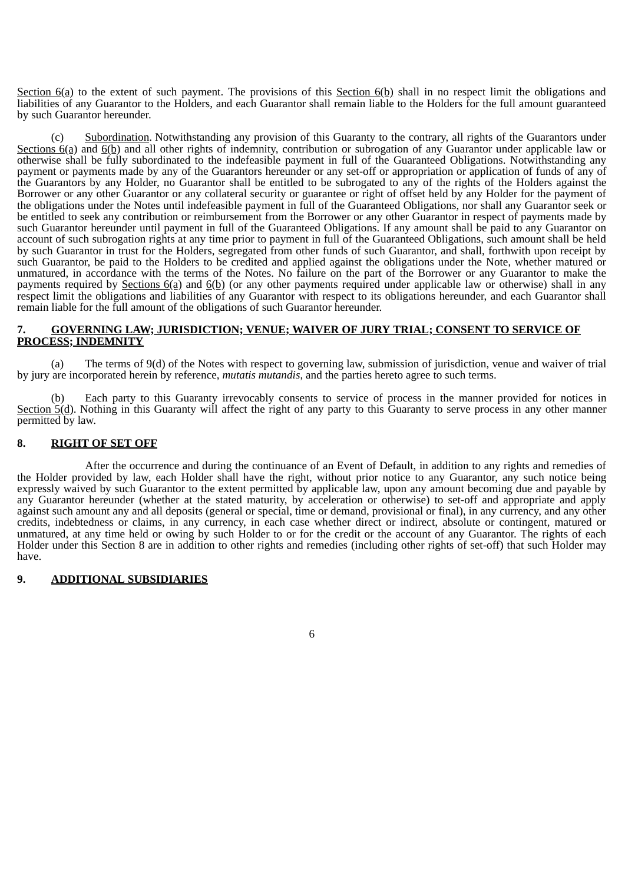Section 6(a) to the extent of such payment. The provisions of this Section 6(b) shall in no respect limit the obligations and liabilities of any Guarantor to the Holders, and each Guarantor shall remain liable to the Holders for the full amount guaranteed by such Guarantor hereunder.

(c) Subordination. Notwithstanding any provision of this Guaranty to the contrary, all rights of the Guarantors under Sections 6(a) and 6(b) and all other rights of indemnity, contribution or subrogation of any Guarantor under applicable law or otherwise shall be fully subordinated to the indefeasible payment in full of the Guaranteed Obligations. Notwithstanding any payment or payments made by any of the Guarantors hereunder or any set-off or appropriation or application of funds of any of the Guarantors by any Holder, no Guarantor shall be entitled to be subrogated to any of the rights of the Holders against the Borrower or any other Guarantor or any collateral security or guarantee or right of offset held by any Holder for the payment of the obligations under the Notes until indefeasible payment in full of the Guaranteed Obligations, nor shall any Guarantor seek or be entitled to seek any contribution or reimbursement from the Borrower or any other Guarantor in respect of payments made by such Guarantor hereunder until payment in full of the Guaranteed Obligations. If any amount shall be paid to any Guarantor on account of such subrogation rights at any time prior to payment in full of the Guaranteed Obligations, such amount shall be held by such Guarantor in trust for the Holders, segregated from other funds of such Guarantor, and shall, forthwith upon receipt by such Guarantor, be paid to the Holders to be credited and applied against the obligations under the Note, whether matured or unmatured, in accordance with the terms of the Notes. No failure on the part of the Borrower or any Guarantor to make the payments required by Sections 6(a) and 6(b) (or any other payments required under applicable law or otherwise) shall in any respect limit the obligations and liabilities of any Guarantor with respect to its obligations hereunder, and each Guarantor shall remain liable for the full amount of the obligations of such Guarantor hereunder.

## 7. GOVERNING LAW; JURISDICTION; VENUE; WAIVER OF JURY TRIAL; CONSENT TO SERVICE OF PROCESS; INDEMNITY

(a) The terms of 9(d) of the Notes with respect to governing law, submission of jurisdiction, venue and waiver of trial by jury are incorporated herein by reference, *mutatis mutandis*, and the parties hereto agree to such terms.

(b) Each party to this Guaranty irrevocably consents to service of process in the manner provided for notices in Section 5(d). Nothing in this Guaranty will affect the right of any party to this Guaranty to serve process in any other manner permitted by law.

## 8. RIGHT OF SET OFF

After the occurrence and during the continuance of an Event of Default, in addition to any rights and remedies of the Holder provided by law, each Holder shall have the right, without prior notice to any Guarantor, any such notice being expressly waived by such Guarantor to the extent permitted by applicable law, upon any amount becoming due and payable by any Guarantor hereunder (whether at the stated maturity, by acceleration or otherwise) to set-off and appropriate and apply against such amount any and all deposits (general or special, time or demand, provisional or final), in any currency, and any other credits, indebtedness or claims, in any currency, in each case whether direct or indirect, absolute or contingent, matured or unmatured, at any time held or owing by such Holder to or for the credit or the account of any Guarantor. The rights of each Holder under this Section 8 are in addition to other rights and remedies (including other rights of set-off) that such Holder may have.

## 9. ADDITIONAL SUBSIDIARIES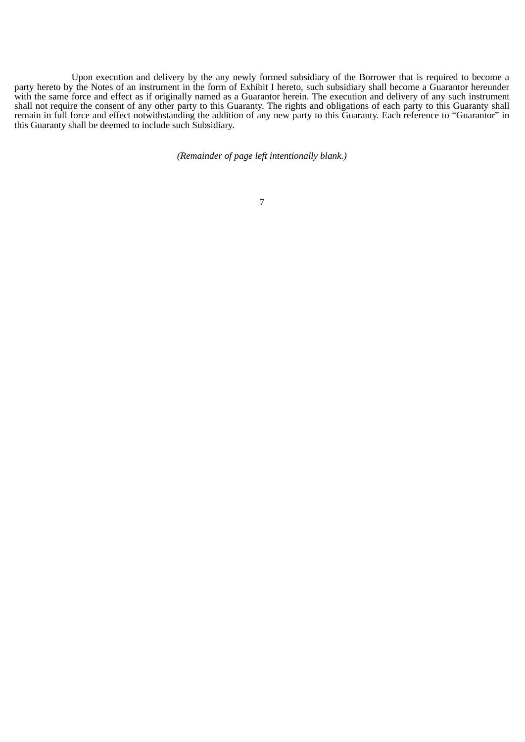Upon execution and delivery by the any newly formed subsidiary of the Borrower that is required to become a party hereto by the Notes of an instrument in the form of Exhibit I hereto, such subsidiary shall become a Guarantor hereunder with the same force and effect as if originally named as a Guarantor herein. The execution and delivery of any such instrument shall not require the consent of any other party to this Guaranty. The rights and obligations of each party to this Guaranty shall remain in full force and effect notwithstanding the addition of any new party to this Guaranty. Each reference to "Guarantor" in this Guaranty shall be deemed to include such Subsidiary.

*(Remainder of page left intentionally blank.)*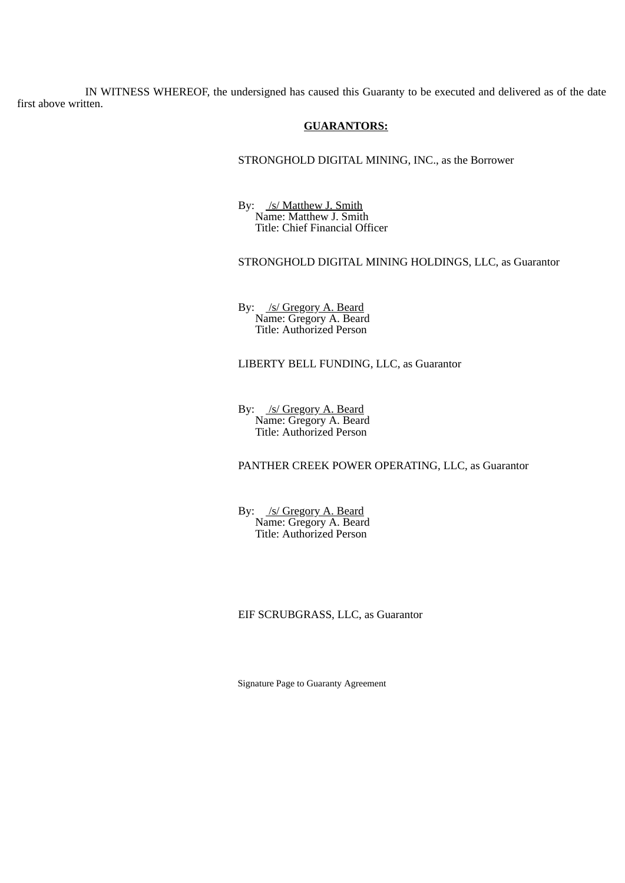IN WITNESS WHEREOF, the undersigned has caused this Guaranty to be executed and delivered as of the date first above written.

**GUARANTORS:**

STRONGHOLD DIGITAL MINING, INC., as the Borrower

By: /s/ Matthew J. Smith
Name: Matthew J. Smith
Title: Chief Financial Officer

STRONGHOLD DIGITAL MINING HOLDINGS, LLC, as Guarantor

By: /s/ Gregory A. Beard
Name: Gregory A. Beard
Title: Authorized Person

LIBERTY BELL FUNDING, LLC, as Guarantor

By: /s/ Gregory A. Beard
Name: Gregory A. Beard
Title: Authorized Person

PANTHER CREEK POWER OPERATING, LLC, as Guarantor

By: /s/ Gregory A. Beard
Name: Gregory A. Beard
Title: Authorized Person

EIF SCRUBGRASS, LLC, as Guarantor

Signature Page to Guaranty Agreement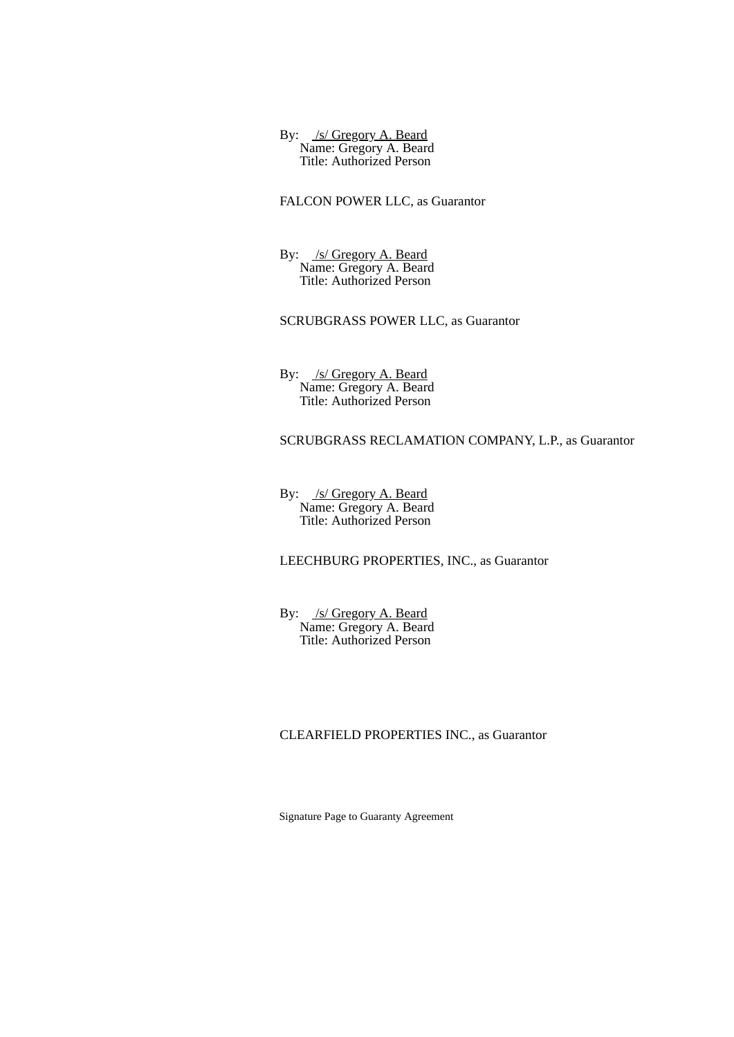By: /s/ Gregory A. Beard
Name: Gregory A. Beard
Title: Authorized Person

FALCON POWER LLC, as Guarantor

By: /s/ Gregory A. Beard
Name: Gregory A. Beard
Title: Authorized Person

SCRUBGRASS POWER LLC, as Guarantor

By: /s/ Gregory A. Beard
Name: Gregory A. Beard
Title: Authorized Person

SCRUBGRASS RECLAMATION COMPANY, L.P., as Guarantor

By: /s/ Gregory A. Beard
Name: Gregory A. Beard
Title: Authorized Person

LEECHBURG PROPERTIES, INC., as Guarantor

By: /s/ Gregory A. Beard
Name: Gregory A. Beard
Title: Authorized Person

CLEARFIELD PROPERTIES INC., as Guarantor

Signature Page to Guaranty Agreement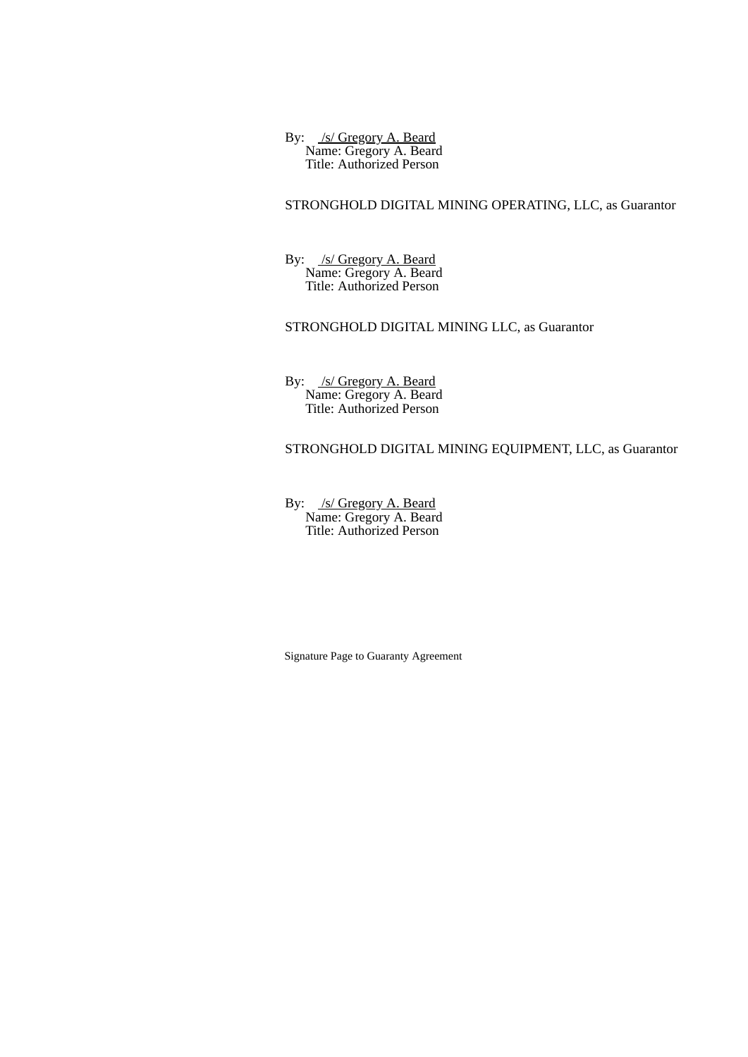By: /s/ Gregory A. Beard
Name: Gregory A. Beard
Title: Authorized Person

STRONGHOLD DIGITAL MINING OPERATING, LLC, as Guarantor

By: /s/ Gregory A. Beard
Name: Gregory A. Beard
Title: Authorized Person

STRONGHOLD DIGITAL MINING LLC, as Guarantor

By: /s/ Gregory A. Beard
Name: Gregory A. Beard
Title: Authorized Person

STRONGHOLD DIGITAL MINING EQUIPMENT, LLC, as Guarantor

By: /s/ Gregory A. Beard
Name: Gregory A. Beard
Title: Authorized Person

Signature Page to Guaranty Agreement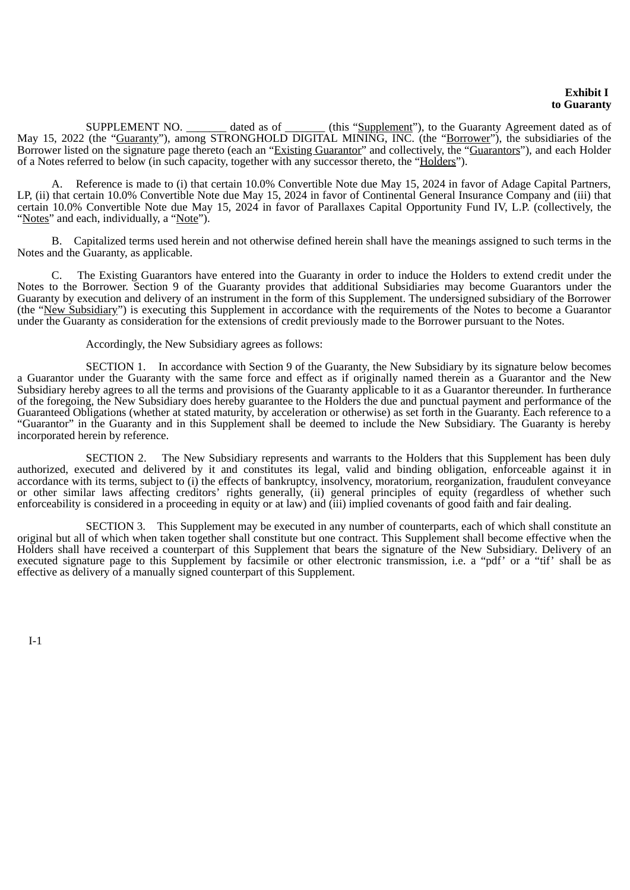**Exhibit I**
**to Guaranty**

SUPPLEMENT NO. _______ dated as of _______ (this "Supplement"), to the Guaranty Agreement dated as of May 15, 2022 (the "Guaranty"), among STRONGHOLD DIGITAL MINING, INC. (the "Borrower"), the subsidiaries of the Borrower listed on the signature page thereto (each an "Existing Guarantor" and collectively, the "Guarantors"), and each Holder of a Notes referred to below (in such capacity, together with any successor thereto, the "Holders").

A. Reference is made to (i) that certain 10.0% Convertible Note due May 15, 2024 in favor of Adage Capital Partners, LP, (ii) that certain 10.0% Convertible Note due May 15, 2024 in favor of Continental General Insurance Company and (iii) that certain 10.0% Convertible Note due May 15, 2024 in favor of Parallaxes Capital Opportunity Fund IV, L.P. (collectively, the "Notes" and each, individually, a "Note").

B. Capitalized terms used herein and not otherwise defined herein shall have the meanings assigned to such terms in the Notes and the Guaranty, as applicable.

C. The Existing Guarantors have entered into the Guaranty in order to induce the Holders to extend credit under the Notes to the Borrower. Section 9 of the Guaranty provides that additional Subsidiaries may become Guarantors under the Guaranty by execution and delivery of an instrument in the form of this Supplement. The undersigned subsidiary of the Borrower (the "New Subsidiary") is executing this Supplement in accordance with the requirements of the Notes to become a Guarantor under the Guaranty as consideration for the extensions of credit previously made to the Borrower pursuant to the Notes.

Accordingly, the New Subsidiary agrees as follows:

SECTION 1. In accordance with Section 9 of the Guaranty, the New Subsidiary by its signature below becomes a Guarantor under the Guaranty with the same force and effect as if originally named therein as a Guarantor and the New Subsidiary hereby agrees to all the terms and provisions of the Guaranty applicable to it as a Guarantor thereunder. In furtherance of the foregoing, the New Subsidiary does hereby guarantee to the Holders the due and punctual payment and performance of the Guaranteed Obligations (whether at stated maturity, by acceleration or otherwise) as set forth in the Guaranty. Each reference to a "Guarantor" in the Guaranty and in this Supplement shall be deemed to include the New Subsidiary. The Guaranty is hereby incorporated herein by reference.

SECTION 2. The New Subsidiary represents and warrants to the Holders that this Supplement has been duly authorized, executed and delivered by it and constitutes its legal, valid and binding obligation, enforceable against it in accordance with its terms, subject to (i) the effects of bankruptcy, insolvency, moratorium, reorganization, fraudulent conveyance or other similar laws affecting creditors' rights generally, (ii) general principles of equity (regardless of whether such enforceability is considered in a proceeding in equity or at law) and (iii) implied covenants of good faith and fair dealing.

SECTION 3. This Supplement may be executed in any number of counterparts, each of which shall constitute an original but all of which when taken together shall constitute but one contract. This Supplement shall become effective when the Holders shall have received a counterpart of this Supplement that bears the signature of the New Subsidiary. Delivery of an executed signature page to this Supplement by facsimile or other electronic transmission, i.e. a "pdf' or a "tif' shall be as effective as delivery of a manually signed counterpart of this Supplement.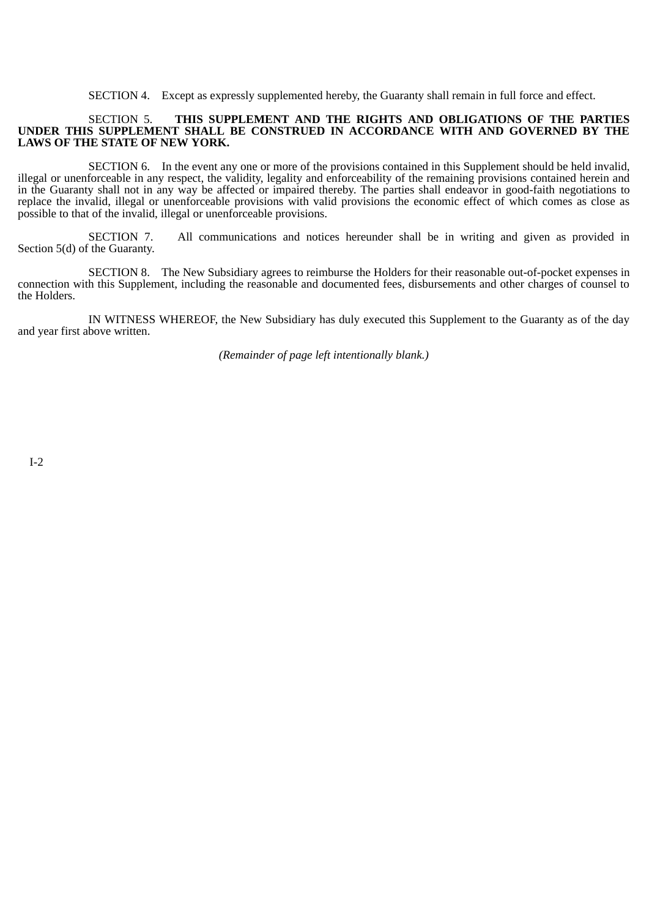SECTION 4. Except as expressly supplemented hereby, the Guaranty shall remain in full force and effect.

SECTION 5. **THIS SUPPLEMENT AND THE RIGHTS AND OBLIGATIONS OF THE PARTIES UNDER THIS SUPPLEMENT SHALL BE CONSTRUED IN ACCORDANCE WITH AND GOVERNED BY THE LAWS OF THE STATE OF NEW YORK.**

SECTION 6. In the event any one or more of the provisions contained in this Supplement should be held invalid, illegal or unenforceable in any respect, the validity, legality and enforceability of the remaining provisions contained herein and in the Guaranty shall not in any way be affected or impaired thereby. The parties shall endeavor in good-faith negotiations to replace the invalid, illegal or unenforceable provisions with valid provisions the economic effect of which comes as close as possible to that of the invalid, illegal or unenforceable provisions.

SECTION 7. All communications and notices hereunder shall be in writing and given as provided in Section 5(d) of the Guaranty.

SECTION 8. The New Subsidiary agrees to reimburse the Holders for their reasonable out-of-pocket expenses in connection with this Supplement, including the reasonable and documented fees, disbursements and other charges of counsel to the Holders.

IN WITNESS WHEREOF, the New Subsidiary has duly executed this Supplement to the Guaranty as of the day and year first above written.

*(Remainder of page left intentionally blank.)*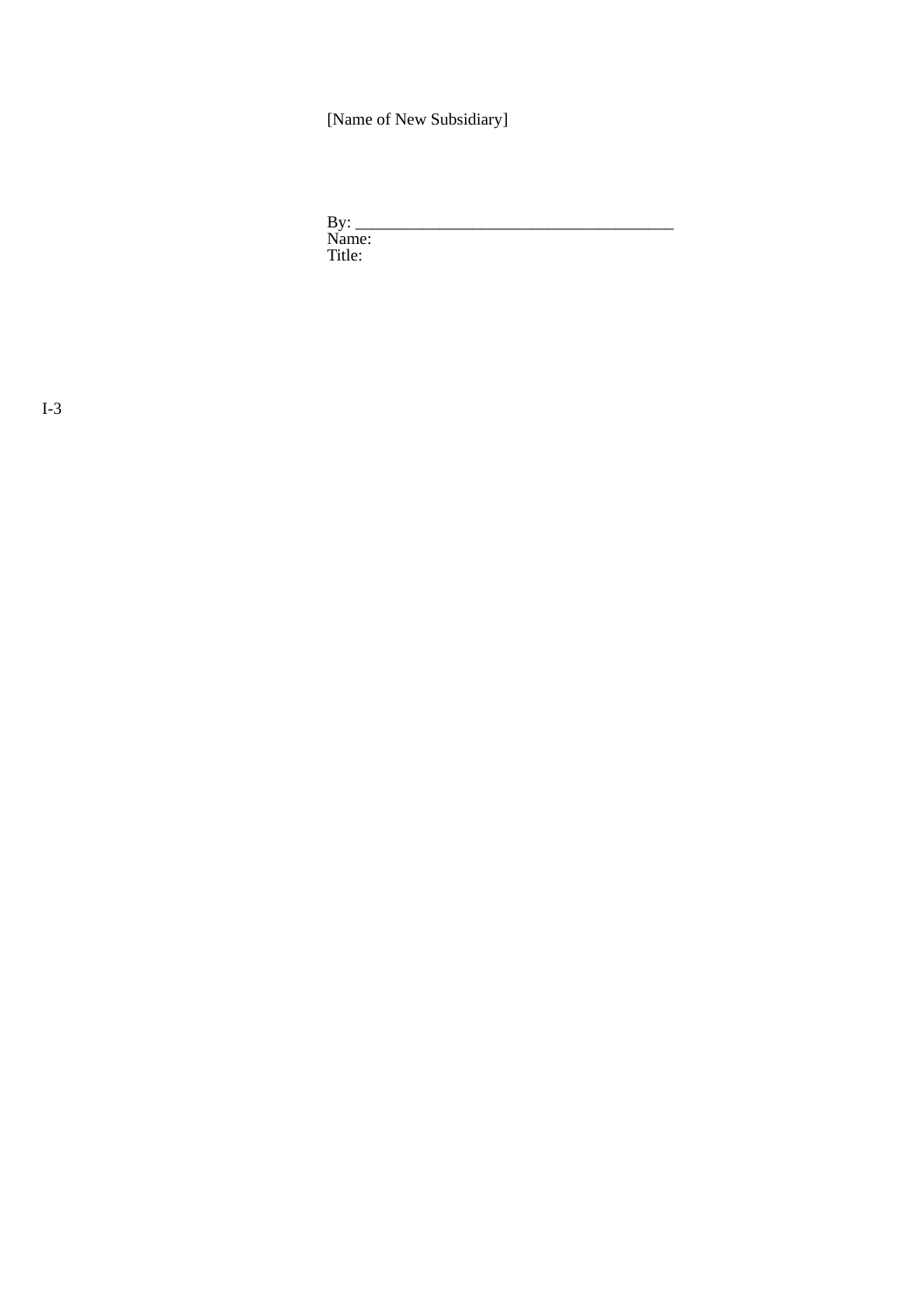[Name of New Subsidiary]

By: ______________________________________
Name:
Title: